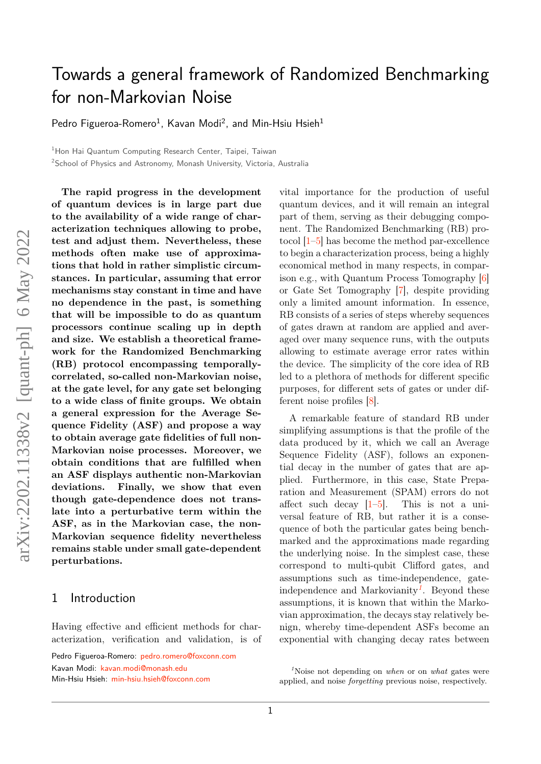# Towards a general framework of Randomized Benchmarking for non-Markovian Noise

Pedro Figueroa-Romero[1], Kavan Modi[2], and Min-Hsiu Hsieh[1]

[1]Hon Hai Quantum Computing Research Center, Taipei, Taiwan

[2]School of Physics and Astronomy, Monash University, Victoria, Australia

**The rapid progress in the development of quantum devices is in large part due to the availability of a wide range of characterization techniques allowing to probe, test and adjust them. Nevertheless, these methods often make use of approximations that hold in rather simplistic circumstances. In particular, assuming that error mechanisms stay constant in time and have no dependence in the past, is something that will be impossible to do as quantum processors continue scaling up in depth and size. We establish a theoretical framework for the Randomized Benchmarking (RB) protocol encompassing temporally-correlated, so-called non-Markovian noise, at the gate level, for any gate set belonging to a wide class of finite groups. We obtain a general expression for the Average Sequence Fidelity (ASF) and propose a way to obtain average gate fidelities of full non-Markovian noise processes. Moreover, we obtain conditions that are fulfilled when an ASF displays authentic non-Markovian deviations. Finally, we show that even though gate-dependence does not translate into a perturbative term within the ASF, as in the Markovian case, the non-Markovian sequence fidelity nevertheless remains stable under small gate-dependent perturbations.**

## 1 Introduction

Having effective and efficient methods for characterization, verification and validation, is of vital importance for the production of useful quantum devices, and it will remain an integral part of them, serving as their debugging component. The Randomized Benchmarking (RB) protocol [1–5] has become the method par-excellence to begin a characterization process, being a highly economical method in many respects, in comparison e.g., with Quantum Process Tomography [6] or Gate Set Tomography [7], despite providing only a limited amount information. In essence, RB consists of a series of steps whereby sequences of gates drawn at random are applied and averaged over many sequence runs, with the outputs allowing to estimate average error rates within the device. The simplicity of the core idea of RB led to a plethora of methods for different specific purposes, for different sets of gates or under different noise profiles [8].

A remarkable feature of standard RB under simplifying assumptions is that the profile of the data produced by it, which we call an Average Sequence Fidelity (ASF), follows an exponential decay in the number of gates that are applied. Furthermore, in this case, State Preparation and Measurement (SPAM) errors do not affect such decay [1–5]. This is not a universal feature of RB, but rather it is a consequence of both the particular gates being benchmarked and the approximations made regarding the underlying noise. In the simplest case, these correspond to multi-qubit Clifford gates, and assumptions such as time-independence, gate-independence and Markovianity[1]. Beyond these assumptions, it is known that within the Markovian approximation, the decays stay relatively benign, whereby time-dependent ASFs become an exponential with changing decay rates between

Pedro Figueroa-Romero: pedro.romero@foxconn.com
Kavan Modi: kavan.modi@monash.edu
Min-Hsiu Hsieh: min-hsiu.hsieh@foxconn.com

[1]Noise not depending on *when* or on *what* gates were applied, and noise *forgetting* previous noise, respectively.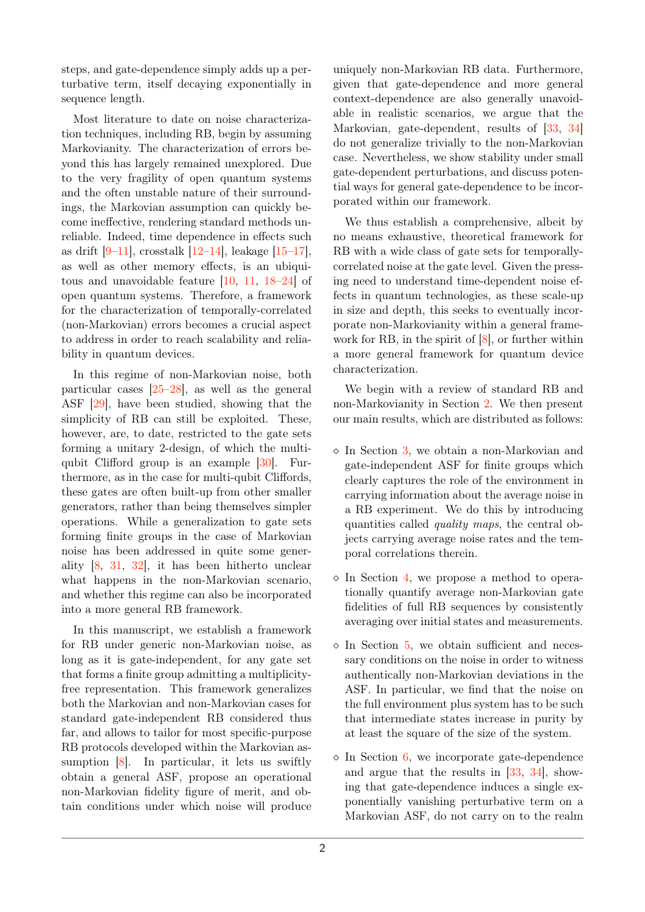steps, and gate-dependence simply adds up a perturbative term, itself decaying exponentially in sequence length.

Most literature to date on noise characterization techniques, including RB, begin by assuming Markovianity. The characterization of errors beyond this has largely remained unexplored. Due to the very fragility of open quantum systems and the often unstable nature of their surroundings, the Markovian assumption can quickly become ineffective, rendering standard methods unreliable. Indeed, time dependence in effects such as drift [9–11], crosstalk [12–14], leakage [15–17], as well as other memory effects, is an ubiquitous and unavoidable feature [10, 11, 18–24] of open quantum systems. Therefore, a framework for the characterization of temporally-correlated (non-Markovian) errors becomes a crucial aspect to address in order to reach scalability and reliability in quantum devices.

In this regime of non-Markovian noise, both particular cases [25–28], as well as the general ASF [29], have been studied, showing that the simplicity of RB can still be exploited. These, however, are, to date, restricted to the gate sets forming a unitary 2-design, of which the multiqubit Clifford group is an example [30]. Furthermore, as in the case for multi-qubit Cliffords, these gates are often built-up from other smaller generators, rather than being themselves simpler operations. While a generalization to gate sets forming finite groups in the case of Markovian noise has been addressed in quite some generality [8, 31, 32], it has been hitherto unclear what happens in the non-Markovian scenario, and whether this regime can also be incorporated into a more general RB framework.

In this manuscript, we establish a framework for RB under generic non-Markovian noise, as long as it is gate-independent, for any gate set that forms a finite group admitting a multiplicity-free representation. This framework generalizes both the Markovian and non-Markovian cases for standard gate-independent RB considered thus far, and allows to tailor for most specific-purpose RB protocols developed within the Markovian assumption [8]. In particular, it lets us swiftly obtain a general ASF, propose an operational non-Markovian fidelity figure of merit, and obtain conditions under which noise will produce uniquely non-Markovian RB data. Furthermore, given that gate-dependence and more general context-dependence are also generally unavoidable in realistic scenarios, we argue that the Markovian, gate-dependent, results of [33, 34] do not generalize trivially to the non-Markovian case. Nevertheless, we show stability under small gate-dependent perturbations, and discuss potential ways for general gate-dependence to be incorporated within our framework.

We thus establish a comprehensive, albeit by no means exhaustive, theoretical framework for RB with a wide class of gate sets for temporally-correlated noise at the gate level. Given the pressing need to understand time-dependent noise effects in quantum technologies, as these scale-up in size and depth, this seeks to eventually incorporate non-Markovianity within a general framework for RB, in the spirit of [8], or further within a more general framework for quantum device characterization.

We begin with a review of standard RB and non-Markovianity in Section 2. We then present our main results, which are distributed as follows:

- ⋄ In Section 3, we obtain a non-Markovian and gate-independent ASF for finite groups which clearly captures the role of the environment in carrying information about the average noise in a RB experiment. We do this by introducing quantities called *quality maps*, the central objects carrying average noise rates and the temporal correlations therein.
- ⋄ In Section 4, we propose a method to operationally quantify average non-Markovian gate fidelities of full RB sequences by consistently averaging over initial states and measurements.
- ⋄ In Section 5, we obtain sufficient and necessary conditions on the noise in order to witness authentically non-Markovian deviations in the ASF. In particular, we find that the noise on the full environment plus system has to be such that intermediate states increase in purity by at least the square of the size of the system.
- ⋄ In Section 6, we incorporate gate-dependence and argue that the results in [33, 34], showing that gate-dependence induces a single exponentially vanishing perturbative term on a Markovian ASF, do not carry on to the realm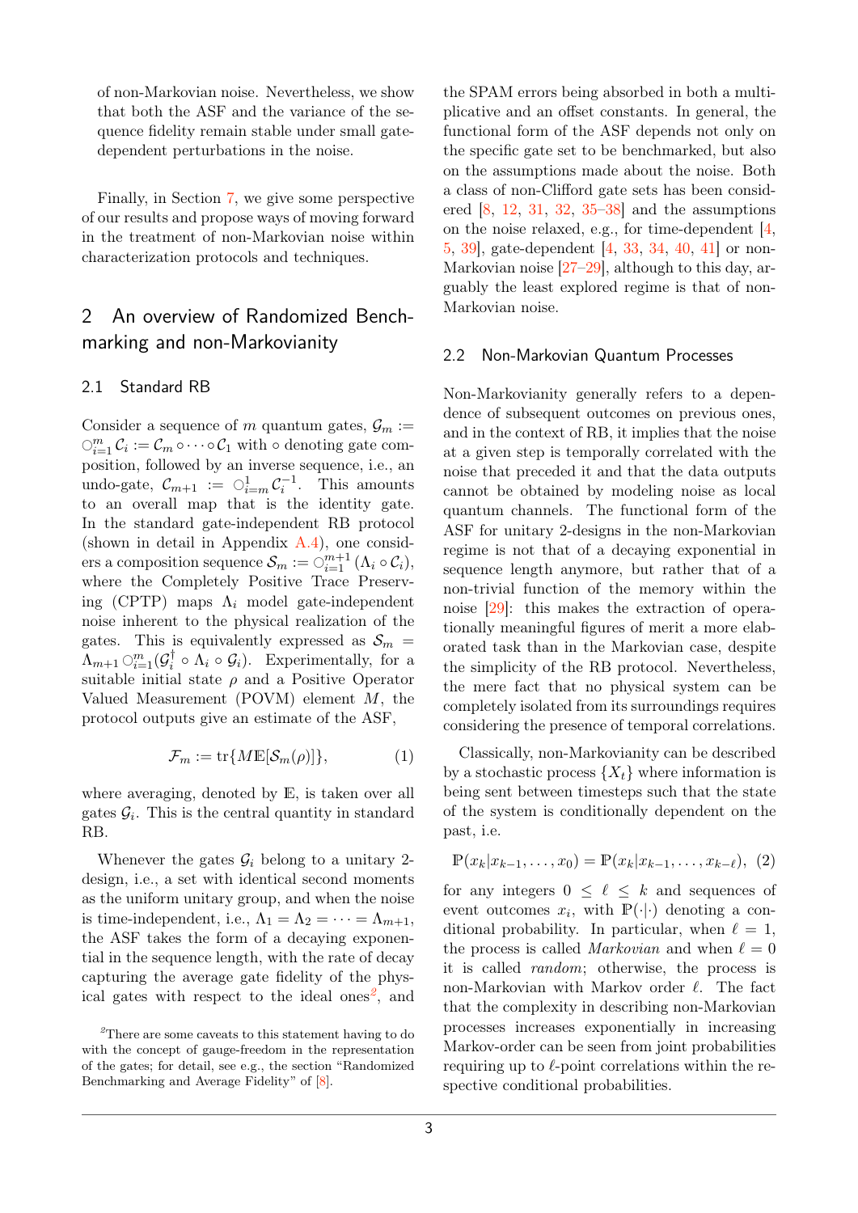of non-Markovian noise. Nevertheless, we show that both the ASF and the variance of the sequence fidelity remain stable under small gate-dependent perturbations in the noise.

Finally, in Section 7, we give some perspective of our results and propose ways of moving forward in the treatment of non-Markovian noise within characterization protocols and techniques.

## 2 An overview of Randomized Benchmarking and non-Markovianity

### 2.1 Standard RB

Consider a sequence of $m$ quantum gates, $\mathcal{G}_m := \bigcirc_{i=1}^m \mathcal{C}_i := \mathcal{C}_m \circ \cdots \circ \mathcal{C}_1$ with $\circ$ denoting gate composition, followed by an inverse sequence, i.e., an undo-gate, $\mathcal{C}_{m+1} := \bigcirc_{i=m}^1 \mathcal{C}_i^{-1}$. This amounts to an overall map that is the identity gate. In the standard gate-independent RB protocol (shown in detail in Appendix A.4), one considers a composition sequence $\mathcal{S}_m := \bigcirc_{i=1}^{m+1}(\Lambda_i \circ \mathcal{C}_i)$, where the Completely Positive Trace Preserving (CPTP) maps $\Lambda_i$ model gate-independent noise inherent to the physical realization of the gates. This is equivalently expressed as $\mathcal{S}_m = \Lambda_{m+1} \bigcirc_{i=1}^m (\mathcal{G}_i^\dagger \circ \Lambda_i \circ \mathcal{G}_i)$. Experimentally, for a suitable initial state $\rho$ and a Positive Operator Valued Measurement (POVM) element $M$, the protocol outputs give an estimate of the ASF,

$$\mathcal{F}_m := \mathrm{tr}\{M \mathbb{E}[\mathcal{S}_m(\rho)]\}, \tag{1}$$

where averaging, denoted by $\mathbb{E}$, is taken over all gates $\mathcal{G}_i$. This is the central quantity in standard RB.

Whenever the gates $\mathcal{G}_i$ belong to a unitary 2-design, i.e., a set with identical second moments as the uniform unitary group, and when the noise is time-independent, i.e., $\Lambda_1 = \Lambda_2 = \cdots = \Lambda_{m+1}$, the ASF takes the form of a decaying exponential in the sequence length, with the rate of decay capturing the average gate fidelity of the physical gates with respect to the ideal ones[2], and the SPAM errors being absorbed in both a multiplicative and an offset constants. In general, the functional form of the ASF depends not only on the specific gate set to be benchmarked, but also on the assumptions made about the noise. Both a class of non-Clifford gate sets has been considered [8, 12, 31, 32, 35–38] and the assumptions on the noise relaxed, e.g., for time-dependent [4, 5, 39], gate-dependent [4, 33, 34, 40, 41] or non-Markovian noise [27–29], although to this day, arguably the least explored regime is that of non-Markovian noise.

[2] There are some caveats to this statement having to do with the concept of gauge-freedom in the representation of the gates; for detail, see e.g., the section "Randomized Benchmarking and Average Fidelity" of [8].

### 2.2 Non-Markovian Quantum Processes

Non-Markovianity generally refers to a dependence of subsequent outcomes on previous ones, and in the context of RB, it implies that the noise at a given step is temporally correlated with the noise that preceded it and that the data outputs cannot be obtained by modeling noise as local quantum channels. The functional form of the ASF for unitary 2-designs in the non-Markovian regime is not that of a decaying exponential in sequence length anymore, but rather that of a non-trivial function of the memory within the noise [29]: this makes the extraction of operationally meaningful figures of merit a more elaborated task than in the Markovian case, despite the simplicity of the RB protocol. Nevertheless, the mere fact that no physical system can be completely isolated from its surroundings requires considering the presence of temporal correlations.

Classically, non-Markovianity can be described by a stochastic process $\{X_t\}$ where information is being sent between timesteps such that the state of the system is conditionally dependent on the past, i.e.

$$\mathbb{P}(x_k | x_{k-1}, \ldots, x_0) = \mathbb{P}(x_k | x_{k-1}, \ldots, x_{k-\ell}), \tag{2}$$

for any integers $0 \leq \ell \leq k$ and sequences of event outcomes $x_i$, with $\mathbb{P}(\cdot|\cdot)$ denoting a conditional probability. In particular, when $\ell = 1$, the process is called *Markovian* and when $\ell = 0$ it is called *random*; otherwise, the process is non-Markovian with Markov order $\ell$. The fact that the complexity in describing non-Markovian processes increases exponentially in increasing Markov-order can be seen from joint probabilities requiring up to $\ell$-point correlations within the respective conditional probabilities.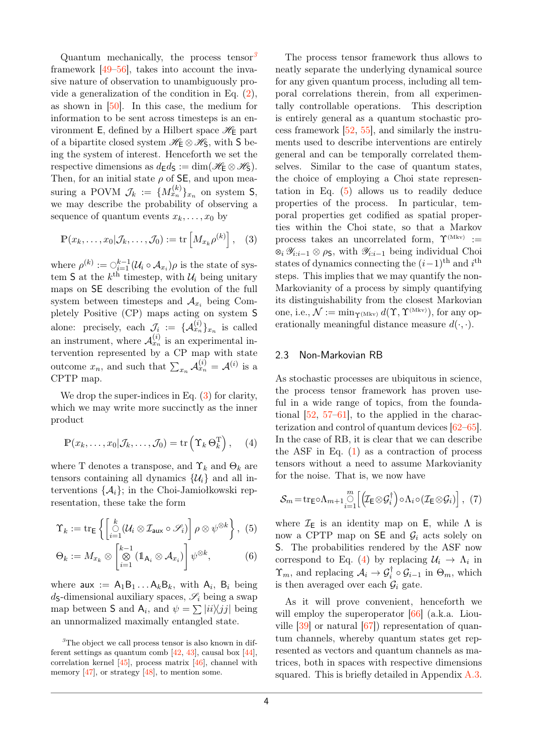Quantum mechanically, the process tensor[3] framework [49–56], takes into account the invasive nature of observation to unambiguously provide a generalization of the condition in Eq. (2), as shown in [50]. In this case, the medium for information to be sent across timesteps is an environment $\mathsf{E}$, defined by a Hilbert space $\mathscr{H}_\mathsf{E}$ part of a bipartite closed system $\mathscr{H}_\mathsf{E}\otimes\mathscr{H}_\mathsf{S}$, with $\mathsf{S}$ being the system of interest. Henceforth we set the respective dimensions as $d_\mathsf{E}d_\mathsf{S} := \dim(\mathscr{H}_\mathsf{E}\otimes\mathscr{H}_\mathsf{S})$. Then, for an initial state $\rho$ of $\mathsf{SE}$, and upon measuring a POVM $\mathcal{J}_k := \{M^{(k)}_{x_n}\}_{x_n}$ on system $\mathsf{S}$, we may describe the probability of observing a sequence of quantum events $x_k, \ldots, x_0$ by

$$\mathbb{P}(x_k,\ldots,x_0|\mathcal{J}_k,\ldots,\mathcal{J}_0) := \mathrm{tr}\left[M_{x_k}\rho^{(k)}\right], \quad (3)$$

where $\rho^{(k)} := \bigcirc_{i=1}^{k-1}(\mathcal{U}_i\circ\mathcal{A}_{x_i})\rho$ is the state of system $\mathsf{S}$ at the $k^{\text{th}}$ timestep, with $\mathcal{U}_i$ being unitary maps on $\mathsf{SE}$ describing the evolution of the full system between timesteps and $\mathcal{A}_{x_i}$ being Completely Positive (CP) maps acting on system $\mathsf{S}$ alone: precisely, each $\mathcal{J}_i := \{\mathcal{A}^{(i)}_{x_n}\}_{x_n}$ is called an instrument, where $\mathcal{A}^{(i)}_{x_n}$ is an experimental intervention represented by a CP map with state outcome $x_n$, and such that $\sum_{x_n}\mathcal{A}^{(i)}_{x_n} = \mathcal{A}^{(i)}$ is a CPTP map.

We drop the super-indices in Eq. (3) for clarity, which we may write more succinctly as the inner product

$$\mathbb{P}(x_k,\ldots,x_0|\mathcal{J}_k,\ldots,\mathcal{J}_0) = \mathrm{tr}\left(\Upsilon_k\,\Theta_k^{\mathrm{T}}\right), \quad (4)$$

where T denotes a transpose, and $\Upsilon_k$ and $\Theta_k$ are tensors containing all dynamics $\{\mathcal{U}_i\}$ and all interventions $\{\mathcal{A}_i\}$; in the Choi-Jamiołkowski representation, these take the form

$$\Upsilon_k := \mathrm{tr}_\mathsf{E}\left\{\left[\bigcirc_{i=1}^{k}(\mathcal{U}_i\otimes\mathcal{I}_{\mathsf{aux}}\circ\mathscr{S}_i)\right]\rho\otimes\psi^{\otimes k}\right\}, \quad (5)$$

$$\Theta_k := M_{x_k}\otimes\left[\bigotimes_{i=1}^{k-1}(\mathbb{1}_{\mathsf{A}_i}\otimes\mathcal{A}_{x_i})\right]\psi^{\otimes k}, \quad (6)$$

where $\mathsf{aux} := \mathsf{A}_1\mathsf{B}_1\ldots\mathsf{A}_k\mathsf{B}_k$, with $\mathsf{A}_i$, $\mathsf{B}_i$ being $d_\mathsf{S}$-dimensional auxiliary spaces, $\mathscr{S}_i$ being a swap map between $\mathsf{S}$ and $\mathsf{A}_i$, and $\psi = \sum|ii\rangle\!\langle jj|$ being an unnormalized maximally entangled state.

[3] The object we call process tensor is also known in different settings as quantum comb [42, 43], causal box [44], correlation kernel [45], process matrix [46], channel with memory [47], or strategy [48], to mention some.

The process tensor framework thus allows to neatly separate the underlying dynamical source for any given quantum process, including all temporal correlations therein, from all experimentally controllable operations. This description is entirely general as a quantum stochastic process framework [52, 55], and similarly the instruments used to describe interventions are entirely general and can be temporally correlated themselves. Similar to the case of quantum states, the choice of employing a Choi state representation in Eq. (5) allows us to readily deduce properties of the process. In particular, temporal properties get codified as spatial properties within the Choi state, so that a Markov process takes an uncorrelated form, $\Upsilon^{(\mathrm{Mkv})} := \otimes_i\mathscr{Y}_{i:i-1}\otimes\rho_\mathsf{S}$, with $\mathscr{Y}_{i:i-1}$ being individual Choi states of dynamics connecting the $(i-1)^{\text{th}}$ and $i^{\text{th}}$ steps. This implies that we may quantify the non-Markovianity of a process by simply quantifying its distinguishability from the closest Markovian one, i.e., $\mathcal{N} := \min_{\Upsilon^{(\mathrm{Mkv})}} d(\Upsilon,\Upsilon^{(\mathrm{Mkv})})$, for any operationally meaningful distance measure $d(\cdot,\cdot)$.

## 2.3 Non-Markovian RB

As stochastic processes are ubiquitous in science, the process tensor framework has proven useful in a wide range of topics, from the foundational [52, 57–61], to the applied in the characterization and control of quantum devices [62–65]. In the case of RB, it is clear that we can describe the ASF in Eq. (1) as a contraction of process tensors without a need to assume Markovianity for the noise. That is, we now have

$$\mathcal{S}_m = \mathrm{tr}_\mathsf{E}\circ\Lambda_{m+1}\bigcirc_{i=1}^{m}\left[\left(\mathcal{I}_\mathsf{E}\otimes\mathcal{G}_i^\dagger\right)\circ\Lambda_i\circ(\mathcal{I}_\mathsf{E}\otimes\mathcal{G}_i)\right], \quad (7)$$

where $\mathcal{I}_\mathsf{E}$ is an identity map on $\mathsf{E}$, while $\Lambda$ is now a CPTP map on $\mathsf{SE}$ and $\mathcal{G}_i$ acts solely on $\mathsf{S}$. The probabilities rendered by the ASF now correspond to Eq. (4) by replacing $\mathcal{U}_i\to\Lambda_i$ in $\Upsilon_m$, and replacing $\mathcal{A}_i\to\mathcal{G}_i^\dagger\circ\mathcal{G}_{i-1}$ in $\Theta_m$, which is then averaged over each $\mathcal{G}_i$ gate.

As it will prove convenient, henceforth we will employ the superoperator [66] (a.k.a. Liouville [39] or natural [67]) representation of quantum channels, whereby quantum states get represented as vectors and quantum channels as matrices, both in spaces with respective dimensions squared. This is briefly detailed in Appendix A.3.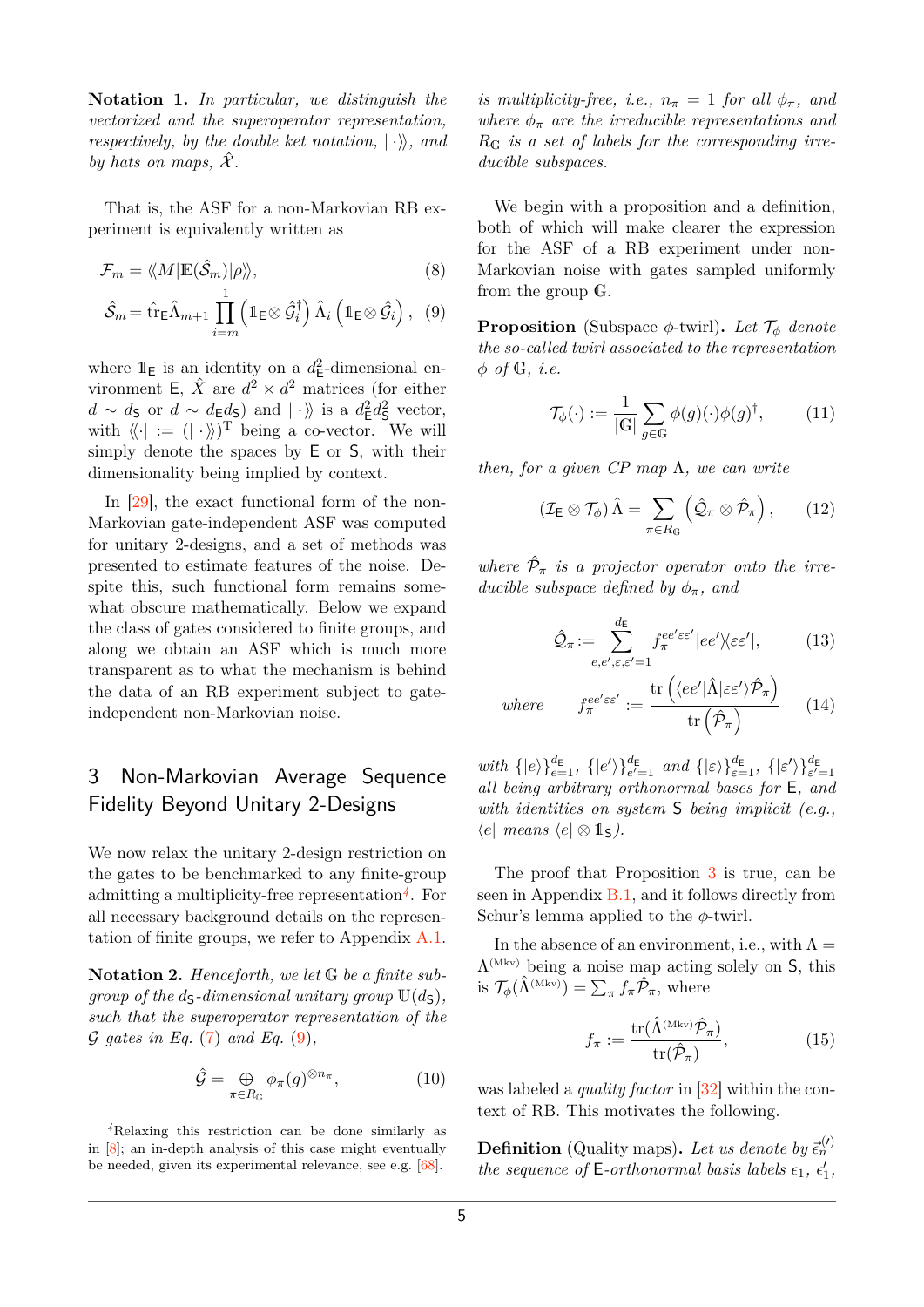**Notation 1.** *In particular, we distinguish the vectorized and the superoperator representation, respectively, by the double ket notation,* $|\cdot\rangle\!\rangle$*, and by hats on maps,* $\hat{\mathcal{X}}$*.*

That is, the ASF for a non-Markovian RB experiment is equivalently written as

$$\mathcal{F}_m = \langle\!\langle M|\mathbb{E}(\hat{\mathcal{S}}_m)|\rho\rangle\!\rangle, \tag{8}$$

$$\hat{\mathcal{S}}_m = \hat{\mathrm{tr}}_{\mathsf{E}}\hat{\Lambda}_{m+1}\prod_{i=m}^{1}\left(\mathbb{1}_{\mathsf{E}}\otimes\hat{\mathcal{G}}_i^\dagger\right)\hat{\Lambda}_i\left(\mathbb{1}_{\mathsf{E}}\otimes\hat{\mathcal{G}}_i\right), \tag{9}$$

where $\mathbb{1}_{\mathsf{E}}$ is an identity on a $d_{\mathsf{E}}^2$-dimensional environment $\mathsf{E}$, $\hat{X}$ are $d^2\times d^2$ matrices (for either $d\sim d_{\mathsf{S}}$ or $d\sim d_{\mathsf{E}}d_{\mathsf{S}}$) and $|\cdot\rangle\!\rangle$ is a $d_{\mathsf{E}}^2d_{\mathsf{S}}^2$ vector, with $\langle\!\langle\cdot| := (|\cdot\rangle\!\rangle)^{\mathrm{T}}$ being a co-vector. We will simply denote the spaces by $\mathsf{E}$ or $\mathsf{S}$, with their dimensionality being implied by context.

In [29], the exact functional form of the non-Markovian gate-independent ASF was computed for unitary 2-designs, and a set of methods was presented to estimate features of the noise. Despite this, such functional form remains somewhat obscure mathematically. Below we expand the class of gates considered to finite groups, and along we obtain an ASF which is much more transparent as to what the mechanism is behind the data of an RB experiment subject to gate-independent non-Markovian noise.

## 3 Non-Markovian Average Sequence Fidelity Beyond Unitary 2-Designs

We now relax the unitary 2-design restriction on the gates to be benchmarked to any finite-group admitting a multiplicity-free representation[4]. For all necessary background details on the representation of finite groups, we refer to Appendix A.1.

**Notation 2.** *Henceforth, we let* $\mathbb{G}$ *be a finite subgroup of the* $d_{\mathsf{S}}$*-dimensional unitary group* $\mathbb{U}(d_{\mathsf{S}})$*, such that the superoperator representation of the* $\mathcal{G}$ *gates in Eq. (7) and Eq. (9),*

$$\hat{\mathcal{G}} = \bigoplus_{\pi\in R_{\mathbb{G}}}\phi_\pi(g)^{\otimes n_\pi}, \tag{10}$$

*is multiplicity-free, i.e.,* $n_\pi = 1$ *for all* $\phi_\pi$*, and where* $\phi_\pi$ *are the irreducible representations and* $R_{\mathbb{G}}$ *is a set of labels for the corresponding irreducible subspaces.*

[4] Relaxing this restriction can be done similarly as in [8]; an in-depth analysis of this case might eventually be needed, given its experimental relevance, see e.g. [68].

We begin with a proposition and a definition, both of which will make clearer the expression for the ASF of a RB experiment under non-Markovian noise with gates sampled uniformly from the group $\mathbb{G}$.

**Proposition** (Subspace $\phi$-twirl)**.** *Let* $\mathcal{T}_\phi$ *denote the so-called twirl associated to the representation* $\phi$ *of* $\mathbb{G}$*, i.e.*

$$\mathcal{T}_\phi(\cdot) := \frac{1}{|\mathbb{G}|}\sum_{g\in\mathbb{G}}\phi(g)(\cdot)\phi(g)^\dagger, \tag{11}$$

*then, for a given CP map* $\Lambda$*, we can write*

$$\left(\mathcal{I}_{\mathsf{E}}\otimes\mathcal{T}_\phi\right)\hat{\Lambda} = \sum_{\pi\in R_{\mathbb{G}}}\left(\hat{\mathcal{Q}}_\pi\otimes\hat{\mathcal{P}}_\pi\right), \tag{12}$$

*where* $\hat{\mathcal{P}}_\pi$ *is a projector operator onto the irreducible subspace defined by* $\phi_\pi$*, and*

$$\hat{\mathcal{Q}}_\pi := \sum_{e,e',\varepsilon,\varepsilon'=1}^{d_{\mathsf{E}}} f_\pi^{ee'\varepsilon\varepsilon'}|ee'\rangle\langle\varepsilon\varepsilon'|, \tag{13}$$

*where*

$$f_\pi^{ee'\varepsilon\varepsilon'} := \frac{\mathrm{tr}\left(\langle ee'|\hat{\Lambda}|\varepsilon\varepsilon'\rangle\hat{\mathcal{P}}_\pi\right)}{\mathrm{tr}\left(\hat{\mathcal{P}}_\pi\right)} \tag{14}$$

*with* $\{|e\rangle\}_{e=1}^{d_{\mathsf{E}}}$*,* $\{|e'\rangle\}_{e'=1}^{d_{\mathsf{E}}}$ *and* $\{|\varepsilon\rangle\}_{\varepsilon=1}^{d_{\mathsf{E}}}$*,* $\{|\varepsilon'\rangle\}_{\varepsilon'=1}^{d_{\mathsf{E}}}$ *all being arbitrary orthonormal bases for* $\mathsf{E}$*, and with identities on system* $\mathsf{S}$ *being implicit (e.g.,* $\langle e|$ *means* $\langle e|\otimes\mathbb{1}_{\mathsf{S}}$*).*

The proof that Proposition 3 is true, can be seen in Appendix B.1, and it follows directly from Schur's lemma applied to the $\phi$-twirl.

In the absence of an environment, i.e., with $\Lambda = \Lambda^{(\mathrm{Mkv})}$ being a noise map acting solely on $\mathsf{S}$, this is $\mathcal{T}_\phi(\hat{\Lambda}^{(\mathrm{Mkv})}) = \sum_\pi f_\pi\hat{\mathcal{P}}_\pi$, where

$$f_\pi := \frac{\mathrm{tr}(\hat{\Lambda}^{(\mathrm{Mkv})}\hat{\mathcal{P}}_\pi)}{\mathrm{tr}(\hat{\mathcal{P}}_\pi)}, \tag{15}$$

was labeled a *quality factor* in [32] within the context of RB. This motivates the following.

**Definition** (Quality maps)**.** *Let us denote by* $\vec{\epsilon}_n^{(\prime)}$ *the sequence of* $\mathsf{E}$*-orthonormal basis labels* $\epsilon_1$*,* $\epsilon_1'$*,*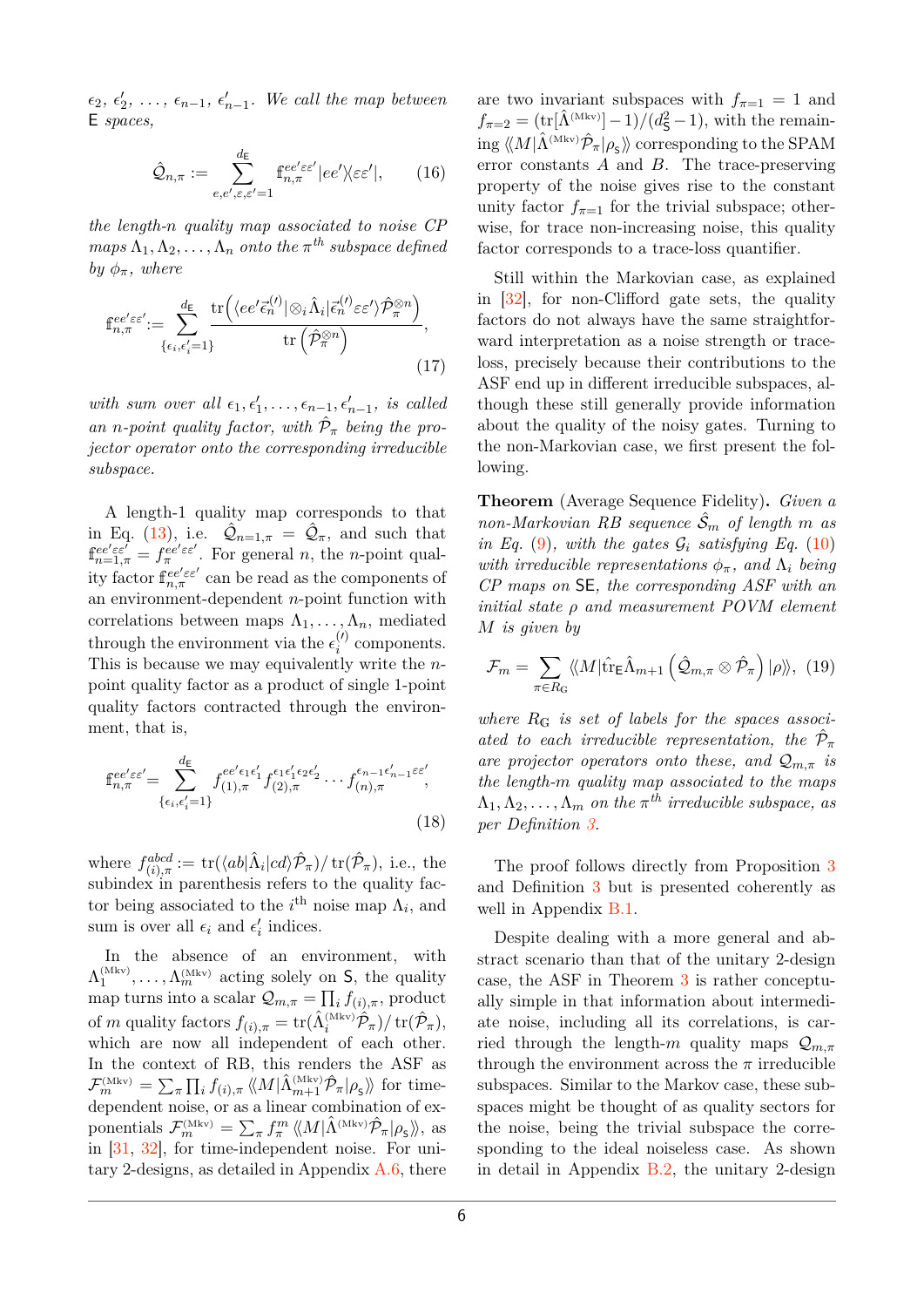$\epsilon_2$, $\epsilon_2'$, $\ldots$, $\epsilon_{n-1}$, $\epsilon_{n-1}'$. *We call the map between* $\mathsf{E}$ *spaces,*

$$\hat{\mathcal{Q}}_{n,\pi} := \sum_{e,e',\varepsilon,\varepsilon'=1}^{d_{\mathsf{E}}} \mathfrak{f}_{n,\pi}^{ee'\varepsilon\varepsilon'} |ee'\rangle\!\langle\varepsilon\varepsilon'|, \tag{16}$$

*the length-$n$ quality map associated to noise CP maps $\Lambda_1, \Lambda_2, \ldots, \Lambda_n$ onto the $\pi^{th}$ subspace defined by $\phi_\pi$, where*

$$\mathfrak{f}_{n,\pi}^{ee'\varepsilon\varepsilon'} := \sum_{\{\epsilon_i,\epsilon_i'=1\}}^{d_{\mathsf{E}}} \frac{\operatorname{tr}\left(\langle ee'\vec{\epsilon}_n^{(\prime)}| \otimes_i \hat{\Lambda}_i |\vec{\epsilon}_n^{(\prime)}\varepsilon\varepsilon'\rangle \hat{\mathcal{P}}_\pi^{\otimes n}\right)}{\operatorname{tr}\left(\hat{\mathcal{P}}_\pi^{\otimes n}\right)}, \tag{17}$$

*with sum over all $\epsilon_1, \epsilon_1', \ldots, \epsilon_{n-1}, \epsilon_{n-1}'$, is called an $n$-point quality factor, with $\hat{\mathcal{P}}_\pi$ being the projector operator onto the corresponding irreducible subspace.*

A length-1 quality map corresponds to that in Eq. (13), i.e. $\hat{\mathcal{Q}}_{n=1,\pi} = \hat{\mathcal{Q}}_\pi$, and such that $\mathfrak{f}_{n=1,\pi}^{ee'\varepsilon\varepsilon'} = f_\pi^{ee'\varepsilon\varepsilon'}$. For general $n$, the $n$-point quality factor $\mathfrak{f}_{n,\pi}^{ee'\varepsilon\varepsilon'}$ can be read as the components of an environment-dependent $n$-point function with correlations between maps $\Lambda_1, \ldots, \Lambda_n$, mediated through the environment via the $\epsilon_i^{(\prime)}$ components. This is because we may equivalently write the $n$-point quality factor as a product of single 1-point quality factors contracted through the environment, that is,

$$\mathfrak{f}_{n,\pi}^{ee'\varepsilon\varepsilon'} = \sum_{\{\epsilon_i,\epsilon_i'=1\}}^{d_{\mathsf{E}}} f_{(1),\pi}^{ee'\epsilon_1\epsilon_1'} f_{(2),\pi}^{\epsilon_1\epsilon_1'\epsilon_2\epsilon_2'} \cdots f_{(n),\pi}^{\epsilon_{n-1}\epsilon_{n-1}'\varepsilon\varepsilon'}, \tag{18}$$

where $f_{(i),\pi}^{abcd} := \operatorname{tr}(\langle ab|\hat{\Lambda}_i|cd\rangle\hat{\mathcal{P}}_\pi)/\operatorname{tr}(\hat{\mathcal{P}}_\pi)$, i.e., the subindex in parenthesis refers to the quality factor being associated to the $i^{\text{th}}$ noise map $\Lambda_i$, and sum is over all $\epsilon_i$ and $\epsilon_i'$ indices.

In the absence of an environment, with $\Lambda_1^{(\text{Mkv})}, \ldots, \Lambda_m^{(\text{Mkv})}$ acting solely on $\mathsf{S}$, the quality map turns into a scalar $\mathcal{Q}_{m,\pi} = \prod_i f_{(i),\pi}$, product of $m$ quality factors $f_{(i),\pi} = \operatorname{tr}(\hat{\Lambda}_i^{(\text{Mkv})}\hat{\mathcal{P}}_\pi)/\operatorname{tr}(\hat{\mathcal{P}}_\pi)$, which are now all independent of each other. In the context of RB, this renders the ASF as $\mathcal{F}_m^{(\text{Mkv})} = \sum_\pi \prod_i f_{(i),\pi} \langle\!\langle M|\hat{\Lambda}_{m+1}^{(\text{Mkv})}\hat{\mathcal{P}}_\pi|\rho_{\mathsf{S}}\rangle\!\rangle$ for time-dependent noise, or as a linear combination of exponentials $\mathcal{F}_m^{(\text{Mkv})} = \sum_\pi f_\pi^m \langle\!\langle M|\hat{\Lambda}^{(\text{Mkv})}\hat{\mathcal{P}}_\pi|\rho_{\mathsf{S}}\rangle\!\rangle$, as in [31, 32], for time-independent noise. For unitary 2-designs, as detailed in Appendix A.6, there are two invariant subspaces with $f_{\pi=1} = 1$ and $f_{\pi=2} = (\operatorname{tr}[\hat{\Lambda}^{(\text{Mkv})}] - 1)/(d_{\mathsf{S}}^2 - 1)$, with the remaining $\langle\!\langle M|\hat{\Lambda}^{(\text{Mkv})}\hat{\mathcal{P}}_\pi|\rho_{\mathsf{S}}\rangle\!\rangle$ corresponding to the SPAM error constants $A$ and $B$. The trace-preserving property of the noise gives rise to the constant unity factor $f_{\pi=1}$ for the trivial subspace; otherwise, for trace non-increasing noise, this quality factor corresponds to a trace-loss quantifier.

Still within the Markovian case, as explained in [32], for non-Clifford gate sets, the quality factors do not always have the same straightforward interpretation as a noise strength or trace-loss, precisely because their contributions to the ASF end up in different irreducible subspaces, although these still generally provide information about the quality of the noisy gates. Turning to the non-Markovian case, we first present the following.

**Theorem** (Average Sequence Fidelity)**.** *Given a non-Markovian RB sequence $\hat{\mathcal{S}}_m$ of length $m$ as in Eq. (9), with the gates $\mathcal{G}_i$ satisfying Eq. (10) with irreducible representations $\phi_\pi$, and $\Lambda_i$ being CP maps on $\mathsf{SE}$, the corresponding ASF with an initial state $\rho$ and measurement POVM element $M$ is given by*

$$\mathcal{F}_m = \sum_{\pi\in R_{\mathbb{G}}} \langle\!\langle M|\hat{\operatorname{tr}}_{\mathsf{E}}\hat{\Lambda}_{m+1}\left(\hat{\mathcal{Q}}_{m,\pi} \otimes \hat{\mathcal{P}}_\pi\right)|\rho\rangle\!\rangle, \tag{19}$$

*where $R_{\mathbb{G}}$ is set of labels for the spaces associated to each irreducible representation, the $\hat{\mathcal{P}}_\pi$ are projector operators onto these, and $\mathcal{Q}_{m,\pi}$ is the length-$m$ quality map associated to the maps $\Lambda_1, \Lambda_2, \ldots, \Lambda_m$ on the $\pi^{th}$ irreducible subspace, as per Definition 3.*

The proof follows directly from Proposition 3 and Definition 3 but is presented coherently as well in Appendix B.1.

Despite dealing with a more general and abstract scenario than that of the unitary 2-design case, the ASF in Theorem 3 is rather conceptually simple in that information about intermediate noise, including all its correlations, is carried through the length-$m$ quality maps $\mathcal{Q}_{m,\pi}$ through the environment across the $\pi$ irreducible subspaces. Similar to the Markov case, these subspaces might be thought of as quality sectors for the noise, being the trivial subspace the corresponding to the ideal noiseless case. As shown in detail in Appendix B.2, the unitary 2-design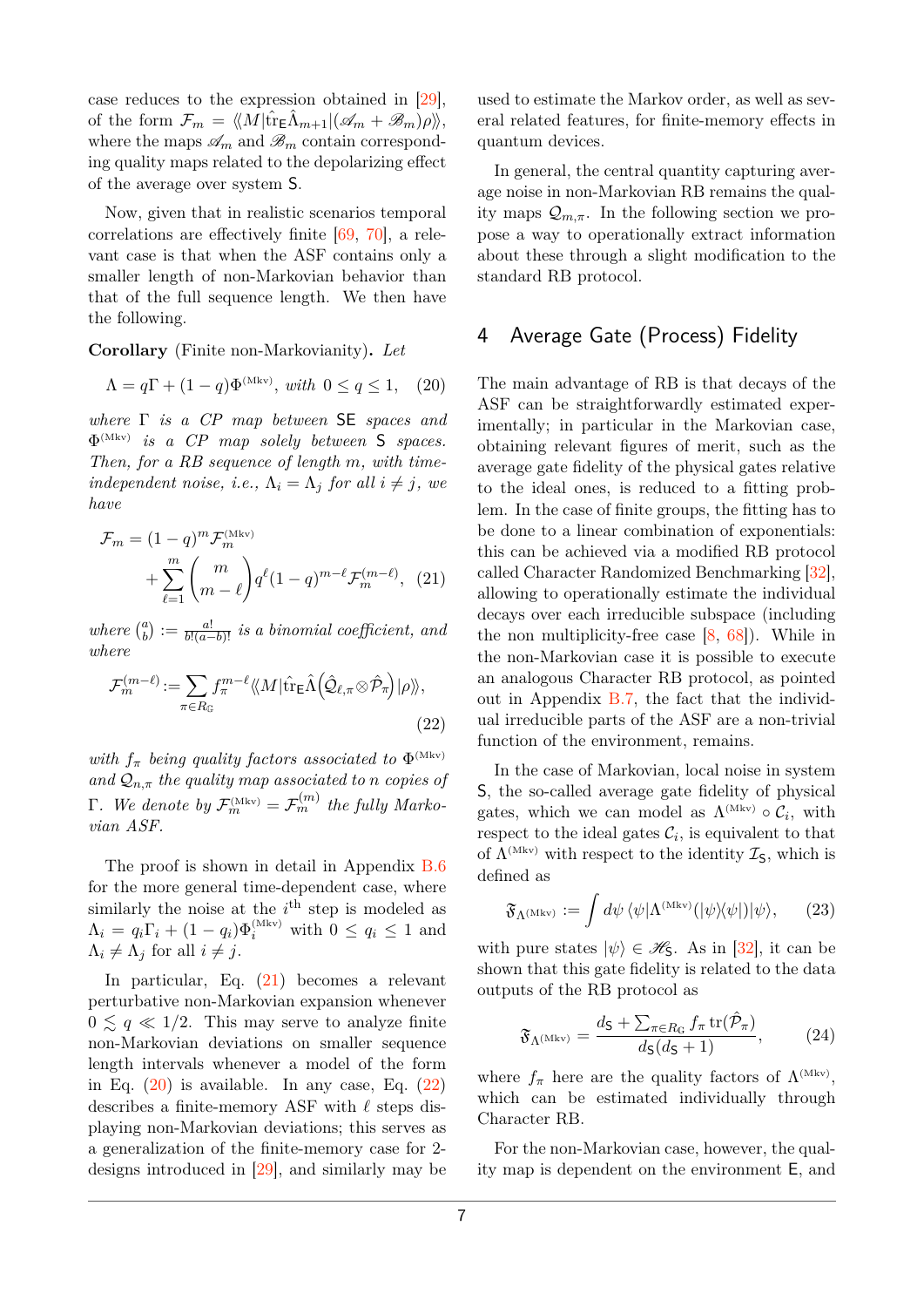case reduces to the expression obtained in [29], of the form $\mathcal{F}_m = \langle\!\langle M|\hat{\mathrm{tr}}_{\mathsf{E}}\hat{\Lambda}_{m+1}|(\mathscr{A}_m + \mathscr{B}_m)\rho\rangle\!\rangle$, where the maps $\mathscr{A}_m$ and $\mathscr{B}_m$ contain corresponding quality maps related to the depolarizing effect of the average over system $\mathsf{S}$.

Now, given that in realistic scenarios temporal correlations are effectively finite [69, 70], a relevant case is that when the ASF contains only a smaller length of non-Markovian behavior than that of the full sequence length. We then have the following.

**Corollary** (Finite non-Markovianity)**.** *Let*

$$\Lambda = q\Gamma + (1-q)\Phi^{(\mathrm{Mkv})}, \text{ with } 0 \leq q \leq 1, \quad (20)$$

*where $\Gamma$ is a CP map between $\mathsf{SE}$ spaces and $\Phi^{(\mathrm{Mkv})}$ is a CP map solely between $\mathsf{S}$ spaces. Then, for a RB sequence of length $m$, with time-independent noise, i.e., $\Lambda_i = \Lambda_j$ for all $i \neq j$, we have*

$$\mathcal{F}_m = (1-q)^m \mathcal{F}_m^{(\mathrm{Mkv})} + \sum_{\ell=1}^{m} \binom{m}{m-\ell} q^\ell (1-q)^{m-\ell} \mathcal{F}_m^{(m-\ell)}, \quad (21)$$

*where $\binom{a}{b} := \frac{a!}{b!(a-b)!}$ is a binomial coefficient, and where*

$$\mathcal{F}_m^{(m-\ell)} := \sum_{\pi\in R_{\mathbb{G}}} f_\pi^{m-\ell} \langle\!\langle M|\hat{\mathrm{tr}}_{\mathsf{E}}\hat{\Lambda}\Big(\hat{\mathcal{Q}}_{\ell,\pi}\otimes\hat{\mathcal{P}}_\pi\Big)|\rho\rangle\!\rangle, \quad (22)$$

*with $f_\pi$ being quality factors associated to $\Phi^{(\mathrm{Mkv})}$ and $\mathcal{Q}_{n,\pi}$ the quality map associated to $n$ copies of $\Gamma$. We denote by $\mathcal{F}_m^{(\mathrm{Mkv})} = \mathcal{F}_m^{(m)}$ the fully Markovian ASF.*

The proof is shown in detail in Appendix B.6 for the more general time-dependent case, where similarly the noise at the $i^{\text{th}}$ step is modeled as $\Lambda_i = q_i\Gamma_i + (1-q_i)\Phi_i^{(\mathrm{Mkv})}$ with $0 \leq q_i \leq 1$ and $\Lambda_i \neq \Lambda_j$ for all $i \neq j$.

In particular, Eq. (21) becomes a relevant perturbative non-Markovian expansion whenever $0 \lesssim q \ll 1/2$. This may serve to analyze finite non-Markovian deviations on smaller sequence length intervals whenever a model of the form in Eq. (20) is available. In any case, Eq. (22) describes a finite-memory ASF with $\ell$ steps displaying non-Markovian deviations; this serves as a generalization of the finite-memory case for 2-designs introduced in [29], and similarly may be used to estimate the Markov order, as well as several related features, for finite-memory effects in quantum devices.

In general, the central quantity capturing average noise in non-Markovian RB remains the quality maps $\mathcal{Q}_{m,\pi}$. In the following section we propose a way to operationally extract information about these through a slight modification to the standard RB protocol.

## 4 Average Gate (Process) Fidelity

The main advantage of RB is that decays of the ASF can be straightforwardly estimated experimentally; in particular in the Markovian case, obtaining relevant figures of merit, such as the average gate fidelity of the physical gates relative to the ideal ones, is reduced to a fitting problem. In the case of finite groups, the fitting has to be done to a linear combination of exponentials: this can be achieved via a modified RB protocol called Character Randomized Benchmarking [32], allowing to operationally estimate the individual decays over each irreducible subspace (including the non multiplicity-free case [8, 68]). While in the non-Markovian case it is possible to execute an analogous Character RB protocol, as pointed out in Appendix B.7, the fact that the individual irreducible parts of the ASF are a non-trivial function of the environment, remains.

In the case of Markovian, local noise in system $\mathsf{S}$, the so-called average gate fidelity of physical gates, which we can model as $\Lambda^{(\mathrm{Mkv})}\circ\mathcal{C}_i$, with respect to the ideal gates $\mathcal{C}_i$, is equivalent to that of $\Lambda^{(\mathrm{Mkv})}$ with respect to the identity $\mathcal{I}_{\mathsf{S}}$, which is defined as

$$\mathfrak{F}_{\Lambda^{(\mathrm{Mkv})}} := \int d\psi\, \langle\psi|\Lambda^{(\mathrm{Mkv})}(|\psi\rangle\!\langle\psi|)|\psi\rangle, \quad (23)$$

with pure states $|\psi\rangle \in \mathscr{H}_{\mathsf{S}}$. As in [32], it can be shown that this gate fidelity is related to the data outputs of the RB protocol as

$$\mathfrak{F}_{\Lambda^{(\mathrm{Mkv})}} = \frac{d_{\mathsf{S}} + \sum_{\pi\in R_{\mathbb{G}}} f_\pi \,\mathrm{tr}(\hat{\mathcal{P}}_\pi)}{d_{\mathsf{S}}(d_{\mathsf{S}}+1)}, \quad (24)$$

where $f_\pi$ here are the quality factors of $\Lambda^{(\mathrm{Mkv})}$, which can be estimated individually through Character RB.

For the non-Markovian case, however, the quality map is dependent on the environment $\mathsf{E}$, and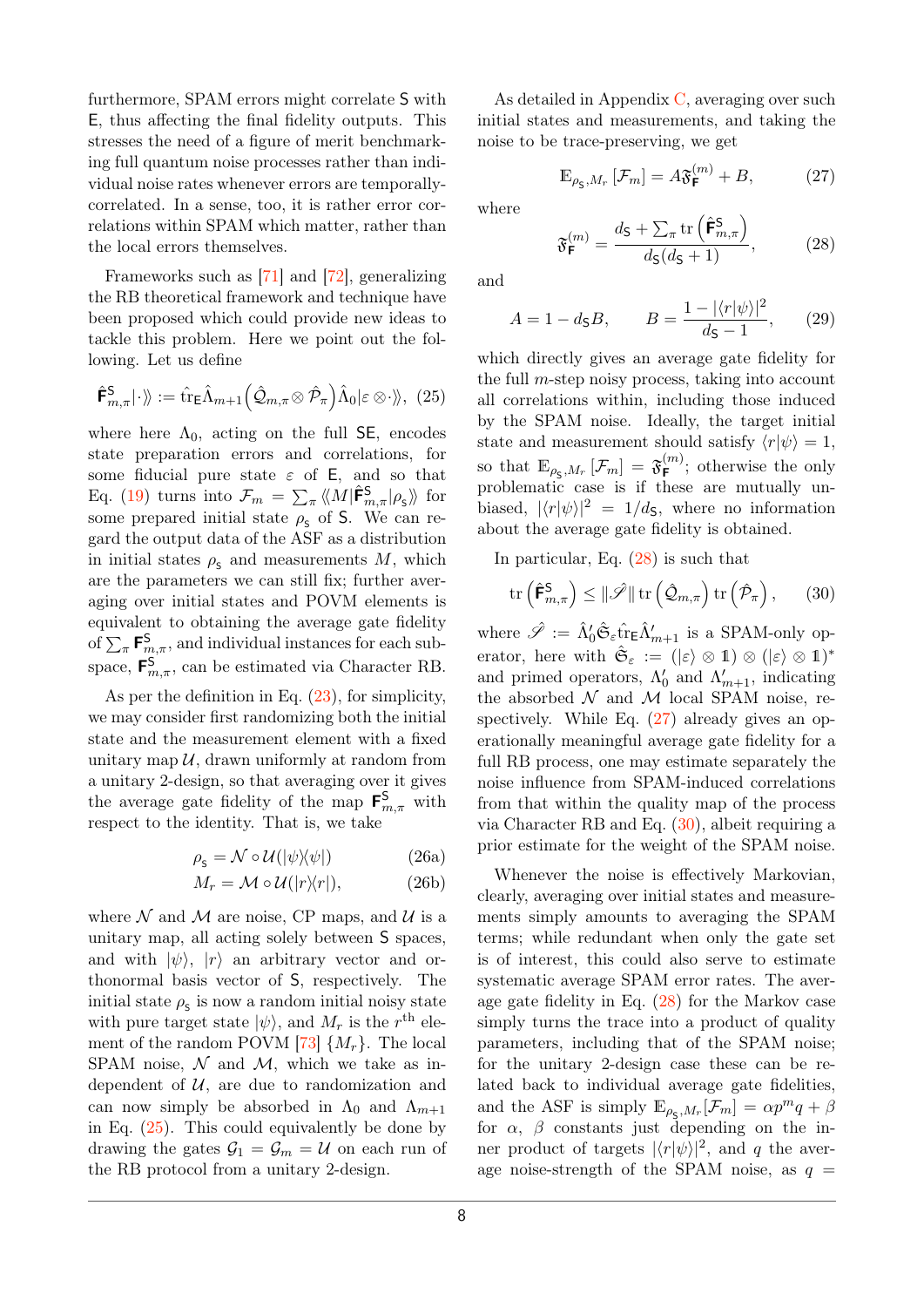furthermore, SPAM errors might correlate $\mathsf{S}$ with $\mathsf{E}$, thus affecting the final fidelity outputs. This stresses the need of a figure of merit benchmarking full quantum noise processes rather than individual noise rates whenever errors are temporally-correlated. In a sense, too, it is rather error correlations within SPAM which matter, rather than the local errors themselves.

Frameworks such as [71] and [72], generalizing the RB theoretical framework and technique have been proposed which could provide new ideas to tackle this problem. Here we point out the following. Let us define

$$\hat{\mathsf{F}}^{\mathsf{S}}_{m,\pi}|\cdot\rangle\!\rangle := \hat{\mathrm{tr}}_{\mathsf{E}}\hat{\Lambda}_{m+1}\Big(\hat{\mathcal{Q}}_{m,\pi}\otimes\hat{\mathcal{P}}_{\pi}\Big)\hat{\Lambda}_0|\varepsilon\otimes\cdot\rangle\!\rangle, \quad (25)$$

where here $\Lambda_0$, acting on the full $\mathsf{SE}$, encodes state preparation errors and correlations, for some fiducial pure state $\varepsilon$ of $\mathsf{E}$, and so that Eq. (19) turns into $\mathcal{F}_m = \sum_\pi \langle\!\langle M|\hat{\mathsf{F}}^{\mathsf{S}}_{m,\pi}|\rho_{\mathsf{S}}\rangle\!\rangle$ for some prepared initial state $\rho_{\mathsf{S}}$ of $\mathsf{S}$. We can regard the output data of the ASF as a distribution in initial states $\rho_{\mathsf{S}}$ and measurements $M$, which are the parameters we can still fix; further averaging over initial states and POVM elements is equivalent to obtaining the average gate fidelity of $\sum_\pi \mathsf{F}^{\mathsf{S}}_{m,\pi}$, and individual instances for each subspace, $\mathsf{F}^{\mathsf{S}}_{m,\pi}$, can be estimated via Character RB.

As per the definition in Eq. (23), for simplicity, we may consider first randomizing both the initial state and the measurement element with a fixed unitary map $\mathcal{U}$, drawn uniformly at random from a unitary 2-design, so that averaging over it gives the average gate fidelity of the map $\mathsf{F}^{\mathsf{S}}_{m,\pi}$ with respect to the identity. That is, we take

$$\rho_{\mathsf{S}} = \mathcal{N}\circ\mathcal{U}(|\psi\rangle\!\langle\psi|) \quad (26a)$$
$$M_r = \mathcal{M}\circ\mathcal{U}(|r\rangle\!\langle r|), \quad (26b)$$

where $\mathcal{N}$ and $\mathcal{M}$ are noise, CP maps, and $\mathcal{U}$ is a unitary map, all acting solely between $\mathsf{S}$ spaces, and with $|\psi\rangle$, $|r\rangle$ an arbitrary vector and orthonormal basis vector of $\mathsf{S}$, respectively. The initial state $\rho_{\mathsf{S}}$ is now a random initial noisy state with pure target state $|\psi\rangle$, and $M_r$ is the $r^{\text{th}}$ element of the random POVM [73] $\{M_r\}$. The local SPAM noise, $\mathcal{N}$ and $\mathcal{M}$, which we take as independent of $\mathcal{U}$, are due to randomization and can now simply be absorbed in $\Lambda_0$ and $\Lambda_{m+1}$ in Eq. (25). This could equivalently be done by drawing the gates $\mathcal{G}_1 = \mathcal{G}_m = \mathcal{U}$ on each run of the RB protocol from a unitary 2-design.

As detailed in Appendix C, averaging over such initial states and measurements, and taking the noise to be trace-preserving, we get

$$\mathbb{E}_{\rho_{\mathsf{S}},M_r}\left[\mathcal{F}_m\right] = A\mathfrak{F}^{(m)}_{\mathsf{F}} + B, \quad (27)$$

where

$$\mathfrak{F}^{(m)}_{\mathsf{F}} = \frac{d_{\mathsf{S}} + \sum_\pi \mathrm{tr}\left(\hat{\mathsf{F}}^{\mathsf{S}}_{m,\pi}\right)}{d_{\mathsf{S}}(d_{\mathsf{S}}+1)}, \quad (28)$$

and

$$A = 1 - d_{\mathsf{S}}B, \qquad B = \frac{1-|\langle r|\psi\rangle|^2}{d_{\mathsf{S}}-1}, \quad (29)$$

which directly gives an average gate fidelity for the full $m$-step noisy process, taking into account all correlations within, including those induced by the SPAM noise. Ideally, the target initial state and measurement should satisfy $\langle r|\psi\rangle = 1$, so that $\mathbb{E}_{\rho_{\mathsf{S}},M_r}\left[\mathcal{F}_m\right] = \mathfrak{F}^{(m)}_{\mathsf{F}}$; otherwise the only problematic case is if these are mutually unbiased, $|\langle r|\psi\rangle|^2 = 1/d_{\mathsf{S}}$, where no information about the average gate fidelity is obtained.

In particular, Eq. (28) is such that

$$\mathrm{tr}\left(\hat{\mathsf{F}}^{\mathsf{S}}_{m,\pi}\right) \leq \|\mathscr{S}\|\,\mathrm{tr}\left(\hat{\mathcal{Q}}_{m,\pi}\right)\mathrm{tr}\left(\hat{\mathcal{P}}_{\pi}\right), \quad (30)$$

where $\mathscr{S} := \hat{\Lambda}_0^\prime\hat{\mathfrak{S}}_\varepsilon\hat{\mathrm{tr}}_{\mathsf{E}}\hat{\Lambda}^\prime_{m+1}$ is a SPAM-only operator, here with $\hat{\mathfrak{S}}_\varepsilon := (|\varepsilon\rangle\otimes\mathbb{1})\otimes(|\varepsilon\rangle\otimes\mathbb{1})^*$ and primed operators, $\Lambda_0^\prime$ and $\Lambda_{m+1}^\prime$, indicating the absorbed $\mathcal{N}$ and $\mathcal{M}$ local SPAM noise, respectively. While Eq. (27) already gives an operationally meaningful average gate fidelity for a full RB process, one may estimate separately the noise influence from SPAM-induced correlations from that within the quality map of the process via Character RB and Eq. (30), albeit requiring a prior estimate for the weight of the SPAM noise.

Whenever the noise is effectively Markovian, clearly, averaging over initial states and measurements simply amounts to averaging the SPAM terms; while redundant when only the gate set is of interest, this could also serve to estimate systematic average SPAM error rates. The average gate fidelity in Eq. (28) for the Markov case simply turns the trace into a product of quality parameters, including that of the SPAM noise; for the unitary 2-design case these can be related back to individual average gate fidelities, and the ASF is simply $\mathbb{E}_{\rho_{\mathsf{S}},M_r}[\mathcal{F}_m] = \alpha p^m q + \beta$ for $\alpha$, $\beta$ constants just depending on the inner product of targets $|\langle r|\psi\rangle|^2$, and $q$ the average noise-strength of the SPAM noise, as $q =$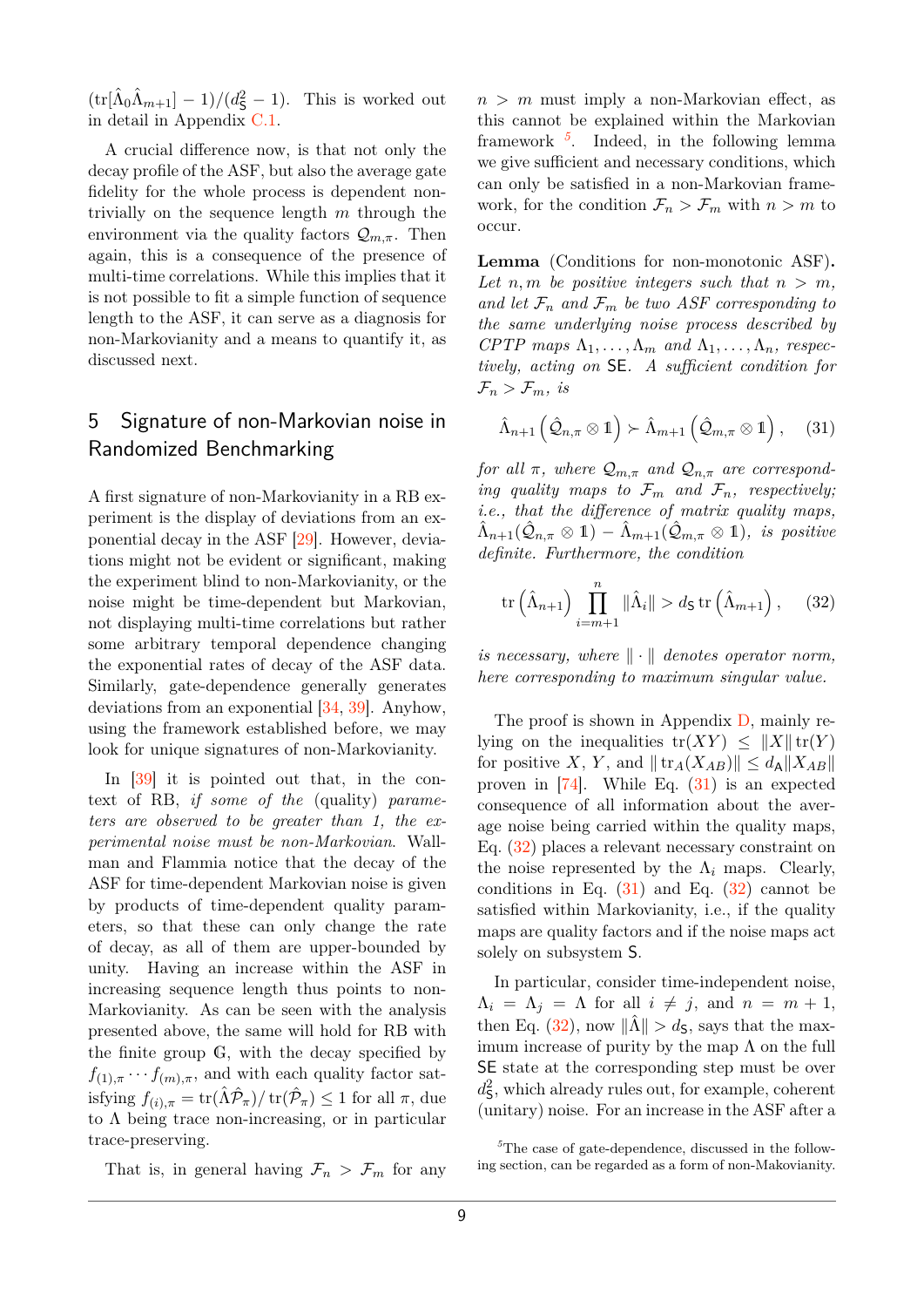$(\mathrm{tr}[\hat{\Lambda}_0\hat{\Lambda}_{m+1}] - 1)/(d_{\mathsf{S}}^2 - 1)$. This is worked out in detail in Appendix C.1.

A crucial difference now, is that not only the decay profile of the ASF, but also the average gate fidelity for the whole process is dependent non-trivially on the sequence length $m$ through the environment via the quality factors $\mathcal{Q}_{m,\pi}$. Then again, this is a consequence of the presence of multi-time correlations. While this implies that it is not possible to fit a simple function of sequence length to the ASF, it can serve as a diagnosis for non-Markovianity and a means to quantify it, as discussed next.

## 5 Signature of non-Markovian noise in Randomized Benchmarking

A first signature of non-Markovianity in a RB experiment is the display of deviations from an exponential decay in the ASF [29]. However, deviations might not be evident or significant, making the experiment blind to non-Markovianity, or the noise might be time-dependent but Markovian, not displaying multi-time correlations but rather some arbitrary temporal dependence changing the exponential rates of decay of the ASF data. Similarly, gate-dependence generally generates deviations from an exponential [34, 39]. Anyhow, using the framework established before, we may look for unique signatures of non-Markovianity.

In [39] it is pointed out that, in the context of RB, *if some of the* (quality) *parameters are observed to be greater than 1, the experimental noise must be non-Markovian.* Wallman and Flammia notice that the decay of the ASF for time-dependent Markovian noise is given by products of time-dependent quality parameters, so that these can only change the rate of decay, as all of them are upper-bounded by unity. Having an increase within the ASF in increasing sequence length thus points to non-Markovianity. As can be seen with the analysis presented above, the same will hold for RB with the finite group $\mathbb{G}$, with the decay specified by $f_{(1),\pi}\cdots f_{(m),\pi}$, and with each quality factor satisfying $f_{(i),\pi} = \mathrm{tr}(\hat{\Lambda}\hat{\mathcal{P}}_\pi)/\mathrm{tr}(\hat{\mathcal{P}}_\pi) \leq 1$ for all $\pi$, due to $\Lambda$ being trace non-increasing, or in particular trace-preserving.

That is, in general having $\mathcal{F}_n > \mathcal{F}_m$ for any $n > m$ must imply a non-Markovian effect, as this cannot be explained within the Markovian framework [5]. Indeed, in the following lemma we give sufficient and necessary conditions, which can only be satisfied in a non-Markovian framework, for the condition $\mathcal{F}_n > \mathcal{F}_m$ with $n > m$ to occur.

**Lemma** (Conditions for non-monotonic ASF)**.** *Let $n, m$ be positive integers such that $n > m$, and let $\mathcal{F}_n$ and $\mathcal{F}_m$ be two ASF corresponding to the same underlying noise process described by CPTP maps $\Lambda_1, \ldots, \Lambda_m$ and $\Lambda_1, \ldots, \Lambda_n$, respectively, acting on* $\mathsf{SE}$*. A sufficient condition for $\mathcal{F}_n > \mathcal{F}_m$, is*

$$\hat{\Lambda}_{n+1}\left(\hat{\mathcal{Q}}_{n,\pi}\otimes\mathbb{1}\right) \succ \hat{\Lambda}_{m+1}\left(\hat{\mathcal{Q}}_{m,\pi}\otimes\mathbb{1}\right), \quad (31)$$

*for all $\pi$, where $\mathcal{Q}_{m,\pi}$ and $\mathcal{Q}_{n,\pi}$ are corresponding quality maps to $\mathcal{F}_m$ and $\mathcal{F}_n$, respectively; i.e., that the difference of matrix quality maps, $\hat{\Lambda}_{n+1}(\hat{\mathcal{Q}}_{n,\pi}\otimes\mathbb{1}) - \hat{\Lambda}_{m+1}(\hat{\mathcal{Q}}_{m,\pi}\otimes\mathbb{1})$, is positive definite. Furthermore, the condition*

$$\mathrm{tr}\left(\hat{\Lambda}_{n+1}\right)\prod_{i=m+1}^{n}\|\hat{\Lambda}_i\| > d_{\mathsf{S}}\,\mathrm{tr}\left(\hat{\Lambda}_{m+1}\right), \quad (32)$$

*is necessary, where $\|\cdot\|$ denotes operator norm, here corresponding to maximum singular value.*

The proof is shown in Appendix D, mainly relying on the inequalities $\mathrm{tr}(XY) \leq \|X\|\mathrm{tr}(Y)$ for positive $X$, $Y$, and $\|\mathrm{tr}_A(X_{AB})\| \leq d_{\mathsf{A}}\|X_{AB}\|$ proven in [74]. While Eq. (31) is an expected consequence of all information about the average noise being carried within the quality maps, Eq. (32) places a relevant necessary constraint on the noise represented by the $\Lambda_i$ maps. Clearly, conditions in Eq. (31) and Eq. (32) cannot be satisfied within Markovianity, i.e., if the quality maps are quality factors and if the noise maps act solely on subsystem $\mathsf{S}$.

In particular, consider time-independent noise, $\Lambda_i = \Lambda_j = \Lambda$ for all $i \neq j$, and $n = m+1$, then Eq. (32), now $\|\hat{\Lambda}\| > d_{\mathsf{S}}$, says that the maximum increase of purity by the map $\Lambda$ on the full $\mathsf{SE}$ state at the corresponding step must be over $d_{\mathsf{S}}^2$, which already rules out, for example, coherent (unitary) noise. For an increase in the ASF after a

[5] The case of gate-dependence, discussed in the following section, can be regarded as a form of non-Makovianity.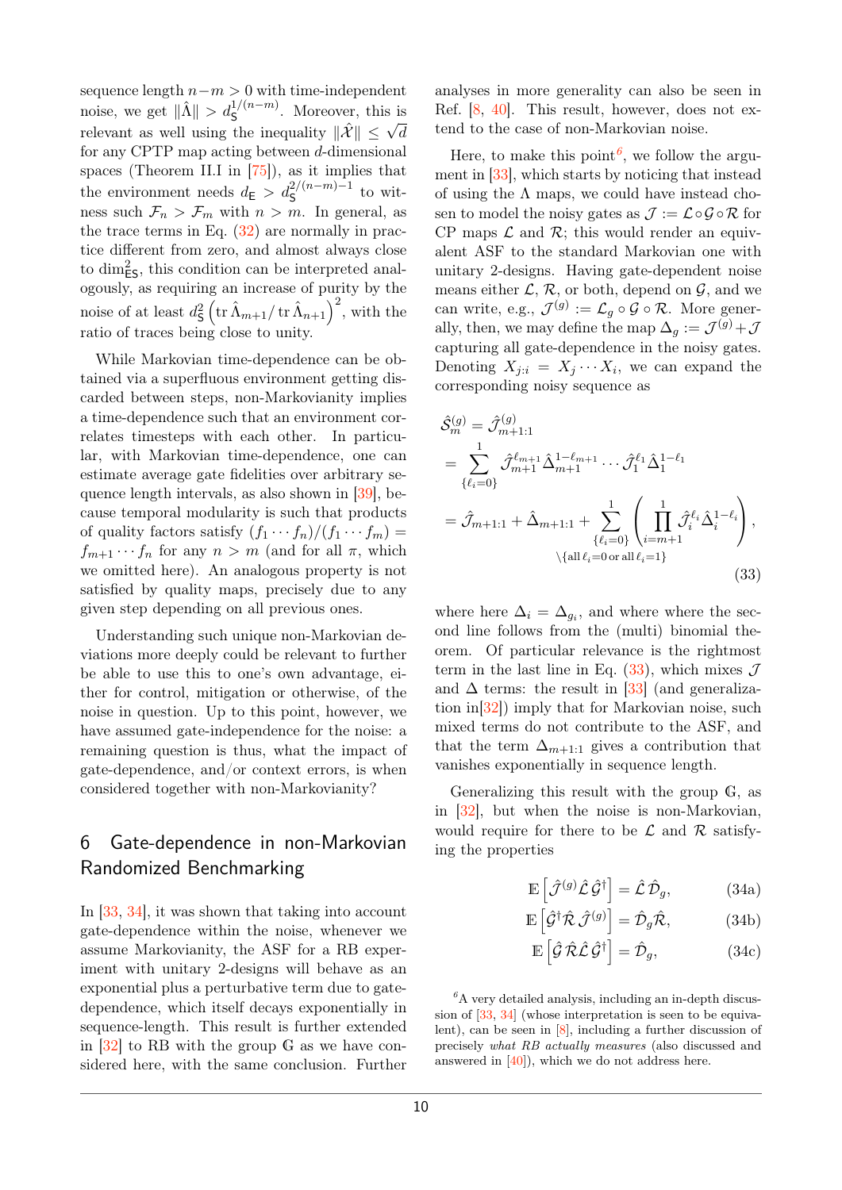sequence length $n-m>0$ with time-independent noise, we get $\|\hat{\Lambda}\| > d_{\mathsf{S}}^{1/(n-m)}$. Moreover, this is relevant as well using the inequality $\|\hat{\mathcal{X}}\| \leq \sqrt{d}$ for any CPTP map acting between $d$-dimensional spaces (Theorem II.I in [75]), as it implies that the environment needs $d_{\mathsf{E}} > d_{\mathsf{S}}^{2/(n-m)-1}$ to witness such $\mathcal{F}_n > \mathcal{F}_m$ with $n>m$. In general, as the trace terms in Eq. (32) are normally in practice different from zero, and almost always close to $\dim^2_{\mathsf{ES}}$, this condition can be interpreted analogously, as requiring an increase of purity by the noise of at least $d_{\mathsf{S}}^2\left(\operatorname{tr}\hat{\Lambda}_{m+1}/\operatorname{tr}\hat{\Lambda}_{n+1}\right)^2$, with the ratio of traces being close to unity.

While Markovian time-dependence can be obtained via a superfluous environment getting discarded between steps, non-Markovianity implies a time-dependence such that an environment correlates timesteps with each other. In particular, with Markovian time-dependence, one can estimate average gate fidelities over arbitrary sequence length intervals, as also shown in [39], because temporal modularity is such that products of quality factors satisfy $(f_1\cdots f_n)/(f_1\cdots f_m) = f_{m+1}\cdots f_n$ for any $n>m$ (and for all $\pi$, which we omitted here). An analogous property is not satisfied by quality maps, precisely due to any given step depending on all previous ones.

Understanding such unique non-Markovian deviations more deeply could be relevant to further be able to use this to one's own advantage, either for control, mitigation or otherwise, of the noise in question. Up to this point, however, we have assumed gate-independence for the noise: a remaining question is thus, what the impact of gate-dependence, and/or context errors, is when considered together with non-Markovianity?

## 6 Gate-dependence in non-Markovian Randomized Benchmarking

In [33, 34], it was shown that taking into account gate-dependence within the noise, whenever we assume Markovianity, the ASF for a RB experiment with unitary 2-designs will behave as an exponential plus a perturbative term due to gate-dependence, which itself decays exponentially in sequence-length. This result is further extended in [32] to RB with the group $\mathbb{G}$ as we have considered here, with the same conclusion. Further analyses in more generality can also be seen in Ref. [8, 40]. This result, however, does not extend to the case of non-Markovian noise.

Here, to make this point[6], we follow the argument in [33], which starts by noticing that instead of using the $\Lambda$ maps, we could have instead chosen to model the noisy gates as $\mathcal{J} := \mathcal{L}\circ\mathcal{G}\circ\mathcal{R}$ for CP maps $\mathcal{L}$ and $\mathcal{R}$; this would render an equivalent ASF to the standard Markovian one with unitary 2-designs. Having gate-dependent noise means either $\mathcal{L}$, $\mathcal{R}$, or both, depend on $\mathcal{G}$, and we can write, e.g., $\mathcal{J}^{(g)} := \mathcal{L}_g\circ\mathcal{G}\circ\mathcal{R}$. More generally, then, we may define the map $\Delta_g := \mathcal{J}^{(g)} + \mathcal{J}$ capturing all gate-dependence in the noisy gates. Denoting $X_{j:i} = X_j\cdots X_i$, we can expand the corresponding noisy sequence as

$$
\begin{aligned}
\hat{\mathcal{S}}^{(g)}_m &= \hat{\mathcal{J}}^{(g)}_{m+1:1} \\
&= \sum_{\{\ell_i=0\}}^{1} \hat{\mathcal{J}}^{\ell_{m+1}}_{m+1}\hat{\Delta}^{1-\ell_{m+1}}_{m+1}\cdots\hat{\mathcal{J}}^{\ell_1}_1\hat{\Delta}^{1-\ell_1}_1 \\
&= \hat{\mathcal{J}}_{m+1:1} + \hat{\Delta}_{m+1:1} + \sum_{\substack{\{\ell_i=0\}\\ \setminus\{\text{all }\ell_i=0\text{ or all }\ell_i=1\}}}^{1}\left(\prod_{i=m+1}^{1}\hat{\mathcal{J}}^{\ell_i}_i\hat{\Delta}^{1-\ell_i}_i\right),
\end{aligned}
\tag{33}
$$

where here $\Delta_i = \Delta_{g_i}$, and where where the second line follows from the (multi) binomial theorem. Of particular relevance is the rightmost term in the last line in Eq. (33), which mixes $\mathcal{J}$ and $\Delta$ terms: the result in [33] (and generalization in[32]) imply that for Markovian noise, such mixed terms do not contribute to the ASF, and that the term $\Delta_{m+1:1}$ gives a contribution that vanishes exponentially in sequence length.

Generalizing this result with the group $\mathbb{G}$, as in [32], but when the noise is non-Markovian, would require for there to be $\mathcal{L}$ and $\mathcal{R}$ satisfying the properties

$$
\mathbb{E}\left[\hat{\mathcal{J}}^{(g)}\hat{\mathcal{L}}\hat{\mathcal{G}}^\dagger\right] = \hat{\mathcal{L}}\hat{\mathcal{D}}_g, \tag{34a}
$$

$$
\mathbb{E}\left[\hat{\mathcal{G}}^\dagger\hat{\mathcal{R}}\hat{\mathcal{J}}^{(g)}\right] = \hat{\mathcal{D}}_g\hat{\mathcal{R}}, \tag{34b}
$$

$$
\mathbb{E}\left[\hat{\mathcal{G}}\hat{\mathcal{R}}\hat{\mathcal{L}}\hat{\mathcal{G}}^\dagger\right] = \hat{\mathcal{D}}_g, \tag{34c}
$$

[6] A very detailed analysis, including an in-depth discussion of [33, 34] (whose interpretation is seen to be equivalent), can be seen in [8], including a further discussion of precisely *what RB actually measures* (also discussed and answered in [40]), which we do not address here.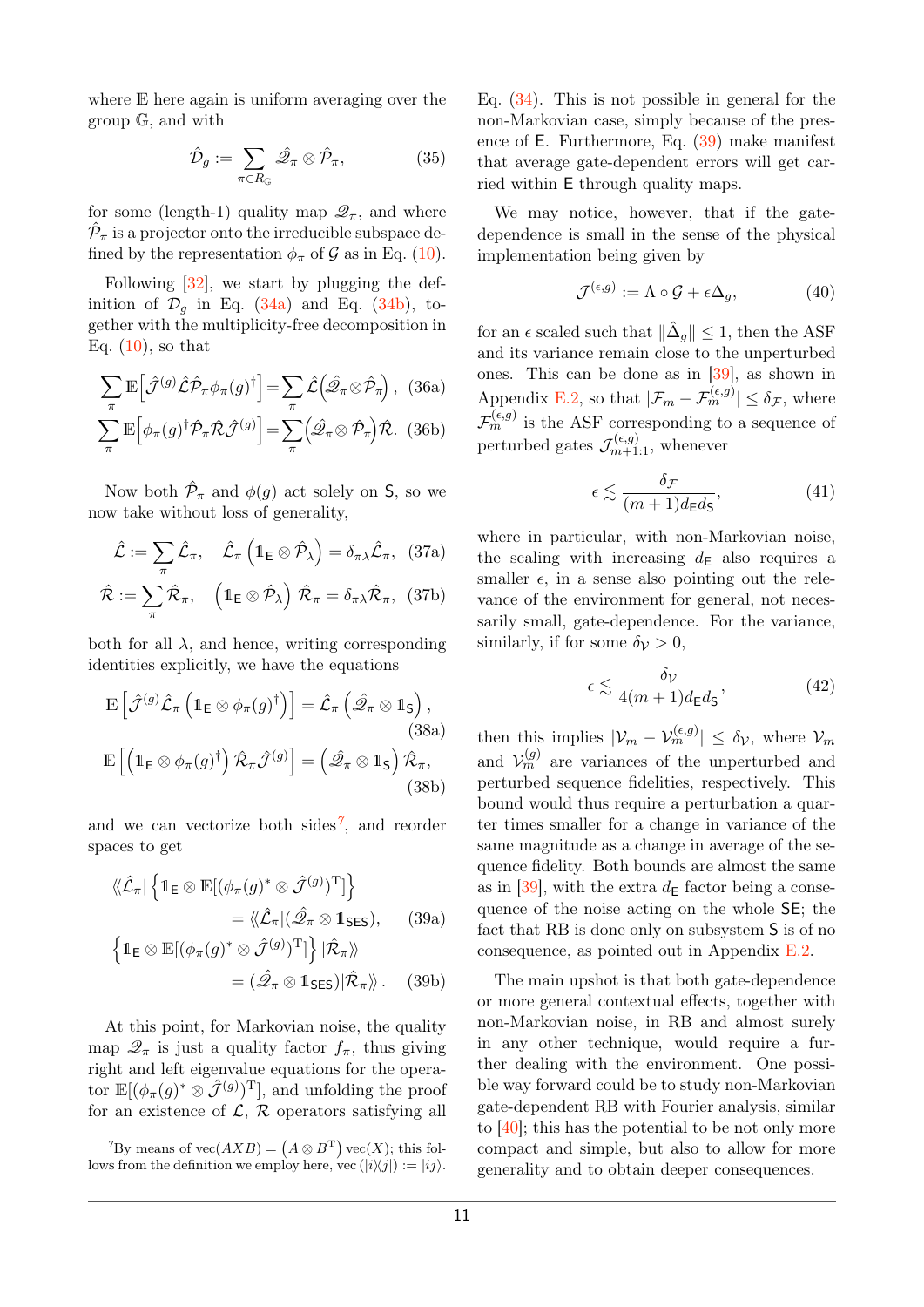where $\mathbb{E}$ here again is uniform averaging over the group $\mathbb{G}$, and with

$$\hat{\mathcal{D}}_g := \sum_{\pi\in R_{\mathbb{G}}} \hat{\mathscr{Q}}_\pi \otimes \hat{\mathcal{P}}_\pi, \tag{35}$$

for some (length-1) quality map $\mathscr{Q}_\pi$, and where $\hat{\mathcal{P}}_\pi$ is a projector onto the irreducible subspace defined by the representation $\phi_\pi$ of $\mathcal{G}$ as in Eq. (10).

Following [32], we start by plugging the definition of $\mathcal{D}_g$ in Eq. (34a) and Eq. (34b), together with the multiplicity-free decomposition in Eq. (10), so that

$$\sum_\pi \mathbb{E}\left[\hat{\mathcal{J}}^{(g)}\hat{\mathcal{L}}\hat{\mathcal{P}}_\pi\phi_\pi(g)^\dagger\right] = \sum_\pi \hat{\mathcal{L}}\left(\hat{\mathscr{Q}}_\pi\otimes\hat{\mathcal{P}}_\pi\right), \tag{36a}$$

$$\sum_\pi \mathbb{E}\left[\phi_\pi(g)^\dagger\hat{\mathcal{P}}_\pi\hat{\mathcal{R}}\hat{\mathcal{J}}^{(g)}\right] = \sum_\pi\left(\hat{\mathscr{Q}}_\pi\otimes\hat{\mathcal{P}}_\pi\right)\hat{\mathcal{R}}. \tag{36b}$$

Now both $\hat{\mathcal{P}}_\pi$ and $\phi(g)$ act solely on $\mathsf{S}$, so we now take without loss of generality,

$$\hat{\mathcal{L}} := \sum_\pi \hat{\mathcal{L}}_\pi, \quad \hat{\mathcal{L}}_\pi\left(\mathbb{1}_{\mathsf{E}}\otimes\hat{\mathcal{P}}_\lambda\right) = \delta_{\pi\lambda}\hat{\mathcal{L}}_\pi, \tag{37a}$$

$$\hat{\mathcal{R}} := \sum_\pi \hat{\mathcal{R}}_\pi, \quad \left(\mathbb{1}_{\mathsf{E}}\otimes\hat{\mathcal{P}}_\lambda\right)\hat{\mathcal{R}}_\pi = \delta_{\pi\lambda}\hat{\mathcal{R}}_\pi, \tag{37b}$$

both for all $\lambda$, and hence, writing corresponding identities explicitly, we have the equations

$$\mathbb{E}\left[\hat{\mathcal{J}}^{(g)}\hat{\mathcal{L}}_\pi\left(\mathbb{1}_{\mathsf{E}}\otimes\phi_\pi(g)^\dagger\right)\right] = \hat{\mathcal{L}}_\pi\left(\hat{\mathscr{Q}}_\pi\otimes\mathbb{1}_{\mathsf{S}}\right), \tag{38a}$$

$$\mathbb{E}\left[\left(\mathbb{1}_{\mathsf{E}}\otimes\phi_\pi(g)^\dagger\right)\hat{\mathcal{R}}_\pi\hat{\mathcal{J}}^{(g)}\right] = \left(\hat{\mathscr{Q}}_\pi\otimes\mathbb{1}_{\mathsf{S}}\right)\hat{\mathcal{R}}_\pi, \tag{38b}$$

and we can vectorize both sides[7], and reorder spaces to get

$$\langle\!\langle\hat{\mathcal{L}}_\pi|\left\{\mathbb{1}_{\mathsf{E}}\otimes\mathbb{E}[(\phi_\pi(g)^*\otimes\hat{\mathcal{J}}^{(g)})^{\mathrm{T}}]\right\} = \langle\!\langle\hat{\mathcal{L}}_\pi|(\hat{\mathscr{Q}}_\pi\otimes\mathbb{1}_{\mathsf{SES}}), \tag{39a}$$

$$\left\{\mathbb{1}_{\mathsf{E}}\otimes\mathbb{E}[(\phi_\pi(g)^*\otimes\hat{\mathcal{J}}^{(g)})^{\mathrm{T}}]\right\}|\hat{\mathcal{R}}_\pi\rangle\!\rangle = (\hat{\mathscr{Q}}_\pi\otimes\mathbb{1}_{\mathsf{SES}})|\hat{\mathcal{R}}_\pi\rangle\!\rangle. \tag{39b}$$

At this point, for Markovian noise, the quality map $\mathscr{Q}_\pi$ is just a quality factor $f_\pi$, thus giving right and left eigenvalue equations for the operator $\mathbb{E}[(\phi_\pi(g)^*\otimes\hat{\mathcal{J}}^{(g)})^{\mathrm{T}}]$, and unfolding the proof for an existence of $\mathcal{L}$, $\mathcal{R}$ operators satisfying all Eq. (34). This is not possible in general for the non-Markovian case, simply because of the presence of $\mathsf{E}$. Furthermore, Eq. (39) make manifest that average gate-dependent errors will get carried within $\mathsf{E}$ through quality maps.

We may notice, however, that if the gate-dependence is small in the sense of the physical implementation being given by

$$\mathcal{J}^{(\epsilon,g)} := \Lambda\circ\mathcal{G} + \epsilon\Delta_g, \tag{40}$$

for an $\epsilon$ scaled such that $\|\hat{\Delta}_g\|\leq 1$, then the ASF and its variance remain close to the unperturbed ones. This can be done as in [39], as shown in Appendix E.2, so that $|\mathcal{F}_m - \mathcal{F}_m^{(\epsilon,g)}|\leq\delta_{\mathcal{F}}$, where $\mathcal{F}_m^{(\epsilon,g)}$ is the ASF corresponding to a sequence of perturbed gates $\mathcal{J}_{m+1:1}^{(\epsilon,g)}$, whenever

$$\epsilon \lesssim \frac{\delta_{\mathcal{F}}}{(m+1)d_{\mathsf{E}}d_{\mathsf{S}}}, \tag{41}$$

where in particular, with non-Markovian noise, the scaling with increasing $d_{\mathsf{E}}$ also requires a smaller $\epsilon$, in a sense also pointing out the relevance of the environment for general, not necessarily small, gate-dependence. For the variance, similarly, if for some $\delta_{\mathcal{V}}>0$,

$$\epsilon \lesssim \frac{\delta_{\mathcal{V}}}{4(m+1)d_{\mathsf{E}}d_{\mathsf{S}}}, \tag{42}$$

then this implies $|\mathcal{V}_m - \mathcal{V}_m^{(\epsilon,g)}|\leq\delta_{\mathcal{V}}$, where $\mathcal{V}_m$ and $\mathcal{V}_m^{(g)}$ are variances of the unperturbed and perturbed sequence fidelities, respectively. This bound would thus require a perturbation a quarter times smaller for a change in variance of the same magnitude as a change in average of the sequence fidelity. Both bounds are almost the same as in [39], with the extra $d_{\mathsf{E}}$ factor being a consequence of the noise acting on the whole $\mathsf{SE}$; the fact that RB is done only on subsystem $\mathsf{S}$ is of no consequence, as pointed out in Appendix E.2.

The main upshot is that both gate-dependence or more general contextual effects, together with non-Markovian noise, in RB and almost surely in any other technique, would require a further dealing with the environment. One possible way forward could be to study non-Markovian gate-dependent RB with Fourier analysis, similar to [40]; this has the potential to be not only more compact and simple, but also to allow for more generality and to obtain deeper consequences.

[7] By means of $\mathrm{vec}(AXB) = \left(A\otimes B^{\mathrm{T}}\right)\mathrm{vec}(X)$; this follows from the definition we employ here, $\mathrm{vec}\left(|i\rangle\!\langle j|\right) := |ij\rangle$.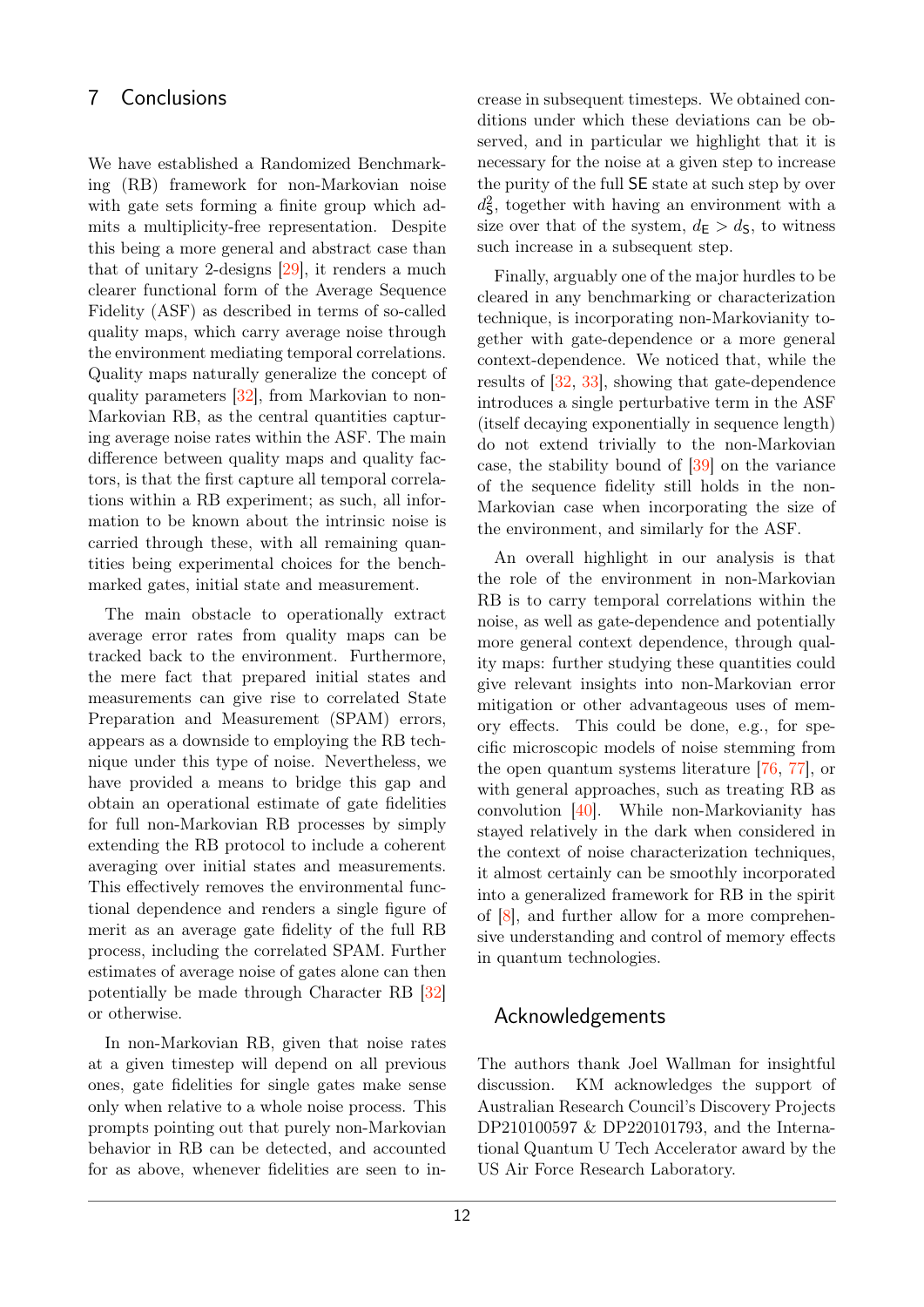## 7 Conclusions

We have established a Randomized Benchmarking (RB) framework for non-Markovian noise with gate sets forming a finite group which admits a multiplicity-free representation. Despite this being a more general and abstract case than that of unitary 2-designs [29], it renders a much clearer functional form of the Average Sequence Fidelity (ASF) as described in terms of so-called quality maps, which carry average noise through the environment mediating temporal correlations. Quality maps naturally generalize the concept of quality parameters [32], from Markovian to non-Markovian RB, as the central quantities capturing average noise rates within the ASF. The main difference between quality maps and quality factors, is that the first capture all temporal correlations within a RB experiment; as such, all information to be known about the intrinsic noise is carried through these, with all remaining quantities being experimental choices for the benchmarked gates, initial state and measurement.

The main obstacle to operationally extract average error rates from quality maps can be tracked back to the environment. Furthermore, the mere fact that prepared initial states and measurements can give rise to correlated State Preparation and Measurement (SPAM) errors, appears as a downside to employing the RB technique under this type of noise. Nevertheless, we have provided a means to bridge this gap and obtain an operational estimate of gate fidelities for full non-Markovian RB processes by simply extending the RB protocol to include a coherent averaging over initial states and measurements. This effectively removes the environmental functional dependence and renders a single figure of merit as an average gate fidelity of the full RB process, including the correlated SPAM. Further estimates of average noise of gates alone can then potentially be made through Character RB [32] or otherwise.

In non-Markovian RB, given that noise rates at a given timestep will depend on all previous ones, gate fidelities for single gates make sense only when relative to a whole noise process. This prompts pointing out that purely non-Markovian behavior in RB can be detected, and accounted for as above, whenever fidelities are seen to increase in subsequent timesteps. We obtained conditions under which these deviations can be observed, and in particular we highlight that it is necessary for the noise at a given step to increase the purity of the full $\mathsf{SE}$ state at such step by over $d_{\mathsf{S}}^2$, together with having an environment with a size over that of the system, $d_{\mathsf{E}} > d_{\mathsf{S}}$, to witness such increase in a subsequent step.

Finally, arguably one of the major hurdles to be cleared in any benchmarking or characterization technique, is incorporating non-Markovianity together with gate-dependence or a more general context-dependence. We noticed that, while the results of [32, 33], showing that gate-dependence introduces a single perturbative term in the ASF (itself decaying exponentially in sequence length) do not extend trivially to the non-Markovian case, the stability bound of [39] on the variance of the sequence fidelity still holds in the non-Markovian case when incorporating the size of the environment, and similarly for the ASF.

An overall highlight in our analysis is that the role of the environment in non-Markovian RB is to carry temporal correlations within the noise, as well as gate-dependence and potentially more general context dependence, through quality maps: further studying these quantities could give relevant insights into non-Markovian error mitigation or other advantageous uses of memory effects. This could be done, e.g., for specific microscopic models of noise stemming from the open quantum systems literature [76, 77], or with general approaches, such as treating RB as convolution [40]. While non-Markovianity has stayed relatively in the dark when considered in the context of noise characterization techniques, it almost certainly can be smoothly incorporated into a generalized framework for RB in the spirit of [8], and further allow for a more comprehensive understanding and control of memory effects in quantum technologies.

## Acknowledgements

The authors thank Joel Wallman for insightful discussion. KM acknowledges the support of Australian Research Council's Discovery Projects DP210100597 & DP220101793, and the International Quantum U Tech Accelerator award by the US Air Force Research Laboratory.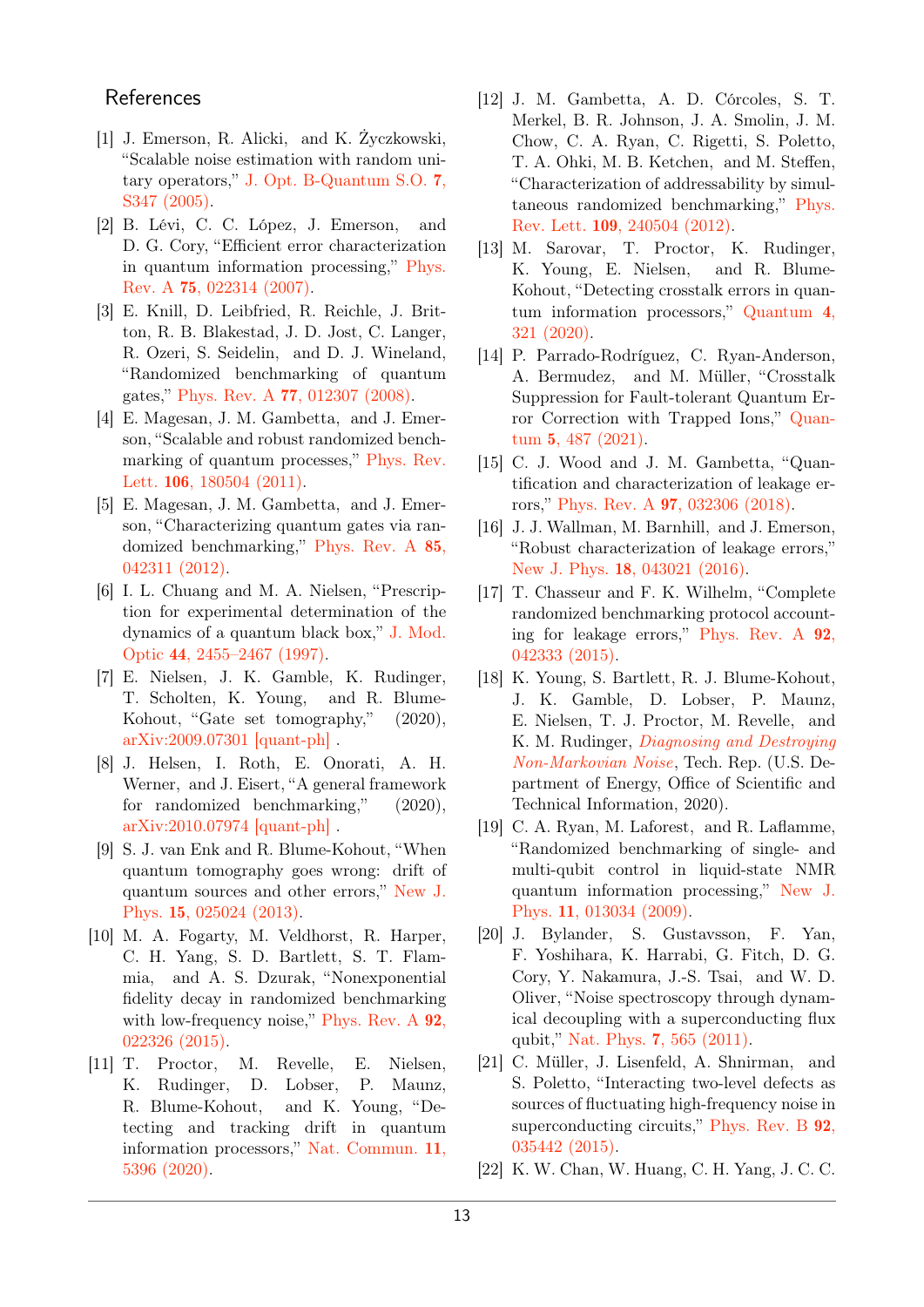## References

[1] J. Emerson, R. Alicki, and K. Życzkowski, "Scalable noise estimation with random unitary operators," J. Opt. B-Quantum S.O. **7**, S347 (2005).

[2] B. Lévi, C. C. López, J. Emerson, and D. G. Cory, "Efficient error characterization in quantum information processing," Phys. Rev. A **75**, 022314 (2007).

[3] E. Knill, D. Leibfried, R. Reichle, J. Britton, R. B. Blakestad, J. D. Jost, C. Langer, R. Ozeri, S. Seidelin, and D. J. Wineland, "Randomized benchmarking of quantum gates," Phys. Rev. A **77**, 012307 (2008).

[4] E. Magesan, J. M. Gambetta, and J. Emerson, "Scalable and robust randomized benchmarking of quantum processes," Phys. Rev. Lett. **106**, 180504 (2011).

[5] E. Magesan, J. M. Gambetta, and J. Emerson, "Characterizing quantum gates via randomized benchmarking," Phys. Rev. A **85**, 042311 (2012).

[6] I. L. Chuang and M. A. Nielsen, "Prescription for experimental determination of the dynamics of a quantum black box," J. Mod. Optic **44**, 2455–2467 (1997).

[7] E. Nielsen, J. K. Gamble, K. Rudinger, T. Scholten, K. Young, and R. Blume-Kohout, "Gate set tomography," (2020), arXiv:2009.07301 [quant-ph] .

[8] J. Helsen, I. Roth, E. Onorati, A. H. Werner, and J. Eisert, "A general framework for randomized benchmarking," (2020), arXiv:2010.07974 [quant-ph] .

[9] S. J. van Enk and R. Blume-Kohout, "When quantum tomography goes wrong: drift of quantum sources and other errors," New J. Phys. **15**, 025024 (2013).

[10] M. A. Fogarty, M. Veldhorst, R. Harper, C. H. Yang, S. D. Bartlett, S. T. Flammia, and A. S. Dzurak, "Nonexponential fidelity decay in randomized benchmarking with low-frequency noise," Phys. Rev. A **92**, 022326 (2015).

[11] T. Proctor, M. Revelle, E. Nielsen, K. Rudinger, D. Lobser, P. Maunz, R. Blume-Kohout, and K. Young, "Detecting and tracking drift in quantum information processors," Nat. Commun. **11**, 5396 (2020).

[12] J. M. Gambetta, A. D. Córcoles, S. T. Merkel, B. R. Johnson, J. A. Smolin, J. M. Chow, C. A. Ryan, C. Rigetti, S. Poletto, T. A. Ohki, M. B. Ketchen, and M. Steffen, "Characterization of addressability by simultaneous randomized benchmarking," Phys. Rev. Lett. **109**, 240504 (2012).

[13] M. Sarovar, T. Proctor, K. Rudinger, K. Young, E. Nielsen, and R. Blume-Kohout, "Detecting crosstalk errors in quantum information processors," Quantum **4**, 321 (2020).

[14] P. Parrado-Rodríguez, C. Ryan-Anderson, A. Bermudez, and M. Müller, "Crosstalk Suppression for Fault-tolerant Quantum Error Correction with Trapped Ions," Quantum **5**, 487 (2021).

[15] C. J. Wood and J. M. Gambetta, "Quantification and characterization of leakage errors," Phys. Rev. A **97**, 032306 (2018).

[16] J. J. Wallman, M. Barnhill, and J. Emerson, "Robust characterization of leakage errors," New J. Phys. **18**, 043021 (2016).

[17] T. Chasseur and F. K. Wilhelm, "Complete randomized benchmarking protocol accounting for leakage errors," Phys. Rev. A **92**, 042333 (2015).

[18] K. Young, S. Bartlett, R. J. Blume-Kohout, J. K. Gamble, D. Lobser, P. Maunz, E. Nielsen, T. J. Proctor, M. Revelle, and K. M. Rudinger, *Diagnosing and Destroying Non-Markovian Noise*, Tech. Rep. (U.S. Department of Energy, Office of Scientific and Technical Information, 2020).

[19] C. A. Ryan, M. Laforest, and R. Laflamme, "Randomized benchmarking of single- and multi-qubit control in liquid-state NMR quantum information processing," New J. Phys. **11**, 013034 (2009).

[20] J. Bylander, S. Gustavsson, F. Yan, F. Yoshihara, K. Harrabi, G. Fitch, D. G. Cory, Y. Nakamura, J.-S. Tsai, and W. D. Oliver, "Noise spectroscopy through dynamical decoupling with a superconducting flux qubit," Nat. Phys. **7**, 565 (2011).

[21] C. Müller, J. Lisenfeld, A. Shnirman, and S. Poletto, "Interacting two-level defects as sources of fluctuating high-frequency noise in superconducting circuits," Phys. Rev. B **92**, 035442 (2015).

[22] K. W. Chan, W. Huang, C. H. Yang, J. C. C.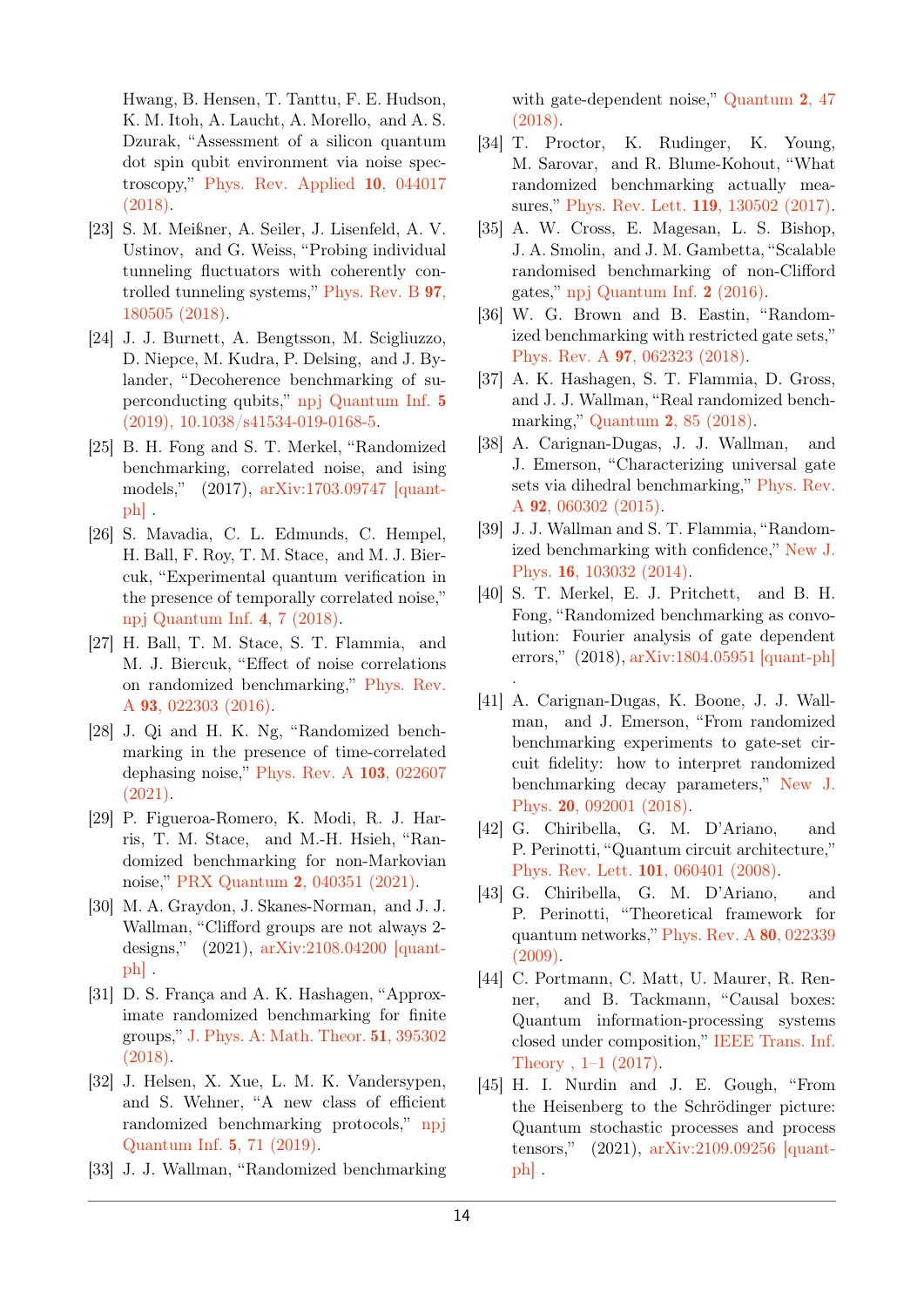Hwang, B. Hensen, T. Tanttu, F. E. Hudson, K. M. Itoh, A. Laucht, A. Morello, and A. S. Dzurak, "Assessment of a silicon quantum dot spin qubit environment via noise spectroscopy," Phys. Rev. Applied **10**, 044017 (2018).

[23] S. M. Meißner, A. Seiler, J. Lisenfeld, A. V. Ustinov, and G. Weiss, "Probing individual tunneling fluctuators with coherently controlled tunneling systems," Phys. Rev. B **97**, 180505 (2018).

[24] J. J. Burnett, A. Bengtsson, M. Scigliuzzo, D. Niepce, M. Kudra, P. Delsing, and J. Bylander, "Decoherence benchmarking of superconducting qubits," npj Quantum Inf. **5** (2019), 10.1038/s41534-019-0168-5.

[25] B. H. Fong and S. T. Merkel, "Randomized benchmarking, correlated noise, and ising models," (2017), arXiv:1703.09747 [quant-ph] .

[26] S. Mavadia, C. L. Edmunds, C. Hempel, H. Ball, F. Roy, T. M. Stace, and M. J. Biercuk, "Experimental quantum verification in the presence of temporally correlated noise," npj Quantum Inf. **4**, 7 (2018).

[27] H. Ball, T. M. Stace, S. T. Flammia, and M. J. Biercuk, "Effect of noise correlations on randomized benchmarking," Phys. Rev. A **93**, 022303 (2016).

[28] J. Qi and H. K. Ng, "Randomized benchmarking in the presence of time-correlated dephasing noise," Phys. Rev. A **103**, 022607 (2021).

[29] P. Figueroa-Romero, K. Modi, R. J. Harris, T. M. Stace, and M.-H. Hsieh, "Randomized benchmarking for non-Markovian noise," PRX Quantum **2**, 040351 (2021).

[30] M. A. Graydon, J. Skanes-Norman, and J. J. Wallman, "Clifford groups are not always 2-designs," (2021), arXiv:2108.04200 [quant-ph] .

[31] D. S. França and A. K. Hashagen, "Approximate randomized benchmarking for finite groups," J. Phys. A: Math. Theor. **51**, 395302 (2018).

[32] J. Helsen, X. Xue, L. M. K. Vandersypen, and S. Wehner, "A new class of efficient randomized benchmarking protocols," npj Quantum Inf. **5**, 71 (2019).

[33] J. J. Wallman, "Randomized benchmarking with gate-dependent noise," Quantum **2**, 47 (2018).

[34] T. Proctor, K. Rudinger, K. Young, M. Sarovar, and R. Blume-Kohout, "What randomized benchmarking actually measures," Phys. Rev. Lett. **119**, 130502 (2017).

[35] A. W. Cross, E. Magesan, L. S. Bishop, J. A. Smolin, and J. M. Gambetta, "Scalable randomised benchmarking of non-Clifford gates," npj Quantum Inf. **2** (2016).

[36] W. G. Brown and B. Eastin, "Randomized benchmarking with restricted gate sets," Phys. Rev. A **97**, 062323 (2018).

[37] A. K. Hashagen, S. T. Flammia, D. Gross, and J. J. Wallman, "Real randomized benchmarking," Quantum **2**, 85 (2018).

[38] A. Carignan-Dugas, J. J. Wallman, and J. Emerson, "Characterizing universal gate sets via dihedral benchmarking," Phys. Rev. A **92**, 060302 (2015).

[39] J. J. Wallman and S. T. Flammia, "Randomized benchmarking with confidence," New J. Phys. **16**, 103032 (2014).

[40] S. T. Merkel, E. J. Pritchett, and B. H. Fong, "Randomized benchmarking as convolution: Fourier analysis of gate dependent errors," (2018), arXiv:1804.05951 [quant-ph] .

[41] A. Carignan-Dugas, K. Boone, J. J. Wallman, and J. Emerson, "From randomized benchmarking experiments to gate-set circuit fidelity: how to interpret randomized benchmarking decay parameters," New J. Phys. **20**, 092001 (2018).

[42] G. Chiribella, G. M. D'Ariano, and P. Perinotti, "Quantum circuit architecture," Phys. Rev. Lett. **101**, 060401 (2008).

[43] G. Chiribella, G. M. D'Ariano, and P. Perinotti, "Theoretical framework for quantum networks," Phys. Rev. A **80**, 022339 (2009).

[44] C. Portmann, C. Matt, U. Maurer, R. Renner, and B. Tackmann, "Causal boxes: Quantum information-processing systems closed under composition," IEEE Trans. Inf. Theory , 1–1 (2017).

[45] H. I. Nurdin and J. E. Gough, "From the Heisenberg to the Schrödinger picture: Quantum stochastic processes and process tensors," (2021), arXiv:2109.09256 [quant-ph] .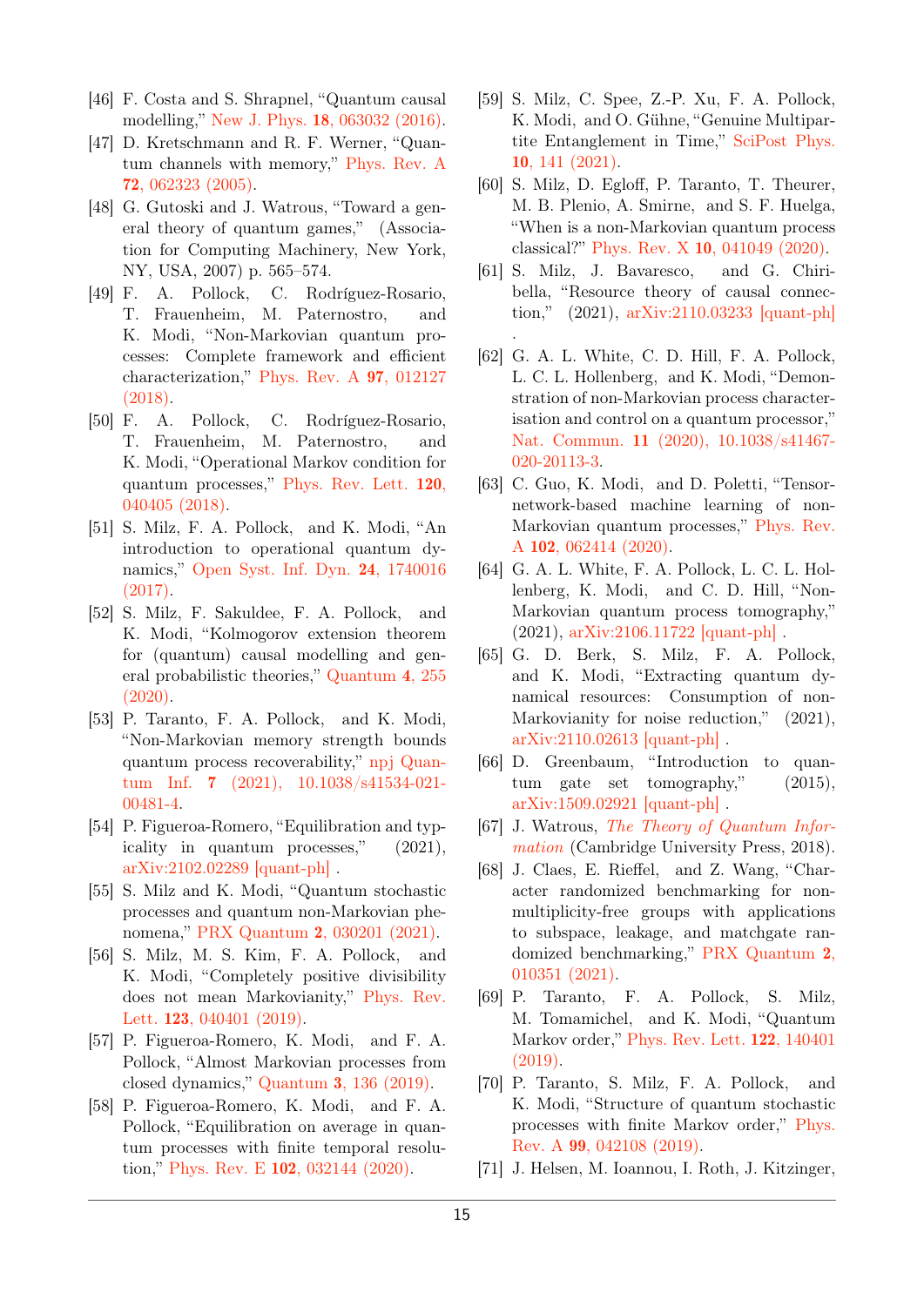[46] F. Costa and S. Shrapnel, "Quantum causal modelling," New J. Phys. **18**, 063032 (2016).

[47] D. Kretschmann and R. F. Werner, "Quantum channels with memory," Phys. Rev. A **72**, 062323 (2005).

[48] G. Gutoski and J. Watrous, "Toward a general theory of quantum games," (Association for Computing Machinery, New York, NY, USA, 2007) p. 565–574.

[49] F. A. Pollock, C. Rodríguez-Rosario, T. Frauenheim, M. Paternostro, and K. Modi, "Non-Markovian quantum processes: Complete framework and efficient characterization," Phys. Rev. A **97**, 012127 (2018).

[50] F. A. Pollock, C. Rodríguez-Rosario, T. Frauenheim, M. Paternostro, and K. Modi, "Operational Markov condition for quantum processes," Phys. Rev. Lett. **120**, 040405 (2018).

[51] S. Milz, F. A. Pollock, and K. Modi, "An introduction to operational quantum dynamics," Open Syst. Inf. Dyn. **24**, 1740016 (2017).

[52] S. Milz, F. Sakuldee, F. A. Pollock, and K. Modi, "Kolmogorov extension theorem for (quantum) causal modelling and general probabilistic theories," Quantum **4**, 255 (2020).

[53] P. Taranto, F. A. Pollock, and K. Modi, "Non-Markovian memory strength bounds quantum process recoverability," npj Quantum Inf. **7** (2021), 10.1038/s41534-021-00481-4.

[54] P. Figueroa-Romero, "Equilibration and typicality in quantum processes," (2021), arXiv:2102.02289 [quant-ph] .

[55] S. Milz and K. Modi, "Quantum stochastic processes and quantum non-Markovian phenomena," PRX Quantum **2**, 030201 (2021).

[56] S. Milz, M. S. Kim, F. A. Pollock, and K. Modi, "Completely positive divisibility does not mean Markovianity," Phys. Rev. Lett. **123**, 040401 (2019).

[57] P. Figueroa-Romero, K. Modi, and F. A. Pollock, "Almost Markovian processes from closed dynamics," Quantum **3**, 136 (2019).

[58] P. Figueroa-Romero, K. Modi, and F. A. Pollock, "Equilibration on average in quantum processes with finite temporal resolution," Phys. Rev. E **102**, 032144 (2020).

[59] S. Milz, C. Spee, Z.-P. Xu, F. A. Pollock, K. Modi, and O. Gühne, "Genuine Multipartite Entanglement in Time," SciPost Phys. **10**, 141 (2021).

[60] S. Milz, D. Egloff, P. Taranto, T. Theurer, M. B. Plenio, A. Smirne, and S. F. Huelga, "When is a non-Markovian quantum process classical?" Phys. Rev. X **10**, 041049 (2020).

[61] S. Milz, J. Bavaresco, and G. Chiribella, "Resource theory of causal connection," (2021), arXiv:2110.03233 [quant-ph] .

[62] G. A. L. White, C. D. Hill, F. A. Pollock, L. C. L. Hollenberg, and K. Modi, "Demonstration of non-Markovian process characterisation and control on a quantum processor," Nat. Commun. **11** (2020), 10.1038/s41467-020-20113-3.

[63] C. Guo, K. Modi, and D. Poletti, "Tensor-network-based machine learning of non-Markovian quantum processes," Phys. Rev. A **102**, 062414 (2020).

[64] G. A. L. White, F. A. Pollock, L. C. L. Hollenberg, K. Modi, and C. D. Hill, "Non-Markovian quantum process tomography," (2021), arXiv:2106.11722 [quant-ph] .

[65] G. D. Berk, S. Milz, F. A. Pollock, and K. Modi, "Extracting quantum dynamical resources: Consumption of non-Markovianity for noise reduction," (2021), arXiv:2110.02613 [quant-ph] .

[66] D. Greenbaum, "Introduction to quantum gate set tomography," (2015), arXiv:1509.02921 [quant-ph] .

[67] J. Watrous, *The Theory of Quantum Information* (Cambridge University Press, 2018).

[68] J. Claes, E. Rieffel, and Z. Wang, "Character randomized benchmarking for non-multiplicity-free groups with applications to subspace, leakage, and matchgate randomized benchmarking," PRX Quantum **2**, 010351 (2021).

[69] P. Taranto, F. A. Pollock, S. Milz, M. Tomamichel, and K. Modi, "Quantum Markov order," Phys. Rev. Lett. **122**, 140401 (2019).

[70] P. Taranto, S. Milz, F. A. Pollock, and K. Modi, "Structure of quantum stochastic processes with finite Markov order," Phys. Rev. A **99**, 042108 (2019).

[71] J. Helsen, M. Ioannou, I. Roth, J. Kitzinger,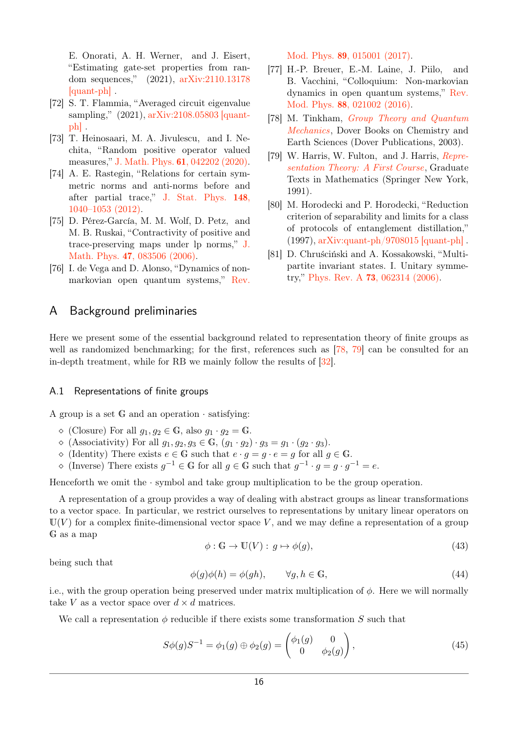E. Onorati, A. H. Werner, and J. Eisert, "Estimating gate-set properties from random sequences," (2021), arXiv:2110.13178 [quant-ph] .

[72] S. T. Flammia, "Averaged circuit eigenvalue sampling," (2021), arXiv:2108.05803 [quant-ph] .

[73] T. Heinosaari, M. A. Jivulescu, and I. Nechita, "Random positive operator valued measures," J. Math. Phys. **61**, 042202 (2020).

[74] A. E. Rastegin, "Relations for certain symmetric norms and anti-norms before and after partial trace," J. Stat. Phys. **148**, 1040–1053 (2012).

[75] D. Pérez-García, M. M. Wolf, D. Petz, and M. B. Ruskai, "Contractivity of positive and trace-preserving maps under lp norms," J. Math. Phys. **47**, 083506 (2006).

[76] I. de Vega and D. Alonso, "Dynamics of non-markovian open quantum systems," Rev. Mod. Phys. **89**, 015001 (2017).

[77] H.-P. Breuer, E.-M. Laine, J. Piilo, and B. Vacchini, "Colloquium: Non-markovian dynamics in open quantum systems," Rev. Mod. Phys. **88**, 021002 (2016).

[78] M. Tinkham, *Group Theory and Quantum Mechanics*, Dover Books on Chemistry and Earth Sciences (Dover Publications, 2003).

[79] W. Harris, W. Fulton, and J. Harris, *Representation Theory: A First Course*, Graduate Texts in Mathematics (Springer New York, 1991).

[80] M. Horodecki and P. Horodecki, "Reduction criterion of separability and limits for a class of protocols of entanglement distillation," (1997), arXiv:quant-ph/9708015 [quant-ph] .

[81] D. Chruściński and A. Kossakowski, "Multipartite invariant states. I. Unitary symmetry," Phys. Rev. A **73**, 062314 (2006).

# A Background preliminaries

Here we present some of the essential background related to representation theory of finite groups as well as randomized benchmarking; for the first, references such as [78, 79] can be consulted for an in-depth treatment, while for RB we mainly follow the results of [32].

## A.1 Representations of finite groups

A group is a set $\mathbb{G}$ and an operation $\cdot$ satisfying:

- (Closure) For all $g_1, g_2 \in \mathbb{G}$, also $g_1 \cdot g_2 = \mathbb{G}$.
- (Associativity) For all $g_1, g_2, g_3 \in \mathbb{G}$, $(g_1 \cdot g_2) \cdot g_3 = g_1 \cdot (g_2 \cdot g_3)$.
- (Identity) There exists $e \in \mathbb{G}$ such that $e \cdot g = g \cdot e = g$ for all $g \in \mathbb{G}$.
- (Inverse) There exists $g^{-1} \in \mathbb{G}$ for all $g \in \mathbb{G}$ such that $g^{-1} \cdot g = g \cdot g^{-1} = e$.

Henceforth we omit the $\cdot$ symbol and take group multiplication to be the group operation.

A representation of a group provides a way of dealing with abstract groups as linear transformations to a vector space. In particular, we restrict ourselves to representations by unitary linear operators on $\mathbb{U}(V)$ for a complex finite-dimensional vector space $V$, and we may define a representation of a group $\mathbb{G}$ as a map

$$\phi : \mathbb{G} \to \mathbb{U}(V) : g \mapsto \phi(g), \tag{43}$$

being such that

$$\phi(g)\phi(h) = \phi(gh), \qquad \forall g, h \in \mathbb{G}, \tag{44}$$

i.e., with the group operation being preserved under matrix multiplication of $\phi$. Here we will normally take $V$ as a vector space over $d \times d$ matrices.

We call a representation $\phi$ reducible if there exists some transformation $S$ such that

$$S\phi(g)S^{-1} = \phi_1(g) \oplus \phi_2(g) = \begin{pmatrix} \phi_1(g) & 0 \\ 0 & \phi_2(g) \end{pmatrix}, \tag{45}$$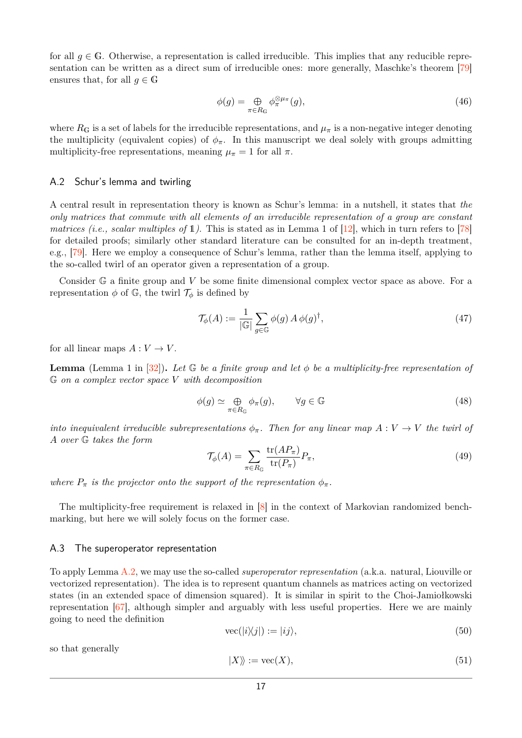for all $g \in \mathbb{G}$. Otherwise, a representation is called irreducible. This implies that any reducible representation can be written as a direct sum of irreducible ones: more generally, Maschke's theorem [79] ensures that, for all $g \in \mathbb{G}$

$$\phi(g) = \bigoplus_{\pi \in R_{\mathbb{G}}} \phi_\pi^{\otimes \mu_\pi}(g), \tag{46}$$

where $R_{\mathbb{G}}$ is a set of labels for the irreducible representations, and $\mu_\pi$ is a non-negative integer denoting the multiplicity (equivalent copies) of $\phi_\pi$. In this manuscript we deal solely with groups admitting multiplicity-free representations, meaning $\mu_\pi = 1$ for all $\pi$.

### A.2 Schur's lemma and twirling

A central result in representation theory is known as Schur's lemma: in a nutshell, it states that *the only matrices that commute with all elements of an irreducible representation of a group are constant matrices (i.e., scalar multiples of $\mathbb{1}$).* This is stated as in Lemma 1 of [12], which in turn refers to [78] for detailed proofs; similarly other standard literature can be consulted for an in-depth treatment, e.g., [79]. Here we employ a consequence of Schur's lemma, rather than the lemma itself, applying to the so-called twirl of an operator given a representation of a group.

Consider $\mathbb{G}$ a finite group and $V$ be some finite dimensional complex vector space as above. For a representation $\phi$ of $\mathbb{G}$, the twirl $\mathcal{T}_\phi$ is defined by

$$\mathcal{T}_\phi(A) := \frac{1}{|\mathbb{G}|} \sum_{g \in \mathbb{G}} \phi(g)\, A\, \phi(g)^\dagger, \tag{47}$$

for all linear maps $A : V \to V$.

**Lemma** (Lemma 1 in [32])**.** *Let $\mathbb{G}$ be a finite group and let $\phi$ be a multiplicity-free representation of $\mathbb{G}$ on a complex vector space $V$ with decomposition*

$$\phi(g) \simeq \bigoplus_{\pi \in R_{\mathbb{G}}} \phi_\pi(g), \qquad \forall g \in \mathbb{G} \tag{48}$$

*into inequivalent irreducible subrepresentations $\phi_\pi$. Then for any linear map $A : V \to V$ the twirl of $A$ over $\mathbb{G}$ takes the form*

$$\mathcal{T}_\phi(A) = \sum_{\pi \in R_{\mathbb{G}}} \frac{\operatorname{tr}(AP_\pi)}{\operatorname{tr}(P_\pi)} P_\pi, \tag{49}$$

*where $P_\pi$ is the projector onto the support of the representation $\phi_\pi$.*

The multiplicity-free requirement is relaxed in [8] in the context of Markovian randomized benchmarking, but here we will solely focus on the former case.

### A.3 The superoperator representation

To apply Lemma A.2, we may use the so-called *superoperator representation* (a.k.a. natural, Liouville or vectorized representation). The idea is to represent quantum channels as matrices acting on vectorized states (in an extended space of dimension squared). It is similar in spirit to the Choi-Jamiołkowski representation [67], although simpler and arguably with less useful properties. Here we are mainly going to need the definition

$$\operatorname{vec}(|i\rangle\langle j|) := |ij\rangle, \tag{50}$$

so that generally

$$|X\rangle\rangle := \operatorname{vec}(X), \tag{51}$$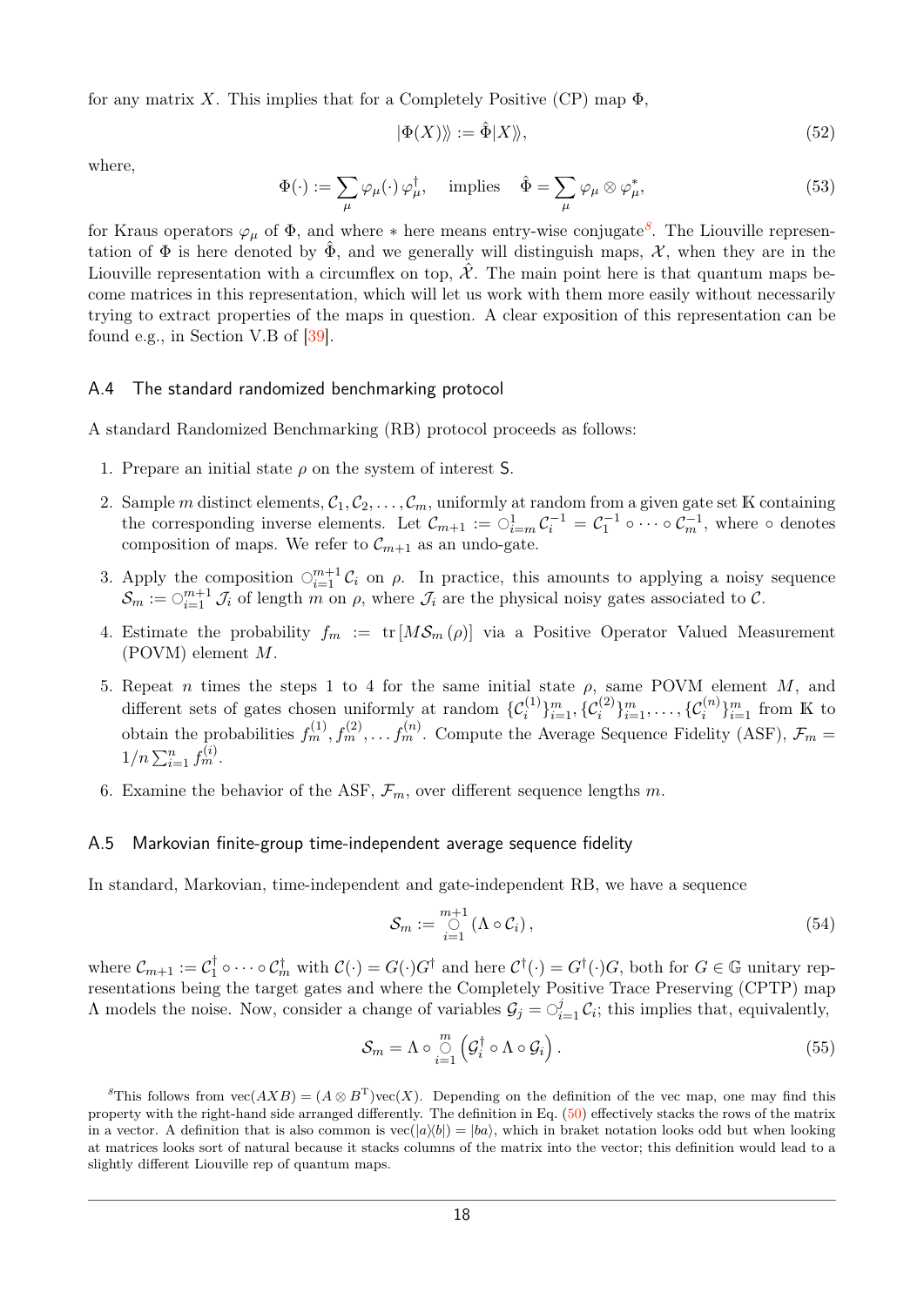for any matrix $X$. This implies that for a Completely Positive (CP) map $\Phi$,

$$|\Phi(X)\rangle\!\rangle := \hat{\Phi}|X\rangle\!\rangle, \tag{52}$$

where,

$$\Phi(\cdot) := \sum_\mu \varphi_\mu(\cdot)\,\varphi_\mu^\dagger, \quad \text{implies} \quad \hat{\Phi} = \sum_\mu \varphi_\mu \otimes \varphi_\mu^*, \tag{53}$$

for Kraus operators $\varphi_\mu$ of $\Phi$, and where $*$ here means entry-wise conjugate[8]. The Liouville representation of $\Phi$ is here denoted by $\hat{\Phi}$, and we generally will distinguish maps, $\mathcal{X}$, when they are in the Liouville representation with a circumflex on top, $\hat{\mathcal{X}}$. The main point here is that quantum maps become matrices in this representation, which will let us work with them more easily without necessarily trying to extract properties of the maps in question. A clear exposition of this representation can be found e.g., in Section V.B of [39].

### A.4 The standard randomized benchmarking protocol

A standard Randomized Benchmarking (RB) protocol proceeds as follows:

1. Prepare an initial state $\rho$ on the system of interest $\mathsf{S}$.
2. Sample $m$ distinct elements, $\mathcal{C}_1, \mathcal{C}_2, \ldots, \mathcal{C}_m$, uniformly at random from a given gate set $\mathbb{K}$ containing the corresponding inverse elements. Let $\mathcal{C}_{m+1} := \bigcirc_{i=m}^{1} \mathcal{C}_i^{-1} = \mathcal{C}_1^{-1} \circ \cdots \circ \mathcal{C}_m^{-1}$, where $\circ$ denotes composition of maps. We refer to $\mathcal{C}_{m+1}$ as an undo-gate.
3. Apply the composition $\bigcirc_{i=1}^{m+1} \mathcal{C}_i$ on $\rho$. In practice, this amounts to applying a noisy sequence $\mathcal{S}_m := \bigcirc_{i=1}^{m+1} \mathcal{J}_i$ of length $m$ on $\rho$, where $\mathcal{J}_i$ are the physical noisy gates associated to $\mathcal{C}$.
4. Estimate the probability $f_m := \mathrm{tr}\left[M\mathcal{S}_m(\rho)\right]$ via a Positive Operator Valued Measurement (POVM) element $M$.
5. Repeat $n$ times the steps 1 to 4 for the same initial state $\rho$, same POVM element $M$, and different sets of gates chosen uniformly at random $\{\mathcal{C}_i^{(1)}\}_{i=1}^m, \{\mathcal{C}_i^{(2)}\}_{i=1}^m, \ldots, \{\mathcal{C}_i^{(n)}\}_{i=1}^m$ from $\mathbb{K}$ to obtain the probabilities $f_m^{(1)}, f_m^{(2)}, \ldots f_m^{(n)}$. Compute the Average Sequence Fidelity (ASF), $\mathcal{F}_m = 1/n \sum_{i=1}^n f_m^{(i)}$.
6. Examine the behavior of the ASF, $\mathcal{F}_m$, over different sequence lengths $m$.

### A.5 Markovian finite-group time-independent average sequence fidelity

In standard, Markovian, time-independent and gate-independent RB, we have a sequence

$$\mathcal{S}_m := \bigcirc_{i=1}^{m+1} (\Lambda \circ \mathcal{C}_i), \tag{54}$$

where $\mathcal{C}_{m+1} := \mathcal{C}_1^\dagger \circ \cdots \circ \mathcal{C}_m^\dagger$ with $\mathcal{C}(\cdot) = G(\cdot)G^\dagger$ and here $\mathcal{C}^\dagger(\cdot) = G^\dagger(\cdot)G$, both for $G \in \mathbb{G}$ unitary representations being the target gates and where the Completely Positive Trace Preserving (CPTP) map $\Lambda$ models the noise. Now, consider a change of variables $\mathcal{G}_j = \bigcirc_{i=1}^{j} \mathcal{C}_i$; this implies that, equivalently,

$$\mathcal{S}_m = \Lambda \circ \bigcirc_{i=1}^{m} \left(\mathcal{G}_i^\dagger \circ \Lambda \circ \mathcal{G}_i\right). \tag{55}$$

[8] This follows from $\mathrm{vec}(AXB) = (A \otimes B^{\mathrm{T}})\mathrm{vec}(X)$. Depending on the definition of the vec map, one may find this property with the right-hand side arranged differently. The definition in Eq. (50) effectively stacks the rows of the matrix in a vector. A definition that is also common is $\mathrm{vec}(|a\rangle\!\langle b|) = |ba\rangle$, which in braket notation looks odd but when looking at matrices looks sort of natural because it stacks columns of the matrix into the vector; this definition would lead to a slightly different Liouville rep of quantum maps.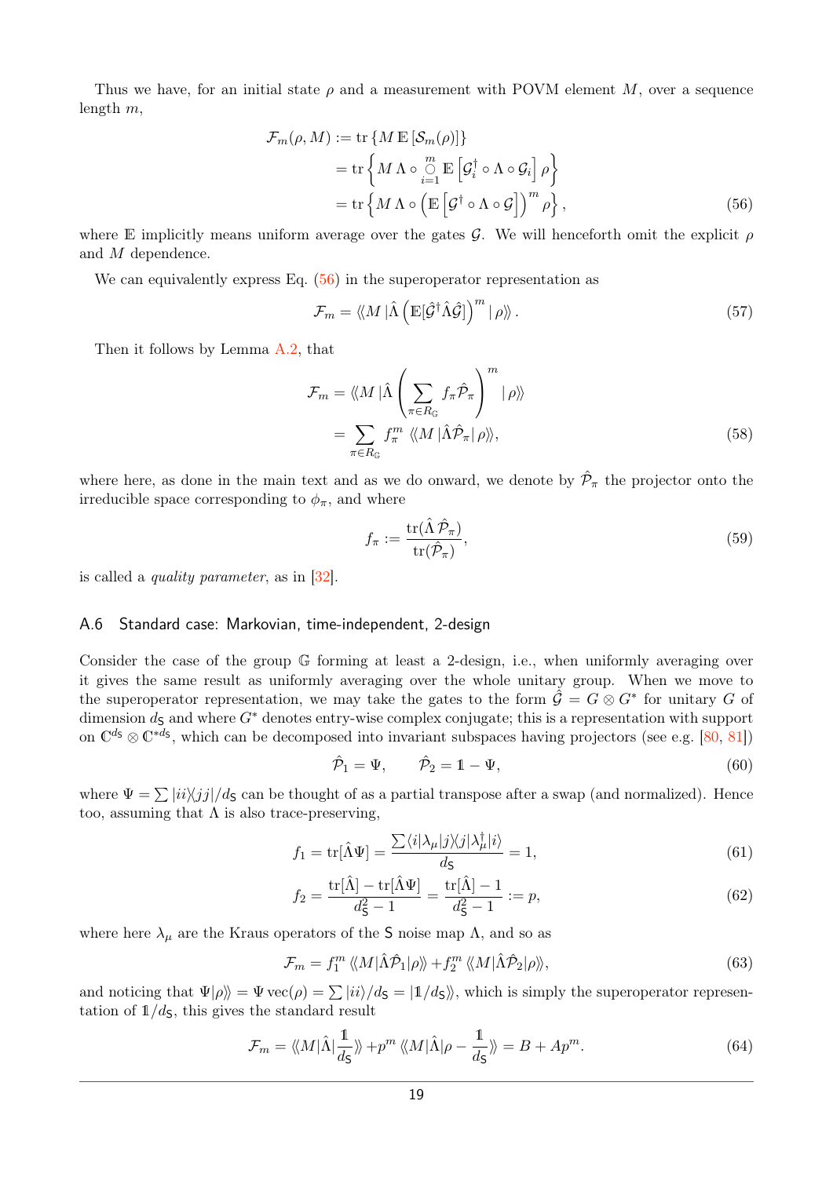Thus we have, for an initial state $\rho$ and a measurement with POVM element $M$, over a sequence length $m$,

$$
\begin{aligned}
\mathcal{F}_m(\rho, M) &:= \operatorname{tr}\left\{M\,\mathbb{E}\left[\mathcal{S}_m(\rho)\right]\right\} \\
&= \operatorname{tr}\left\{M\,\Lambda \circ \bigcirc_{i=1}^{m} \mathbb{E}\left[\mathcal{G}_i^\dagger \circ \Lambda \circ \mathcal{G}_i\right] \rho\right\} \\
&= \operatorname{tr}\left\{M\,\Lambda \circ \left(\mathbb{E}\left[\mathcal{G}^\dagger \circ \Lambda \circ \mathcal{G}\right]\right)^m \rho\right\},
\end{aligned} \tag{56}
$$

where $\mathbb{E}$ implicitly means uniform average over the gates $\mathcal{G}$. We will henceforth omit the explicit $\rho$ and $M$ dependence.

We can equivalently express Eq. (56) in the superoperator representation as

$$
\mathcal{F}_m = \langle\!\langle M\,|\hat{\Lambda}\left(\mathbb{E}[\hat{\mathcal{G}}^\dagger\hat{\Lambda}\hat{\mathcal{G}}]\right)^m|\,\rho\rangle\!\rangle\,. \tag{57}
$$

Then it follows by Lemma A.2, that

$$
\begin{aligned}
\mathcal{F}_m &= \langle\!\langle M\,|\hat{\Lambda}\left(\sum_{\pi\in R_{\mathbb{G}}} f_\pi \hat{\mathcal{P}}_\pi\right)^m|\,\rho\rangle\!\rangle \\
&= \sum_{\pi\in R_{\mathbb{G}}} f_\pi^m\,\langle\!\langle M\,|\hat{\Lambda}\hat{\mathcal{P}}_\pi|\,\rho\rangle\!\rangle,
\end{aligned} \tag{58}
$$

where here, as done in the main text and as we do onward, we denote by $\hat{\mathcal{P}}_\pi$ the projector onto the irreducible space corresponding to $\phi_\pi$, and where

$$
f_\pi := \frac{\operatorname{tr}(\hat{\Lambda}\,\hat{\mathcal{P}}_\pi)}{\operatorname{tr}(\hat{\mathcal{P}}_\pi)}, \tag{59}
$$

is called a *quality parameter*, as in [32].

### A.6 Standard case: Markovian, time-independent, 2-design

Consider the case of the group $\mathbb{G}$ forming at least a 2-design, i.e., when uniformly averaging over it gives the same result as uniformly averaging over the whole unitary group. When we move to the superoperator representation, we may take the gates to the form $\hat{\mathcal{G}} = G \otimes G^*$ for unitary $G$ of dimension $d_{\mathsf{S}}$ and where $G^*$ denotes entry-wise complex conjugate; this is a representation with support on $\mathbb{C}^{d_{\mathsf{S}}} \otimes \mathbb{C}^{*d_{\mathsf{S}}}$, which can be decomposed into invariant subspaces having projectors (see e.g. [80, 81])

$$
\hat{\mathcal{P}}_1 = \Psi, \qquad \hat{\mathcal{P}}_2 = \mathbb{1} - \Psi, \tag{60}
$$

where $\Psi = \sum |ii\rangle\!\langle jj|/d_{\mathsf{S}}$ can be thought of as a partial transpose after a swap (and normalized). Hence too, assuming that $\Lambda$ is also trace-preserving,

$$
f_1 = \operatorname{tr}[\hat{\Lambda}\Psi] = \frac{\sum\langle i|\lambda_\mu|j\rangle\!\langle j|\lambda_\mu^\dagger|i\rangle}{d_{\mathsf{S}}} = 1, \tag{61}
$$

$$
f_2 = \frac{\operatorname{tr}[\hat{\Lambda}] - \operatorname{tr}[\hat{\Lambda}\Psi]}{d_{\mathsf{S}}^2 - 1} = \frac{\operatorname{tr}[\hat{\Lambda}] - 1}{d_{\mathsf{S}}^2 - 1} := p, \tag{62}
$$

where here $\lambda_\mu$ are the Kraus operators of the $\mathsf{S}$ noise map $\Lambda$, and so as

$$
\mathcal{F}_m = f_1^m\,\langle\!\langle M|\hat{\Lambda}\hat{\mathcal{P}}_1|\rho\rangle\!\rangle + f_2^m\,\langle\!\langle M|\hat{\Lambda}\hat{\mathcal{P}}_2|\rho\rangle\!\rangle, \tag{63}
$$

and noticing that $\Psi|\rho\rangle\!\rangle = \Psi\,\mathrm{vec}(\rho) = \sum|ii\rangle/d_{\mathsf{S}} = |\mathbb{1}/d_{\mathsf{S}}\rangle\!\rangle$, which is simply the superoperator representation of $\mathbb{1}/d_{\mathsf{S}}$, this gives the standard result

$$
\mathcal{F}_m = \langle\!\langle M|\hat{\Lambda}|\frac{\mathbb{1}}{d_{\mathsf{S}}}\rangle\!\rangle + p^m\,\langle\!\langle M|\hat{\Lambda}|\rho - \frac{\mathbb{1}}{d_{\mathsf{S}}}\rangle\!\rangle = B + Ap^m. \tag{64}
$$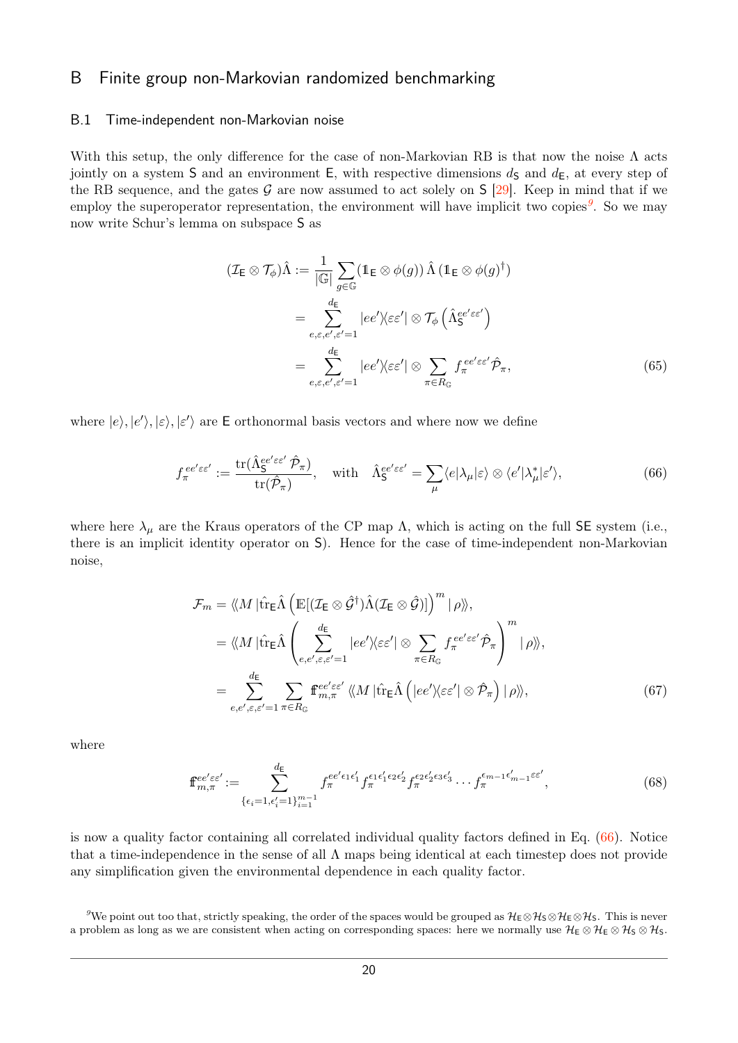## B Finite group non-Markovian randomized benchmarking

### B.1 Time-independent non-Markovian noise

With this setup, the only difference for the case of non-Markovian RB is that now the noise $\Lambda$ acts jointly on a system $\mathsf{S}$ and an environment $\mathsf{E}$, with respective dimensions $d_{\mathsf{S}}$ and $d_{\mathsf{E}}$, at every step of the RB sequence, and the gates $\mathcal{G}$ are now assumed to act solely on $\mathsf{S}$ [29]. Keep in mind that if we employ the superoperator representation, the environment will have implicit two copies[9]. So we may now write Schur's lemma on subspace $\mathsf{S}$ as

$$
\begin{aligned}
(\mathcal{I}_{\mathsf{E}}\otimes\mathcal{T}_\phi)\hat{\Lambda} &:= \frac{1}{|\mathbb{G}|}\sum_{g\in\mathbb{G}}(\mathbb{1}_{\mathsf{E}}\otimes\phi(g))\,\hat{\Lambda}\,(\mathbb{1}_{\mathsf{E}}\otimes\phi(g)^\dagger)\\
&= \sum_{e,\varepsilon,e',\varepsilon'=1}^{d_{\mathsf{E}}} |ee'\rangle\!\langle\varepsilon\varepsilon'|\otimes\mathcal{T}_\phi\left(\hat{\Lambda}_{\mathsf{S}}^{ee'\varepsilon\varepsilon'}\right)\\
&= \sum_{e,\varepsilon,e',\varepsilon'=1}^{d_{\mathsf{E}}} |ee'\rangle\!\langle\varepsilon\varepsilon'|\otimes\sum_{\pi\in R_{\mathbb{G}}} f_\pi^{ee'\varepsilon\varepsilon'}\hat{\mathcal{P}}_\pi,
\end{aligned}
\tag{65}
$$

where $|e\rangle, |e'\rangle, |\varepsilon\rangle, |\varepsilon'\rangle$ are $\mathsf{E}$ orthonormal basis vectors and where now we define

$$
f_\pi^{ee'\varepsilon\varepsilon'} := \frac{\mathrm{tr}(\hat{\Lambda}_{\mathsf{S}}^{ee'\varepsilon\varepsilon'}\,\hat{\mathcal{P}}_\pi)}{\mathrm{tr}(\hat{\mathcal{P}}_\pi)}, \quad \text{with} \quad \hat{\Lambda}_{\mathsf{S}}^{ee'\varepsilon\varepsilon'} = \sum_\mu \langle e|\lambda_\mu|\varepsilon\rangle\otimes\langle e'|\lambda_\mu^*|\varepsilon'\rangle,
\tag{66}
$$

where here $\lambda_\mu$ are the Kraus operators of the CP map $\Lambda$, which is acting on the full $\mathsf{SE}$ system (i.e., there is an implicit identity operator on $\mathsf{S}$). Hence for the case of time-independent non-Markovian noise,

$$
\begin{aligned}
\mathcal{F}_m &= \langle\!\langle M\,|\hat{\mathrm{tr}}_{\mathsf{E}}\hat{\Lambda}\left(\mathbb{E}[(\mathcal{I}_{\mathsf{E}}\otimes\hat{\mathcal{G}}^\dagger)\hat{\Lambda}(\mathcal{I}_{\mathsf{E}}\otimes\hat{\mathcal{G}})]\right)^m|\,\rho\rangle\!\rangle,\\
&= \langle\!\langle M\,|\hat{\mathrm{tr}}_{\mathsf{E}}\hat{\Lambda}\left(\sum_{e,e',\varepsilon,\varepsilon'=1}^{d_{\mathsf{E}}}|ee'\rangle\!\langle\varepsilon\varepsilon'|\otimes\sum_{\pi\in R_{\mathbb{G}}}f_\pi^{ee'\varepsilon\varepsilon'}\hat{\mathcal{P}}_\pi\right)^m|\,\rho\rangle\!\rangle,\\
&= \sum_{e,e',\varepsilon,\varepsilon'=1}^{d_{\mathsf{E}}}\sum_{\pi\in R_{\mathbb{G}}}\mathbb{f}_{m,\pi}^{ee'\varepsilon\varepsilon'}\,\langle\!\langle M\,|\hat{\mathrm{tr}}_{\mathsf{E}}\hat{\Lambda}\left(|ee'\rangle\!\langle\varepsilon\varepsilon'|\otimes\hat{\mathcal{P}}_\pi\right)|\,\rho\rangle\!\rangle,
\end{aligned}
\tag{67}
$$

where

$$
\mathbb{f}_{m,\pi}^{ee'\varepsilon\varepsilon'} := \sum_{\{\epsilon_i=1,\epsilon_i'=1\}_{i=1}^{m-1}}^{d_{\mathsf{E}}} f_\pi^{ee'\epsilon_1\epsilon_1'}f_\pi^{\epsilon_1\epsilon_1'\epsilon_2\epsilon_2'}f_\pi^{\epsilon_2\epsilon_2'\epsilon_3\epsilon_3'}\cdots f_\pi^{\epsilon_{m-1}\epsilon_{m-1}'\varepsilon\varepsilon'},
\tag{68}
$$

is now a quality factor containing all correlated individual quality factors defined in Eq. (66). Notice that a time-independence in the sense of all $\Lambda$ maps being identical at each timestep does not provide any simplification given the environmental dependence in each quality factor.

[9] We point out too that, strictly speaking, the order of the spaces would be grouped as $\mathcal{H}_{\mathsf{E}}\otimes\mathcal{H}_{\mathsf{S}}\otimes\mathcal{H}_{\mathsf{E}}\otimes\mathcal{H}_{\mathsf{S}}$. This is never a problem as long as we are consistent when acting on corresponding spaces: here we normally use $\mathcal{H}_{\mathsf{E}}\otimes\mathcal{H}_{\mathsf{E}}\otimes\mathcal{H}_{\mathsf{S}}\otimes\mathcal{H}_{\mathsf{S}}$.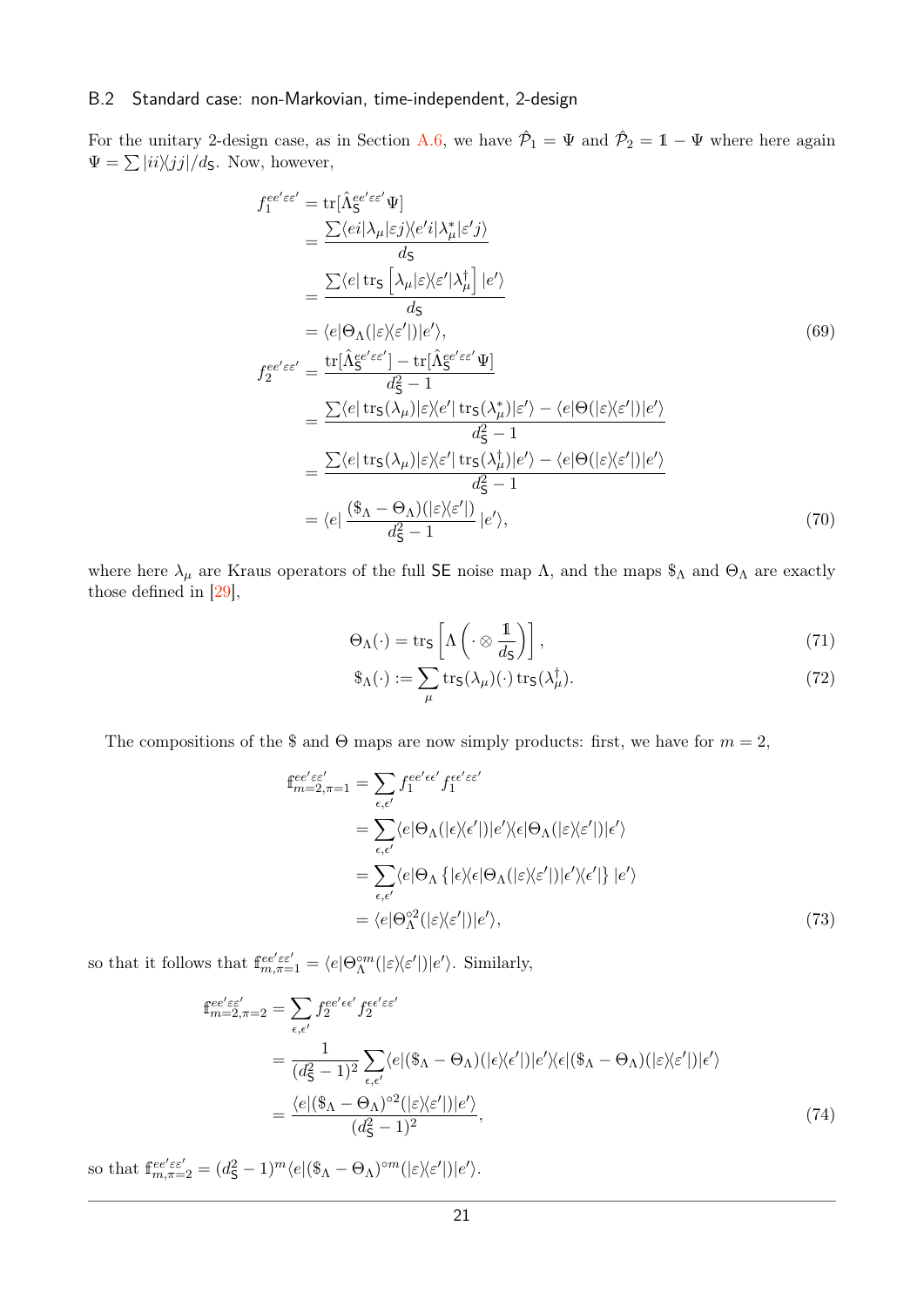### B.2 Standard case: non-Markovian, time-independent, 2-design

For the unitary 2-design case, as in Section A.6, we have $\hat{\mathcal{P}}_1 = \Psi$ and $\hat{\mathcal{P}}_2 = \mathbb{1} - \Psi$ where here again $\Psi = \sum |ii\rangle\langle jj|/d_{\mathsf{S}}$. Now, however,

$$
\begin{aligned}
f_1^{ee'\varepsilon\varepsilon'} &= \mathrm{tr}[\hat{\Lambda}_{\mathsf{S}}^{ee'\varepsilon\varepsilon'}\Psi] \\
&= \frac{\sum\langle ei|\lambda_\mu|\varepsilon j\rangle\langle e'i|\lambda_\mu^*|\varepsilon' j\rangle}{d_{\mathsf{S}}} \\
&= \frac{\sum\langle e|\,\mathrm{tr}_{\mathsf{S}}\left[\lambda_\mu|\varepsilon\rangle\langle\varepsilon'|\lambda_\mu^\dagger\right]|e'\rangle}{d_{\mathsf{S}}} \\
&= \langle e|\Theta_\Lambda(|\varepsilon\rangle\langle\varepsilon'|)|e'\rangle,
\end{aligned}
\tag{69}
$$

$$
\begin{aligned}
f_2^{ee'\varepsilon\varepsilon'} &= \frac{\mathrm{tr}[\hat{\Lambda}_{\mathsf{S}}^{ee'\varepsilon\varepsilon'}] - \mathrm{tr}[\hat{\Lambda}_{\mathsf{S}}^{ee'\varepsilon\varepsilon'}\Psi]}{d_{\mathsf{S}}^2 - 1} \\
&= \frac{\sum\langle e|\,\mathrm{tr}_{\mathsf{S}}(\lambda_\mu)|\varepsilon\rangle\langle e'|\,\mathrm{tr}_{\mathsf{S}}(\lambda_\mu^*)|\varepsilon'\rangle - \langle e|\Theta(|\varepsilon\rangle\langle\varepsilon'|)|e'\rangle}{d_{\mathsf{S}}^2 - 1} \\
&= \frac{\sum\langle e|\,\mathrm{tr}_{\mathsf{S}}(\lambda_\mu)|\varepsilon\rangle\langle\varepsilon'|\,\mathrm{tr}_{\mathsf{S}}(\lambda_\mu^\dagger)|e'\rangle - \langle e|\Theta(|\varepsilon\rangle\langle\varepsilon'|)|e'\rangle}{d_{\mathsf{S}}^2 - 1} \\
&= \langle e|\,\frac{(\$_\Lambda - \Theta_\Lambda)(|\varepsilon\rangle\langle\varepsilon'|)}{d_{\mathsf{S}}^2 - 1}\,|e'\rangle,
\end{aligned}
\tag{70}
$$

where here $\lambda_\mu$ are Kraus operators of the full $\mathsf{SE}$ noise map $\Lambda$, and the maps $\$_\Lambda$ and $\Theta_\Lambda$ are exactly those defined in [29],

$$
\Theta_\Lambda(\cdot) = \mathrm{tr}_{\mathsf{S}}\left[\Lambda\left(\cdot \otimes \frac{\mathbb{1}}{d_{\mathsf{S}}}\right)\right], \tag{71}
$$

$$
\$_\Lambda(\cdot) := \sum_\mu \mathrm{tr}_{\mathsf{S}}(\lambda_\mu)(\cdot)\,\mathrm{tr}_{\mathsf{S}}(\lambda_\mu^\dagger). \tag{72}
$$

The compositions of the \$ and $\Theta$ maps are now simply products: first, we have for $m = 2$,

$$
\begin{aligned}
\mathfrak{f}_{m=2,\pi=1}^{ee'\varepsilon\varepsilon'} &= \sum_{\epsilon,\epsilon'} f_1^{ee'\epsilon\epsilon'} f_1^{\epsilon\epsilon'\varepsilon\varepsilon'} \\
&= \sum_{\epsilon,\epsilon'} \langle e|\Theta_\Lambda(|\epsilon\rangle\langle\epsilon'|)|e'\rangle\langle\epsilon|\Theta_\Lambda(|\varepsilon\rangle\langle\varepsilon'|)|\epsilon'\rangle \\
&= \sum_{\epsilon,\epsilon'} \langle e|\Theta_\Lambda\left\{|\epsilon\rangle\langle\epsilon|\Theta_\Lambda(|\varepsilon\rangle\langle\varepsilon'|)|\epsilon'\rangle\langle\epsilon'|\right\}|e'\rangle \\
&= \langle e|\Theta_\Lambda^{\circ 2}(|\varepsilon\rangle\langle\varepsilon'|)|e'\rangle,
\end{aligned}
\tag{73}
$$

so that it follows that $\mathfrak{f}_{m,\pi=1}^{ee'\varepsilon\varepsilon'} = \langle e|\Theta_\Lambda^{\circ m}(|\varepsilon\rangle\langle\varepsilon'|)|e'\rangle$. Similarly,

$$
\begin{aligned}
\mathfrak{f}_{m=2,\pi=2}^{ee'\varepsilon\varepsilon'} &= \sum_{\epsilon,\epsilon'} f_2^{ee'\epsilon\epsilon'} f_2^{\epsilon\epsilon'\varepsilon\varepsilon'} \\
&= \frac{1}{(d_{\mathsf{S}}^2 - 1)^2}\sum_{\epsilon,\epsilon'} \langle e|(\$_\Lambda - \Theta_\Lambda)(|\epsilon\rangle\langle\epsilon'|)|e'\rangle\langle\epsilon|(\$_\Lambda - \Theta_\Lambda)(|\varepsilon\rangle\langle\varepsilon'|)|\epsilon'\rangle \\
&= \frac{\langle e|(\$_\Lambda - \Theta_\Lambda)^{\circ 2}(|\varepsilon\rangle\langle\varepsilon'|)|e'\rangle}{(d_{\mathsf{S}}^2 - 1)^2},
\end{aligned}
\tag{74}
$$

so that $\mathfrak{f}_{m,\pi=2}^{ee'\varepsilon\varepsilon'} = (d_{\mathsf{S}}^2 - 1)^m\langle e|(\$_\Lambda - \Theta_\Lambda)^{\circ m}(|\varepsilon\rangle\langle\varepsilon'|)|e'\rangle$.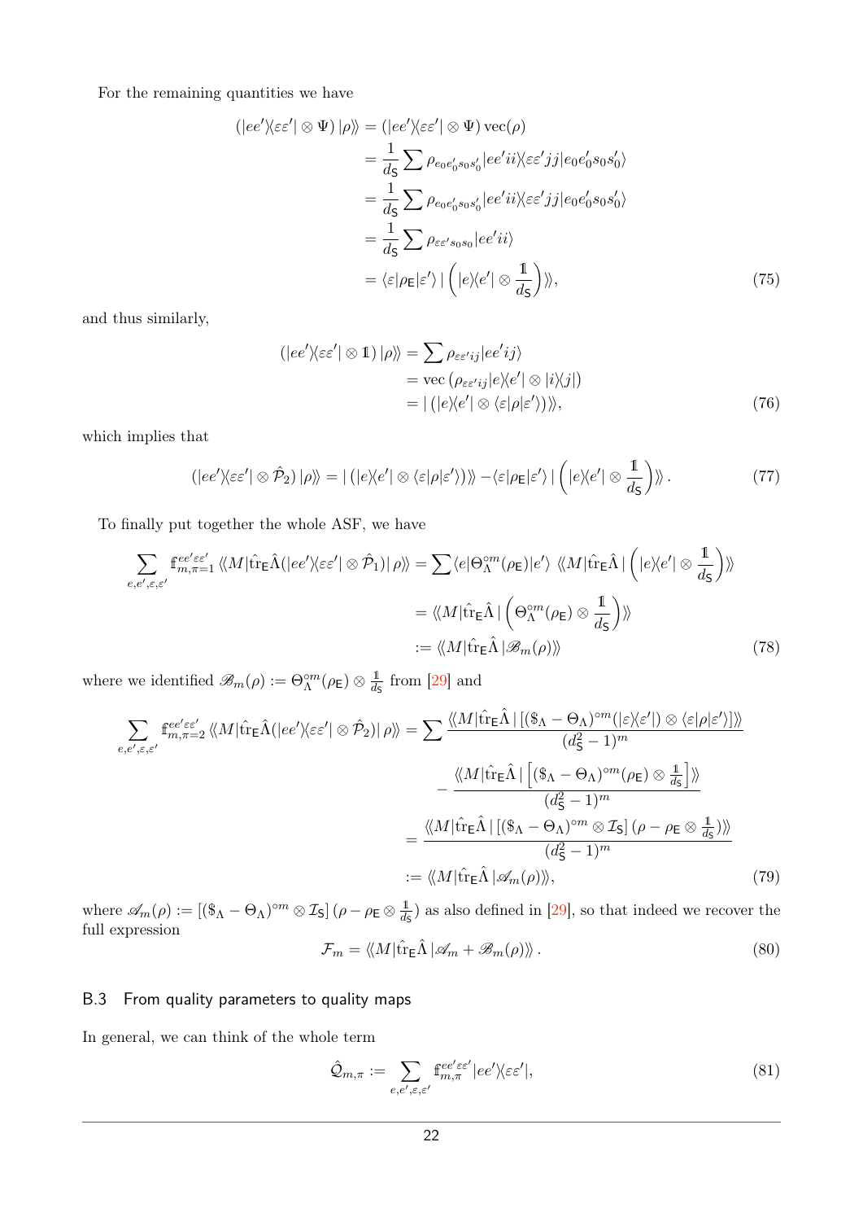For the remaining quantities we have

$$
\begin{aligned}
(|ee'\rangle\!\langle\varepsilon\varepsilon'|\otimes\Psi)\,|\rho\rangle\!\rangle &= (|ee'\rangle\!\langle\varepsilon\varepsilon'|\otimes\Psi)\,\mathrm{vec}(\rho)\\
&= \frac{1}{d_{\mathsf{S}}}\sum \rho_{e_0e_0's_0s_0'}|ee'ii\rangle\!\langle\varepsilon\varepsilon'jj|e_0e_0's_0s_0'\rangle\\
&= \frac{1}{d_{\mathsf{S}}}\sum \rho_{e_0e_0's_0s_0'}|ee'ii\rangle\!\langle\varepsilon\varepsilon'jj|e_0e_0's_0s_0'\rangle\\
&= \frac{1}{d_{\mathsf{S}}}\sum \rho_{\varepsilon\varepsilon's_0s_0}|ee'ii\rangle\\
&= \langle\varepsilon|\rho_{\mathsf{E}}|\varepsilon'\rangle\,\Big|\left(|e\rangle\!\langle e'|\otimes\frac{\mathbb{1}}{d_{\mathsf{S}}}\right)\Big\rangle\!\Big\rangle,
\end{aligned}
\tag{75}
$$

and thus similarly,

$$
\begin{aligned}
(|ee'\rangle\!\langle\varepsilon\varepsilon'|\otimes\mathbb{1})\,|\rho\rangle\!\rangle &= \sum\rho_{\varepsilon\varepsilon'ij}|ee'ij\rangle\\
&= \mathrm{vec}\left(\rho_{\varepsilon\varepsilon'ij}|e\rangle\!\langle e'|\otimes|i\rangle\!\langle j|\right)\\
&= |\left(|e\rangle\!\langle e'|\otimes\langle\varepsilon|\rho|\varepsilon'\rangle\right)\rangle\!\rangle,
\end{aligned}
\tag{76}
$$

which implies that

$$
(|ee'\rangle\!\langle\varepsilon\varepsilon'|\otimes\hat{\mathcal{P}}_2)\,|\rho\rangle\!\rangle = |\left(|e\rangle\!\langle e'|\otimes\langle\varepsilon|\rho|\varepsilon'\rangle\right)\rangle\!\rangle - \langle\varepsilon|\rho_{\mathsf{E}}|\varepsilon'\rangle\,\Big|\left(|e\rangle\!\langle e'|\otimes\frac{\mathbb{1}}{d_{\mathsf{S}}}\right)\Big\rangle\!\Big\rangle\,. \tag{77}
$$

To finally put together the whole ASF, we have

$$
\begin{aligned}
\sum_{e,e',\varepsilon,\varepsilon'}\mathbb{f}^{ee'\varepsilon\varepsilon'}_{m,\pi=1}\,\langle\!\langle M|\hat{\mathrm{tr}}_{\mathsf{E}}\hat{\Lambda}(|ee'\rangle\!\langle\varepsilon\varepsilon'|\otimes\hat{\mathcal{P}}_1)|\,\rho\rangle\!\rangle &= \sum\langle e|\Theta_\Lambda^{\circ m}(\rho_{\mathsf{E}})|e'\rangle\;\langle\!\langle M|\hat{\mathrm{tr}}_{\mathsf{E}}\hat{\Lambda}\,\Big|\left(|e\rangle\!\langle e'|\otimes\frac{\mathbb{1}}{d_{\mathsf{S}}}\right)\Big\rangle\!\Big\rangle\\
&= \langle\!\langle M|\hat{\mathrm{tr}}_{\mathsf{E}}\hat{\Lambda}\,\Big|\left(\Theta_\Lambda^{\circ m}(\rho_{\mathsf{E}})\otimes\frac{\mathbb{1}}{d_{\mathsf{S}}}\right)\Big\rangle\!\Big\rangle\\
&:= \langle\!\langle M|\hat{\mathrm{tr}}_{\mathsf{E}}\hat{\Lambda}\,|\mathscr{B}_m(\rho)\rangle\!\rangle
\end{aligned}
\tag{78}
$$

where we identified $\mathscr{B}_m(\rho) := \Theta_\Lambda^{\circ m}(\rho_{\mathsf{E}})\otimes\frac{\mathbb{1}}{d_{\mathsf{S}}}$ from [29] and

$$
\begin{aligned}
\sum_{e,e',\varepsilon,\varepsilon'}\mathbb{f}^{ee'\varepsilon\varepsilon'}_{m,\pi=2}\,\langle\!\langle M|\hat{\mathrm{tr}}_{\mathsf{E}}\hat{\Lambda}(|ee'\rangle\!\langle\varepsilon\varepsilon'|\otimes\hat{\mathcal{P}}_2)|\,\rho\rangle\!\rangle &= \sum\frac{\langle\!\langle M|\hat{\mathrm{tr}}_{\mathsf{E}}\hat{\Lambda}\,|\left[(\$_\Lambda-\Theta_\Lambda)^{\circ m}(|\varepsilon\rangle\!\langle\varepsilon'|)\otimes\langle\varepsilon|\rho|\varepsilon'\rangle\right]\rangle\!\rangle}{(d_{\mathsf{S}}^2-1)^m}\\
&\quad-\frac{\langle\!\langle M|\hat{\mathrm{tr}}_{\mathsf{E}}\hat{\Lambda}\,\Big|\left[(\$_\Lambda-\Theta_\Lambda)^{\circ m}(\rho_{\mathsf{E}})\otimes\frac{\mathbb{1}}{d_{\mathsf{S}}}\right]\Big\rangle\!\Big\rangle}{(d_{\mathsf{S}}^2-1)^m}\\
&= \frac{\langle\!\langle M|\hat{\mathrm{tr}}_{\mathsf{E}}\hat{\Lambda}\,|\left[(\$_\Lambda-\Theta_\Lambda)^{\circ m}\otimes\mathcal{I}_{\mathsf{S}}\right](\rho-\rho_{\mathsf{E}}\otimes\frac{\mathbb{1}}{d_{\mathsf{S}}})\rangle\!\rangle}{(d_{\mathsf{S}}^2-1)^m}\\
&:= \langle\!\langle M|\hat{\mathrm{tr}}_{\mathsf{E}}\hat{\Lambda}\,|\mathscr{A}_m(\rho)\rangle\!\rangle,
\end{aligned}
\tag{79}
$$

where $\mathscr{A}_m(\rho) := \left[(\$_\Lambda-\Theta_\Lambda)^{\circ m}\otimes\mathcal{I}_{\mathsf{S}}\right](\rho-\rho_{\mathsf{E}}\otimes\frac{\mathbb{1}}{d_{\mathsf{S}}})$ as also defined in [29], so that indeed we recover the full expression

$$
\mathcal{F}_m = \langle\!\langle M|\hat{\mathrm{tr}}_{\mathsf{E}}\hat{\Lambda}\,|\mathscr{A}_m+\mathscr{B}_m(\rho)\rangle\!\rangle\,. \tag{80}
$$

### B.3 From quality parameters to quality maps

In general, we can think of the whole term

$$
\hat{\mathcal{Q}}_{m,\pi} := \sum_{e,e',\varepsilon,\varepsilon'}\mathbb{f}^{ee'\varepsilon\varepsilon'}_{m,\pi}|ee'\rangle\!\langle\varepsilon\varepsilon'|, \tag{81}
$$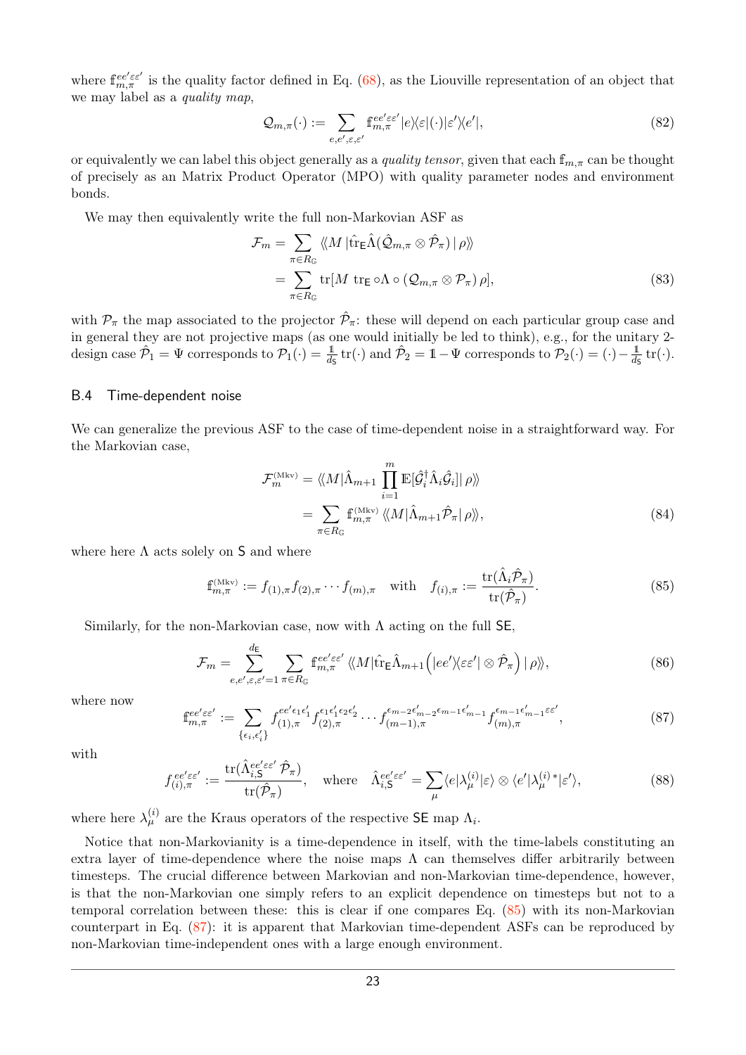where $\mathbb{f}_{m,\pi}^{ee'\varepsilon\varepsilon'}$ is the quality factor defined in Eq. (68), as the Liouville representation of an object that we may label as a *quality map*,

$$\mathcal{Q}_{m,\pi}(\cdot) := \sum_{e,e',\varepsilon,\varepsilon'} \mathbb{f}_{m,\pi}^{ee'\varepsilon\varepsilon'} |e\rangle\!\langle\varepsilon|(\cdot)|\varepsilon'\rangle\!\langle e'|, \tag{82}$$

or equivalently we can label this object generally as a *quality tensor*, given that each $\mathbb{f}_{m,\pi}$ can be thought of precisely as an Matrix Product Operator (MPO) with quality parameter nodes and environment bonds.

We may then equivalently write the full non-Markovian ASF as

$$\begin{aligned}\mathcal{F}_m &= \sum_{\pi\in R_{\mathbb{G}}} \langle\!\langle M\,|\hat{\mathrm{tr}}_{\mathsf{E}}\hat{\Lambda}(\hat{\mathcal{Q}}_{m,\pi}\otimes\hat{\mathcal{P}}_\pi)\,|\,\rho\rangle\!\rangle \\ &= \sum_{\pi\in R_{\mathbb{G}}} \mathrm{tr}[M\ \mathrm{tr}_{\mathsf{E}}\circ\Lambda\circ(\mathcal{Q}_{m,\pi}\otimes\mathcal{P}_\pi)\,\rho],\end{aligned} \tag{83}$$

with $\mathcal{P}_\pi$ the map associated to the projector $\hat{\mathcal{P}}_\pi$: these will depend on each particular group case and in general they are not projective maps (as one would initially be led to think), e.g., for the unitary 2-design case $\hat{\mathcal{P}}_1 = \Psi$ corresponds to $\mathcal{P}_1(\cdot) = \frac{\mathbb{1}}{d_{\mathsf{S}}}\,\mathrm{tr}(\cdot)$ and $\hat{\mathcal{P}}_2 = \mathbb{1}-\Psi$ corresponds to $\mathcal{P}_2(\cdot) = (\cdot) - \frac{\mathbb{1}}{d_{\mathsf{S}}}\,\mathrm{tr}(\cdot)$.

### B.4 Time-dependent noise

We can generalize the previous ASF to the case of time-dependent noise in a straightforward way. For the Markovian case,

$$\begin{aligned}\mathcal{F}_m^{(\mathrm{Mkv})} &= \langle\!\langle M|\hat{\Lambda}_{m+1}\prod_{i=1}^{m}\mathbb{E}[\hat{\mathcal{G}}_i^\dagger\hat{\Lambda}_i\hat{\mathcal{G}}_i]|\,\rho\rangle\!\rangle \\ &= \sum_{\pi\in R_{\mathbb{G}}} \mathbb{f}_{m,\pi}^{(\mathrm{Mkv})}\,\langle\!\langle M|\hat{\Lambda}_{m+1}\hat{\mathcal{P}}_\pi|\,\rho\rangle\!\rangle,\end{aligned} \tag{84}$$

where here $\Lambda$ acts solely on $\mathsf{S}$ and where

$$\mathbb{f}_{m,\pi}^{(\mathrm{Mkv})} := f_{(1),\pi}f_{(2),\pi}\cdots f_{(m),\pi} \quad \text{with} \quad f_{(i),\pi} := \frac{\mathrm{tr}(\hat{\Lambda}_i\hat{\mathcal{P}}_\pi)}{\mathrm{tr}(\hat{\mathcal{P}}_\pi)}. \tag{85}$$

Similarly, for the non-Markovian case, now with $\Lambda$ acting on the full $\mathsf{SE}$,

$$\mathcal{F}_m = \sum_{e,e',\varepsilon,\varepsilon'=1}^{d_{\mathsf{E}}}\sum_{\pi\in R_{\mathbb{G}}} \mathbb{f}_{m,\pi}^{ee'\varepsilon\varepsilon'}\,\langle\!\langle M|\hat{\mathrm{tr}}_{\mathsf{E}}\hat{\Lambda}_{m+1}\Big(|ee'\rangle\!\langle\varepsilon\varepsilon'|\otimes\hat{\mathcal{P}}_\pi\Big)\,|\,\rho\rangle\!\rangle, \tag{86}$$

where now

$$\mathbb{f}_{m,\pi}^{ee'\varepsilon\varepsilon'} := \sum_{\{\epsilon_i,\epsilon_i'\}} f_{(1),\pi}^{ee'\epsilon_1\epsilon_1'}f_{(2),\pi}^{\epsilon_1\epsilon_1'\epsilon_2\epsilon_2'}\cdots f_{(m-1),\pi}^{\epsilon_{m-2}\epsilon_{m-2}'\epsilon_{m-1}\epsilon_{m-1}'}f_{(m),\pi}^{\epsilon_{m-1}\epsilon_{m-1}'\varepsilon\varepsilon'}, \tag{87}$$

with

$$f_{(i),\pi}^{ee'\varepsilon\varepsilon'} := \frac{\mathrm{tr}(\hat{\Lambda}_{i,\mathsf{S}}^{ee'\varepsilon\varepsilon'}\,\hat{\mathcal{P}}_\pi)}{\mathrm{tr}(\hat{\mathcal{P}}_\pi)}, \quad \text{where} \quad \hat{\Lambda}_{i,\mathsf{S}}^{ee'\varepsilon\varepsilon'} = \sum_\mu \langle e|\lambda_\mu^{(i)}|\varepsilon\rangle\otimes\langle e'|\lambda_\mu^{(i)\,*}|\varepsilon'\rangle, \tag{88}$$

where here $\lambda_\mu^{(i)}$ are the Kraus operators of the respective $\mathsf{SE}$ map $\Lambda_i$.

Notice that non-Markovianity is a time-dependence in itself, with the time-labels constituting an extra layer of time-dependence where the noise maps $\Lambda$ can themselves differ arbitrarily between timesteps. The crucial difference between Markovian and non-Markovian time-dependence, however, is that the non-Markovian one simply refers to an explicit dependence on timesteps but not to a temporal correlation between these: this is clear if one compares Eq. (85) with its non-Markovian counterpart in Eq. (87): it is apparent that Markovian time-dependent ASFs can be reproduced by non-Markovian time-independent ones with a large enough environment.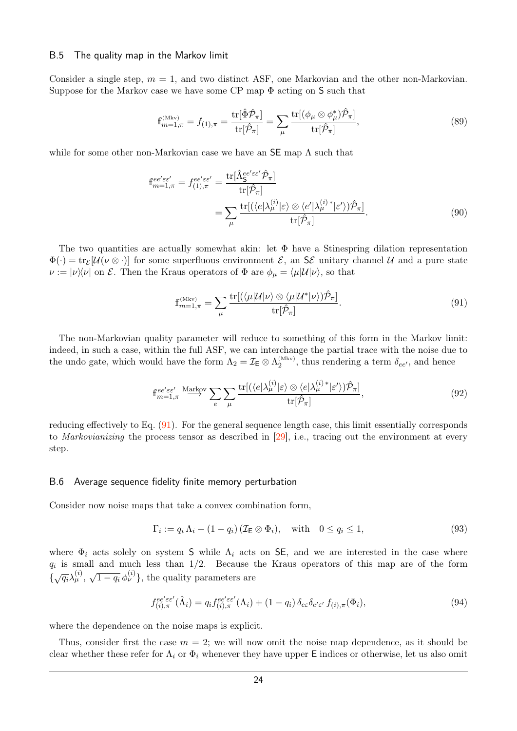### B.5 The quality map in the Markov limit

Consider a single step, $m = 1$, and two distinct ASF, one Markovian and the other non-Markovian. Suppose for the Markov case we have some CP map $\Phi$ acting on $\mathsf{S}$ such that

$$\mathbb{f}^{(\mathrm{Mkv})}_{m=1,\pi} = f_{(1),\pi} = \frac{\mathrm{tr}[\hat{\Phi}\hat{\mathcal{P}}_\pi]}{\mathrm{tr}[\hat{\mathcal{P}}_\pi]} = \sum_\mu \frac{\mathrm{tr}[(\phi_\mu \otimes \phi_\mu^*)\hat{\mathcal{P}}_\pi]}{\mathrm{tr}[\hat{\mathcal{P}}_\pi]}, \tag{89}$$

while for some other non-Markovian case we have an $\mathsf{SE}$ map $\Lambda$ such that

$$\begin{aligned}\mathbb{f}^{ee'\varepsilon\varepsilon'}_{m=1,\pi} = f^{ee'\varepsilon\varepsilon'}_{(1),\pi} &= \frac{\mathrm{tr}[\hat{\Lambda}^{ee'\varepsilon\varepsilon'}_{\mathsf{S}}\hat{\mathcal{P}}_\pi]}{\mathrm{tr}[\hat{\mathcal{P}}_\pi]} \\ &= \sum_\mu \frac{\mathrm{tr}[(\langle e|\lambda^{(i)}_\mu|\varepsilon\rangle \otimes \langle e'|\lambda^{(i)*}_\mu|\varepsilon'\rangle)\hat{\mathcal{P}}_\pi]}{\mathrm{tr}[\hat{\mathcal{P}}_\pi]}.\end{aligned} \tag{90}$$

The two quantities are actually somewhat akin: let $\Phi$ have a Stinespring dilation representation $\Phi(\cdot) = \mathrm{tr}_{\mathcal{E}}[\mathcal{U}(\nu \otimes \cdot)]$ for some superfluous environment $\mathcal{E}$, an $\mathsf{S}\mathcal{E}$ unitary channel $\mathcal{U}$ and a pure state $\nu := |\nu\rangle\!\langle\nu|$ on $\mathcal{E}$. Then the Kraus operators of $\Phi$ are $\phi_\mu = \langle\mu|\mathcal{U}|\nu\rangle$, so that

$$\mathbb{f}^{(\mathrm{Mkv})}_{m=1,\pi} = \sum_\mu \frac{\mathrm{tr}[(\langle\mu|\mathcal{U}|\nu\rangle \otimes \langle\mu|\mathcal{U}^*|\nu\rangle)\hat{\mathcal{P}}_\pi]}{\mathrm{tr}[\hat{\mathcal{P}}_\pi]}. \tag{91}$$

The non-Markovian quality parameter will reduce to something of this form in the Markov limit: indeed, in such a case, within the full ASF, we can interchange the partial trace with the noise due to the undo gate, which would have the form $\Lambda_2 = \mathcal{I}_{\mathsf{E}} \otimes \Lambda_2^{(\mathrm{Mkv})}$, thus rendering a term $\delta_{ee'}$, and hence

$$\mathbb{f}^{ee'\varepsilon\varepsilon'}_{m=1,\pi} \overset{\text{Markov}}{\longrightarrow} \sum_e \sum_\mu \frac{\mathrm{tr}[(\langle e|\lambda^{(i)}_\mu|\varepsilon\rangle \otimes \langle e|\lambda^{(i)*}_\mu|\varepsilon'\rangle)\hat{\mathcal{P}}_\pi]}{\mathrm{tr}[\hat{\mathcal{P}}_\pi]}, \tag{92}$$

reducing effectively to Eq. (91). For the general sequence length case, this limit essentially corresponds to *Markovianizing* the process tensor as described in [29], i.e., tracing out the environment at every step.

### B.6 Average sequence fidelity finite memory perturbation

Consider now noise maps that take a convex combination form,

$$\Gamma_i := q_i\,\Lambda_i + (1-q_i)\,(\mathcal{I}_{\mathsf{E}} \otimes \Phi_i), \quad \text{with} \quad 0 \leq q_i \leq 1, \tag{93}$$

where $\Phi_i$ acts solely on system $\mathsf{S}$ while $\Lambda_i$ acts on $\mathsf{SE}$, and we are interested in the case where $q_i$ is small and much less than $1/2$. Because the Kraus operators of this map are of the form $\{\sqrt{q_i}\lambda^{(i)}_\mu, \sqrt{1-q_i}\,\phi^{(i)}_\nu\}$, the quality parameters are

$$f^{ee'\varepsilon\varepsilon'}_{(i),\pi}(\hat{\Lambda}_i) = q_i f^{ee'\varepsilon\varepsilon'}_{(i),\pi}(\Lambda_i) + (1-q_i)\,\delta_{e\varepsilon}\delta_{e'\varepsilon'}\,f_{(i),\pi}(\Phi_i), \tag{94}$$

where the dependence on the noise maps is explicit.

Thus, consider first the case $m = 2$; we will now omit the noise map dependence, as it should be clear whether these refer for $\Lambda_i$ or $\Phi_i$ whenever they have upper $\mathsf{E}$ indices or otherwise, let us also omit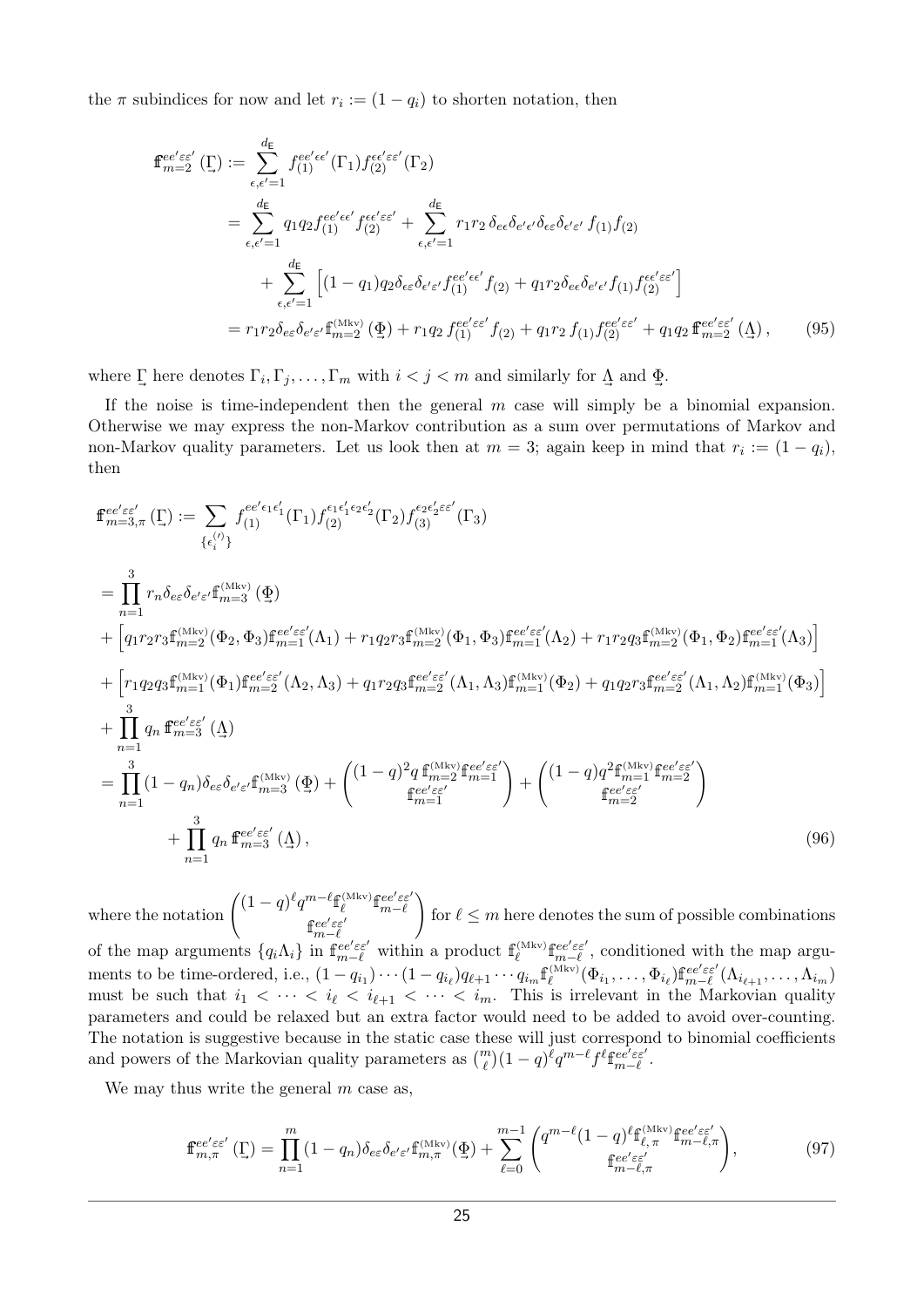the $\pi$ subindices for now and let $r_i := (1-q_i)$ to shorten notation, then

$$
\begin{aligned}
\mathbb{f}^{ee'\varepsilon\varepsilon'}_{m=2}\,(\underset{\rightarrow}{\Gamma}) &:= \sum_{\epsilon,\epsilon'=1}^{d_{\mathsf{E}}} f^{ee'\epsilon\epsilon'}_{(1)}(\Gamma_1) f^{\epsilon\epsilon'\varepsilon\varepsilon'}_{(2)}(\Gamma_2) \\
&= \sum_{\epsilon,\epsilon'=1}^{d_{\mathsf{E}}} q_1 q_2 f^{ee'\epsilon\epsilon'}_{(1)} f^{\epsilon\epsilon'\varepsilon\varepsilon'}_{(2)} + \sum_{\epsilon,\epsilon'=1}^{d_{\mathsf{E}}} r_1 r_2\, \delta_{e\epsilon}\delta_{e'\epsilon'}\delta_{\epsilon\varepsilon}\delta_{\epsilon'\varepsilon'}\, f_{(1)} f_{(2)} \\
&\quad + \sum_{\epsilon,\epsilon'=1}^{d_{\mathsf{E}}} \left[ (1-q_1) q_2 \delta_{\epsilon\varepsilon}\delta_{\epsilon'\varepsilon'} f^{ee'\epsilon\epsilon'}_{(1)} f_{(2)} + q_1 r_2 \delta_{e\epsilon}\delta_{e'\epsilon'} f_{(1)} f^{\epsilon\epsilon'\varepsilon\varepsilon'}_{(2)} \right] \\
&= r_1 r_2 \delta_{e\varepsilon}\delta_{e'\varepsilon'} \mathbb{f}^{(\mathrm{Mkv})}_{m=2}\,(\underset{\rightarrow}{\Phi}) + r_1 q_2\, f^{ee'\varepsilon\varepsilon'}_{(1)} f_{(2)} + q_1 r_2\, f_{(1)} f^{ee'\varepsilon\varepsilon'}_{(2)} + q_1 q_2\, \mathbb{f}^{ee'\varepsilon\varepsilon'}_{m=2}\,(\underset{\rightarrow}{\Lambda}),
\end{aligned} \tag{95}
$$

where $\underset{\rightarrow}{\Gamma}$ here denotes $\Gamma_i, \Gamma_j, \ldots, \Gamma_m$ with $i < j < m$ and similarly for $\underset{\rightarrow}{\Lambda}$ and $\underset{\rightarrow}{\Phi}$.

If the noise is time-independent then the general $m$ case will simply be a binomial expansion. Otherwise we may express the non-Markov contribution as a sum over permutations of Markov and non-Markov quality parameters. Let us look then at $m=3$; again keep in mind that $r_i := (1-q_i)$, then

$$
\begin{aligned}
&\mathbb{f}^{ee'\varepsilon\varepsilon'}_{m=3,\pi}\,(\underset{\rightarrow}{\Gamma}) := \sum_{\{\epsilon^{(\prime)}_i\}} f^{ee'\epsilon_1\epsilon_1'}_{(1)}(\Gamma_1) f^{\epsilon_1\epsilon_1'\epsilon_2\epsilon_2'}_{(2)}(\Gamma_2) f^{\epsilon_2\epsilon_2'\varepsilon\varepsilon'}_{(3)}(\Gamma_3) \\
&= \prod_{n=1}^{3} r_n \delta_{e\varepsilon}\delta_{e'\varepsilon'} \mathbb{f}^{(\mathrm{Mkv})}_{m=3}\,(\underset{\rightarrow}{\Phi}) \\
&+ \left[ q_1 r_2 r_3 \mathbb{f}^{(\mathrm{Mkv})}_{m=2}(\Phi_2,\Phi_3) \mathbb{f}^{ee'\varepsilon\varepsilon'}_{m=1}(\Lambda_1) + r_1 q_2 r_3 \mathbb{f}^{(\mathrm{Mkv})}_{m=2}(\Phi_1,\Phi_3) \mathbb{f}^{ee'\varepsilon\varepsilon'}_{m=1}(\Lambda_2) + r_1 r_2 q_3 \mathbb{f}^{(\mathrm{Mkv})}_{m=2}(\Phi_1,\Phi_2) \mathbb{f}^{ee'\varepsilon\varepsilon'}_{m=1}(\Lambda_3) \right] \\
&+ \left[ r_1 q_2 q_3 \mathbb{f}^{(\mathrm{Mkv})}_{m=1}(\Phi_1) \mathbb{f}^{ee'\varepsilon\varepsilon'}_{m=2}(\Lambda_2,\Lambda_3) + q_1 r_2 q_3 \mathbb{f}^{ee'\varepsilon\varepsilon'}_{m=2}(\Lambda_1,\Lambda_3) \mathbb{f}^{(\mathrm{Mkv})}_{m=1}(\Phi_2) + q_1 q_2 r_3 \mathbb{f}^{ee'\varepsilon\varepsilon'}_{m=2}(\Lambda_1,\Lambda_2) \mathbb{f}^{(\mathrm{Mkv})}_{m=1}(\Phi_3) \right] \\
&+ \prod_{n=1}^{3} q_n\, \mathbb{f}^{ee'\varepsilon\varepsilon'}_{m=3}\,(\underset{\rightarrow}{\Lambda}) \\
&= \prod_{n=1}^{3} (1-q_n) \delta_{e\varepsilon}\delta_{e'\varepsilon'} \mathbb{f}^{(\mathrm{Mkv})}_{m=3}\,(\underset{\rightarrow}{\Phi}) + \begin{pmatrix} (1-q)^2 q\, \mathbb{f}^{(\mathrm{Mkv})}_{m=2} \mathbb{f}^{ee'\varepsilon\varepsilon'}_{m=1} \\ \mathbb{f}^{ee'\varepsilon\varepsilon'}_{m=1} \end{pmatrix} + \begin{pmatrix} (1-q) q^2 \mathbb{f}^{(\mathrm{Mkv})}_{m=1} \mathbb{f}^{ee'\varepsilon\varepsilon'}_{m=2} \\ \mathbb{f}^{ee'\varepsilon\varepsilon'}_{m=2} \end{pmatrix} \\
&\qquad + \prod_{n=1}^{3} q_n\, \mathbb{f}^{ee'\varepsilon\varepsilon'}_{m=3}\,(\underset{\rightarrow}{\Lambda}),
\end{aligned} \tag{96}
$$

where the notation $\begin{pmatrix} (1-q)^\ell q^{m-\ell} \mathbb{f}^{(\mathrm{Mkv})}_{\ell} \mathbb{f}^{ee'\varepsilon\varepsilon'}_{m-\ell} \\ \mathbb{f}^{ee'\varepsilon\varepsilon'}_{m-\ell} \end{pmatrix}$ for $\ell \leq m$ here denotes the sum of possible combinations of the map arguments $\{q_i\Lambda_i\}$ in $\mathbb{f}^{ee'\varepsilon\varepsilon'}_{m-\ell}$ within a product $\mathbb{f}^{(\mathrm{Mkv})}_{\ell}\mathbb{f}^{ee'\varepsilon\varepsilon'}_{m-\ell}$, conditioned with the map arguments to be time-ordered, i.e., $(1-q_{i_1})\cdots(1-q_{i_\ell}) q_{\ell+1}\cdots q_{i_m} \mathbb{f}^{(\mathrm{Mkv})}_{\ell}(\Phi_{i_1},\ldots,\Phi_{i_\ell}) \mathbb{f}^{ee'\varepsilon\varepsilon'}_{m-\ell}(\Lambda_{i_{\ell+1}},\ldots,\Lambda_{i_m})$ must be such that $i_1 < \cdots < i_\ell < i_{\ell+1} < \cdots < i_m$. This is irrelevant in the Markovian quality parameters and could be relaxed but an extra factor would need to be added to avoid over-counting. The notation is suggestive because in the static case these will just correspond to binomial coefficients and powers of the Markovian quality parameters as $\binom{m}{\ell}(1-q)^\ell q^{m-\ell} f^\ell \mathbb{f}^{ee'\varepsilon\varepsilon'}_{m-\ell}$.

We may thus write the general $m$ case as,

$$
\mathbb{f}^{ee'\varepsilon\varepsilon'}_{m,\pi}\,(\underset{\rightarrow}{\Gamma}) = \prod_{n=1}^{m} (1-q_n) \delta_{e\varepsilon}\delta_{e'\varepsilon'} \mathbb{f}^{(\mathrm{Mkv})}_{m,\pi}(\underset{\rightarrow}{\Phi}) + \sum_{\ell=0}^{m-1} \begin{pmatrix} q^{m-\ell}(1-q)^\ell \mathbb{f}^{(\mathrm{Mkv})}_{\ell,\pi} \mathbb{f}^{ee'\varepsilon\varepsilon'}_{m-\ell,\pi} \\ \mathbb{f}^{ee'\varepsilon\varepsilon'}_{m-\ell,\pi} \end{pmatrix}, \tag{97}
$$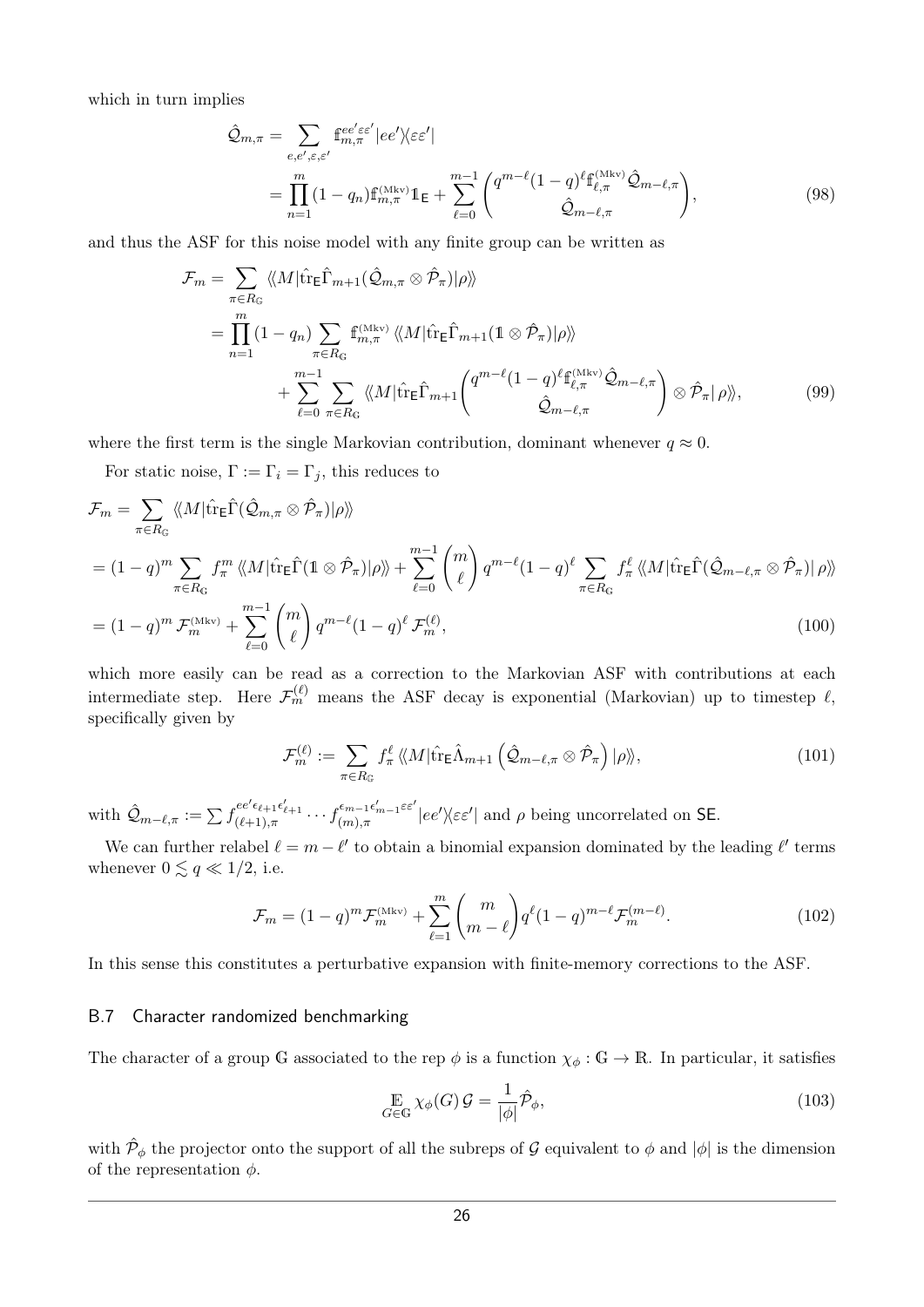which in turn implies

$$
\begin{aligned}
\hat{\mathcal{Q}}_{m,\pi} &= \sum_{e,e',\varepsilon,\varepsilon'} \mathbb{f}_{m,\pi}^{ee'\varepsilon\varepsilon'} |ee'\rangle\!\langle\varepsilon\varepsilon'| \\
&= \prod_{n=1}^{m}(1-q_n)\mathbb{f}_{m,\pi}^{(\text{Mkv})}\mathbb{1}_{\mathsf{E}} + \sum_{\ell=0}^{m-1}\begin{pmatrix} q^{m-\ell}(1-q)^{\ell}\mathbb{f}_{\ell,\pi}^{(\text{Mkv})}\hat{\mathcal{Q}}_{m-\ell,\pi} \\ \hat{\mathcal{Q}}_{m-\ell,\pi}\end{pmatrix},
\end{aligned}
\tag{98}
$$

and thus the ASF for this noise model with any finite group can be written as

$$
\begin{aligned}
\mathcal{F}_m &= \sum_{\pi\in R_{\mathbb{G}}} \langle\!\langle M|\hat{\text{tr}}_{\mathsf{E}}\hat{\Gamma}_{m+1}(\hat{\mathcal{Q}}_{m,\pi}\otimes\hat{\mathcal{P}}_\pi)|\rho\rangle\!\rangle \\
&= \prod_{n=1}^{m}(1-q_n)\sum_{\pi\in R_{\mathbb{G}}}\mathbb{f}_{m,\pi}^{(\text{Mkv})}\langle\!\langle M|\hat{\text{tr}}_{\mathsf{E}}\hat{\Gamma}_{m+1}(\mathbb{1}\otimes\hat{\mathcal{P}}_\pi)|\rho\rangle\!\rangle \\
&\qquad + \sum_{\ell=0}^{m-1}\sum_{\pi\in R_{\mathbb{G}}}\langle\!\langle M|\hat{\text{tr}}_{\mathsf{E}}\hat{\Gamma}_{m+1}\begin{pmatrix} q^{m-\ell}(1-q)^{\ell}\mathbb{f}_{\ell,\pi}^{(\text{Mkv})}\hat{\mathcal{Q}}_{m-\ell,\pi} \\ \hat{\mathcal{Q}}_{m-\ell,\pi}\end{pmatrix}\otimes\hat{\mathcal{P}}_\pi|\,\rho\rangle\!\rangle,
\end{aligned}
\tag{99}
$$

where the first term is the single Markovian contribution, dominant whenever $q\approx 0$.

For static noise, $\Gamma := \Gamma_i = \Gamma_j$, this reduces to

$$
\begin{aligned}
\mathcal{F}_m &= \sum_{\pi\in R_{\mathbb{G}}}\langle\!\langle M|\hat{\text{tr}}_{\mathsf{E}}\hat{\Gamma}(\hat{\mathcal{Q}}_{m,\pi}\otimes\hat{\mathcal{P}}_\pi)|\rho\rangle\!\rangle \\
&= (1-q)^m\sum_{\pi\in R_{\mathbb{G}}} f_\pi^m\langle\!\langle M|\hat{\text{tr}}_{\mathsf{E}}\hat{\Gamma}(\mathbb{1}\otimes\hat{\mathcal{P}}_\pi)|\rho\rangle\!\rangle + \sum_{\ell=0}^{m-1}\binom{m}{\ell}q^{m-\ell}(1-q)^{\ell}\sum_{\pi\in R_{\mathbb{G}}} f_\pi^{\ell}\langle\!\langle M|\hat{\text{tr}}_{\mathsf{E}}\hat{\Gamma}(\hat{\mathcal{Q}}_{m-\ell,\pi}\otimes\hat{\mathcal{P}}_\pi)|\,\rho\rangle\!\rangle \\
&= (1-q)^m\,\mathcal{F}_m^{(\text{Mkv})} + \sum_{\ell=0}^{m-1}\binom{m}{\ell}q^{m-\ell}(1-q)^{\ell}\,\mathcal{F}_m^{(\ell)},
\end{aligned}
\tag{100}
$$

which more easily can be read as a correction to the Markovian ASF with contributions at each intermediate step. Here $\mathcal{F}_m^{(\ell)}$ means the ASF decay is exponential (Markovian) up to timestep $\ell$, specifically given by

$$
\mathcal{F}_m^{(\ell)} := \sum_{\pi\in R_{\mathbb{G}}} f_\pi^{\ell}\langle\!\langle M|\hat{\text{tr}}_{\mathsf{E}}\hat{\Lambda}_{m+1}\left(\hat{\mathcal{Q}}_{m-\ell,\pi}\otimes\hat{\mathcal{P}}_\pi\right)|\rho\rangle\!\rangle,
\tag{101}
$$

with $\hat{\mathcal{Q}}_{m-\ell,\pi} := \sum f_{(\ell+1),\pi}^{ee'\epsilon_{\ell+1}\epsilon'_{\ell+1}}\cdots f_{(m),\pi}^{\epsilon_{m-1}\epsilon'_{m-1}\varepsilon\varepsilon'}|ee'\rangle\!\langle\varepsilon\varepsilon'|$ and $\rho$ being uncorrelated on $\mathsf{SE}$.

We can further relabel $\ell = m-\ell'$ to obtain a binomial expansion dominated by the leading $\ell'$ terms whenever $0\lesssim q\ll 1/2$, i.e.

$$
\mathcal{F}_m = (1-q)^m\mathcal{F}_m^{(\text{Mkv})} + \sum_{\ell=1}^{m}\binom{m}{m-\ell}q^{\ell}(1-q)^{m-\ell}\mathcal{F}_m^{(m-\ell)}.
\tag{102}
$$

In this sense this constitutes a perturbative expansion with finite-memory corrections to the ASF.

### B.7 Character randomized benchmarking

The character of a group $\mathbb{G}$ associated to the rep $\phi$ is a function $\chi_\phi : \mathbb{G}\to\mathbb{R}$. In particular, it satisfies

$$
\mathop{\mathbb{E}}_{G\in\mathbb{G}}\chi_\phi(G)\,\mathcal{G} = \frac{1}{|\phi|}\hat{\mathcal{P}}_\phi,
\tag{103}
$$

with $\hat{\mathcal{P}}_\phi$ the projector onto the support of all the subreps of $\mathcal{G}$ equivalent to $\phi$ and $|\phi|$ is the dimension of the representation $\phi$.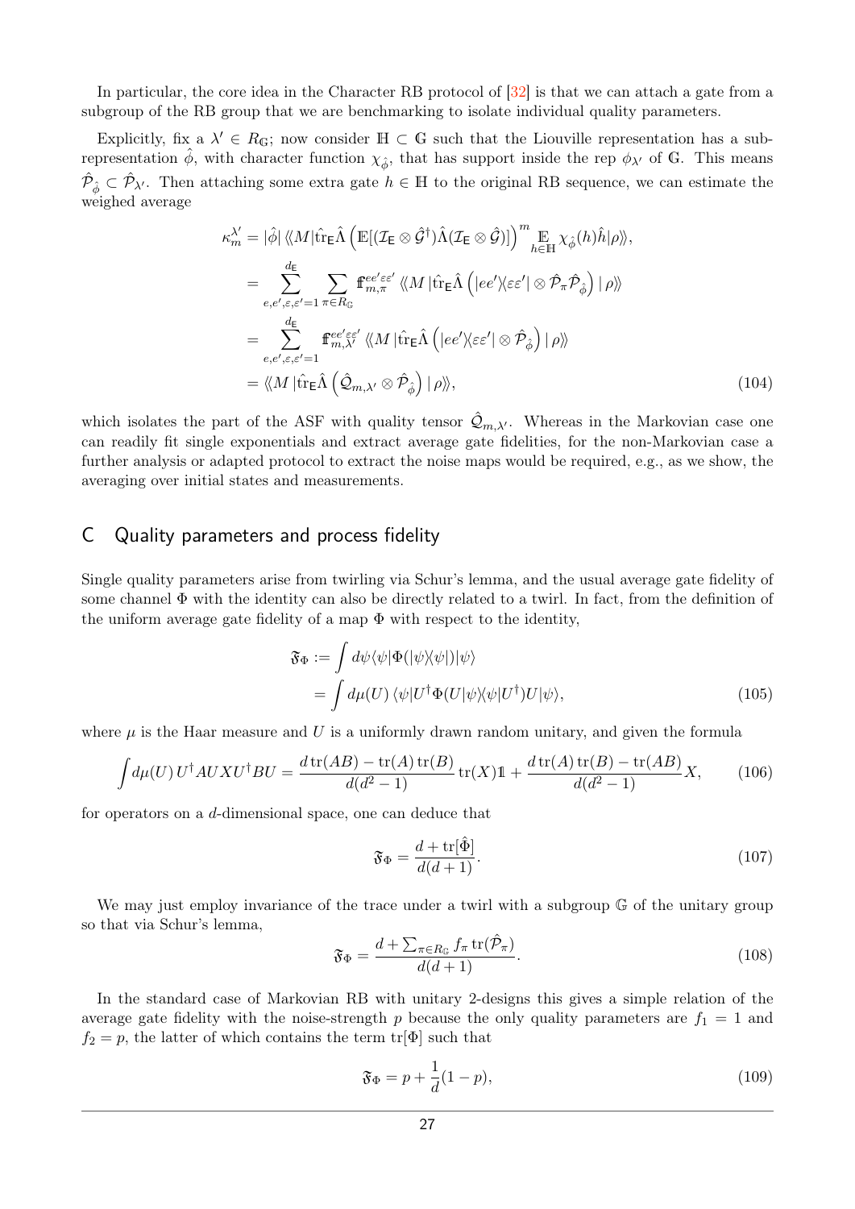In particular, the core idea in the Character RB protocol of [32] is that we can attach a gate from a subgroup of the RB group that we are benchmarking to isolate individual quality parameters.

Explicitly, fix a $\lambda' \in R_{\mathbb{G}}$; now consider $\mathbb{H} \subset \mathbb{G}$ such that the Liouville representation has a subrepresentation $\hat{\phi}$, with character function $\chi_{\hat{\phi}}$, that has support inside the rep $\phi_{\lambda'}$ of $\mathbb{G}$. This means $\hat{\mathcal{P}}_{\hat{\phi}} \subset \hat{\mathcal{P}}_{\lambda'}$. Then attaching some extra gate $h \in \mathbb{H}$ to the original RB sequence, we can estimate the weighed average

$$
\begin{aligned}
\kappa_m^{\lambda'} &= |\hat{\phi}| \, \langle\!\langle M | \hat{\mathrm{tr}}_{\mathsf{E}} \hat{\Lambda} \left( \mathbb{E}[(\mathcal{I}_{\mathsf{E}} \otimes \hat{\mathcal{G}}^\dagger) \hat{\Lambda} (\mathcal{I}_{\mathsf{E}} \otimes \hat{\mathcal{G}})] \right)^m \mathop{\mathbb{E}}_{h \in \mathbb{H}} \chi_{\hat{\phi}}(h) \hat{h} | \rho \rangle\!\rangle, \\
&= \sum_{e,e',\varepsilon,\varepsilon'=1}^{d_{\mathsf{E}}} \sum_{\pi \in R_{\mathbb{G}}} \mathbb{f}_{m,\pi}^{ee'\varepsilon\varepsilon'} \, \langle\!\langle M \, | \hat{\mathrm{tr}}_{\mathsf{E}} \hat{\Lambda} \left( |ee'\rangle\!\langle \varepsilon\varepsilon'| \otimes \hat{\mathcal{P}}_\pi \hat{\mathcal{P}}_{\hat{\phi}} \right) | \, \rho \rangle\!\rangle \\
&= \sum_{e,e',\varepsilon,\varepsilon'=1}^{d_{\mathsf{E}}} \mathbb{f}_{m,\lambda'}^{ee'\varepsilon\varepsilon'} \, \langle\!\langle M \, | \hat{\mathrm{tr}}_{\mathsf{E}} \hat{\Lambda} \left( |ee'\rangle\!\langle \varepsilon\varepsilon'| \otimes \hat{\mathcal{P}}_{\hat{\phi}} \right) | \, \rho \rangle\!\rangle \\
&= \langle\!\langle M \, | \hat{\mathrm{tr}}_{\mathsf{E}} \hat{\Lambda} \left( \hat{\mathcal{Q}}_{m,\lambda'} \otimes \hat{\mathcal{P}}_{\hat{\phi}} \right) | \, \rho \rangle\!\rangle,
\end{aligned}
\tag{104}
$$

which isolates the part of the ASF with quality tensor $\hat{\mathcal{Q}}_{m,\lambda'}$. Whereas in the Markovian case one can readily fit single exponentials and extract average gate fidelities, for the non-Markovian case a further analysis or adapted protocol to extract the noise maps would be required, e.g., as we show, the averaging over initial states and measurements.

## C Quality parameters and process fidelity

Single quality parameters arise from twirling via Schur's lemma, and the usual average gate fidelity of some channel $\Phi$ with the identity can also be directly related to a twirl. In fact, from the definition of the uniform average gate fidelity of a map $\Phi$ with respect to the identity,

$$
\begin{aligned}
\mathfrak{F}_\Phi &:= \int d\psi \langle \psi | \Phi(|\psi\rangle\!\langle\psi|) |\psi\rangle \\
&= \int d\mu(U) \, \langle \psi | U^\dagger \Phi(U|\psi\rangle\!\langle\psi|U^\dagger) U |\psi\rangle,
\end{aligned}
\tag{105}
$$

where $\mu$ is the Haar measure and $U$ is a uniformly drawn random unitary, and given the formula

$$
\int d\mu(U) \, U^\dagger A U X U^\dagger B U = \frac{d \, \mathrm{tr}(AB) - \mathrm{tr}(A)\,\mathrm{tr}(B)}{d(d^2-1)} \mathrm{tr}(X) \mathbb{1} + \frac{d \, \mathrm{tr}(A)\,\mathrm{tr}(B) - \mathrm{tr}(AB)}{d(d^2-1)} X,
\tag{106}
$$

for operators on a $d$-dimensional space, one can deduce that

$$
\mathfrak{F}_\Phi = \frac{d + \mathrm{tr}[\hat{\Phi}]}{d(d+1)}.
\tag{107}
$$

We may just employ invariance of the trace under a twirl with a subgroup $\mathbb{G}$ of the unitary group so that via Schur's lemma,

$$
\mathfrak{F}_\Phi = \frac{d + \sum_{\pi \in R_{\mathbb{G}}} f_\pi \, \mathrm{tr}(\hat{\mathcal{P}}_\pi)}{d(d+1)}.
\tag{108}
$$

In the standard case of Markovian RB with unitary 2-designs this gives a simple relation of the average gate fidelity with the noise-strength $p$ because the only quality parameters are $f_1 = 1$ and $f_2 = p$, the latter of which contains the term $\mathrm{tr}[\Phi]$ such that

$$
\mathfrak{F}_\Phi = p + \frac{1}{d}(1-p),
\tag{109}
$$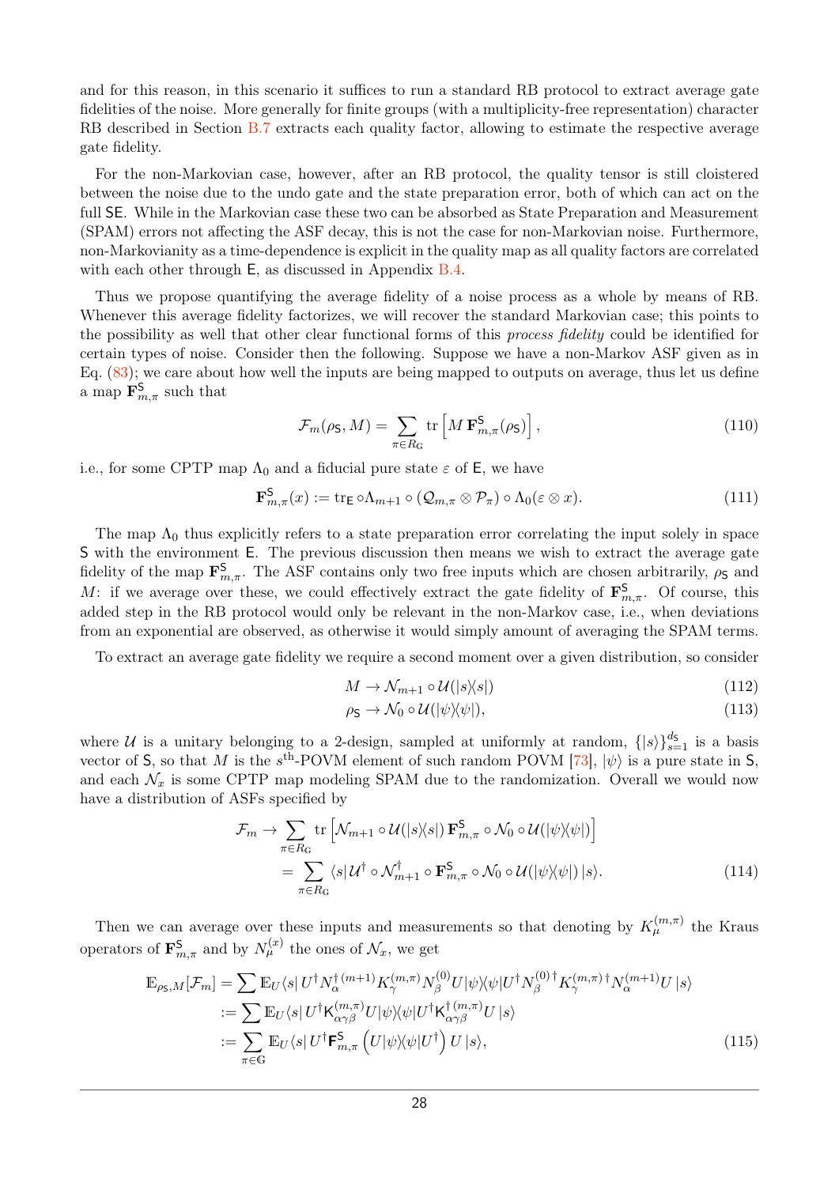and for this reason, in this scenario it suffices to run a standard RB protocol to extract average gate fidelities of the noise. More generally for finite groups (with a multiplicity-free representation) character RB described in Section B.7 extracts each quality factor, allowing to estimate the respective average gate fidelity.

For the non-Markovian case, however, after an RB protocol, the quality tensor is still cloistered between the noise due to the undo gate and the state preparation error, both of which can act on the full $\mathsf{SE}$. While in the Markovian case these two can be absorbed as State Preparation and Measurement (SPAM) errors not affecting the ASF decay, this is not the case for non-Markovian noise. Furthermore, non-Markovianity as a time-dependence is explicit in the quality map as all quality factors are correlated with each other through $\mathsf{E}$, as discussed in Appendix B.4.

Thus we propose quantifying the average fidelity of a noise process as a whole by means of RB. Whenever this average fidelity factorizes, we will recover the standard Markovian case; this points to the possibility as well that other clear functional forms of this *process fidelity* could be identified for certain types of noise. Consider then the following. Suppose we have a non-Markov ASF given as in Eq. (83); we care about how well the inputs are being mapped to outputs on average, thus let us define a map $\mathbf{F}^{\mathsf{S}}_{m,\pi}$ such that

$$
\mathcal{F}_m(\rho_{\mathsf{S}}, M) = \sum_{\pi\in R_{\mathbb{G}}} \operatorname{tr}\left[M\,\mathbf{F}^{\mathsf{S}}_{m,\pi}(\rho_{\mathsf{S}})\right], \tag{110}
$$

i.e., for some CPTP map $\Lambda_0$ and a fiducial pure state $\varepsilon$ of $\mathsf{E}$, we have

$$
\mathbf{F}^{\mathsf{S}}_{m,\pi}(x) := \operatorname{tr}_{\mathsf{E}}\circ\Lambda_{m+1}\circ(\mathcal{Q}_{m,\pi}\otimes\mathcal{P}_\pi)\circ\Lambda_0(\varepsilon\otimes x). \tag{111}
$$

The map $\Lambda_0$ thus explicitly refers to a state preparation error correlating the input solely in space $\mathsf{S}$ with the environment $\mathsf{E}$. The previous discussion then means we wish to extract the average gate fidelity of the map $\mathbf{F}^{\mathsf{S}}_{m,\pi}$. The ASF contains only two free inputs which are chosen arbitrarily, $\rho_{\mathsf{S}}$ and $M$: if we average over these, we could effectively extract the gate fidelity of $\mathbf{F}^{\mathsf{S}}_{m,\pi}$. Of course, this added step in the RB protocol would only be relevant in the non-Markov case, i.e., when deviations from an exponential are observed, as otherwise it would simply amount of averaging the SPAM terms.

To extract an average gate fidelity we require a second moment over a given distribution, so consider

$$
M \to \mathcal{N}_{m+1}\circ\mathcal{U}(|s\rangle\!\langle s|) \tag{112}
$$

$$
\rho_{\mathsf{S}} \to \mathcal{N}_0\circ\mathcal{U}(|\psi\rangle\!\langle\psi|), \tag{113}
$$

where $\mathcal{U}$ is a unitary belonging to a 2-design, sampled at uniformly at random, $\{|s\rangle\}_{s=1}^{d_{\mathsf{S}}}$ is a basis vector of $\mathsf{S}$, so that $M$ is the $s^{\text{th}}$-POVM element of such random POVM [73], $|\psi\rangle$ is a pure state in $\mathsf{S}$, and each $\mathcal{N}_x$ is some CPTP map modeling SPAM due to the randomization. Overall we would now have a distribution of ASFs specified by

$$
\begin{aligned}
\mathcal{F}_m \to &\sum_{\pi\in R_{\mathbb{G}}} \operatorname{tr}\left[\mathcal{N}_{m+1}\circ\mathcal{U}(|s\rangle\!\langle s|)\,\mathbf{F}^{\mathsf{S}}_{m,\pi}\circ\mathcal{N}_0\circ\mathcal{U}(|\psi\rangle\!\langle\psi|)\right] \\
&= \sum_{\pi\in R_{\mathbb{G}}} \langle s|\,\mathcal{U}^\dagger\circ\mathcal{N}^\dagger_{m+1}\circ\mathbf{F}^{\mathsf{S}}_{m,\pi}\circ\mathcal{N}_0\circ\mathcal{U}(|\psi\rangle\!\langle\psi|)\,|s\rangle.
\end{aligned} \tag{114}
$$

Then we can average over these inputs and measurements so that denoting by $K^{(m,\pi)}_\mu$ the Kraus operators of $\mathbf{F}^{\mathsf{S}}_{m,\pi}$ and by $N^{(x)}_\mu$ the ones of $\mathcal{N}_x$, we get

$$
\begin{aligned}
\mathbb{E}_{\rho_{\mathsf{S}},M}[\mathcal{F}_m] &= \sum \mathbb{E}_U \langle s|\,U^\dagger N^{\dagger\,(m+1)}_\alpha K^{(m,\pi)}_\gamma N^{(0)}_\beta U|\psi\rangle\!\langle\psi|U^\dagger N^{(0)\,\dagger}_\beta K^{(m,\pi)\,\dagger}_\gamma N^{(m+1)}_\alpha U\,|s\rangle \\
&:= \sum \mathbb{E}_U \langle s|\,U^\dagger \mathsf{K}^{(m,\pi)}_{\alpha\gamma\beta} U|\psi\rangle\!\langle\psi|U^\dagger \mathsf{K}^{\dagger\,(m,\pi)}_{\alpha\gamma\beta} U\,|s\rangle \\
&:= \sum_{\pi\in\mathbb{G}} \mathbb{E}_U \langle s|\,U^\dagger \mathsf{F}^{\mathsf{S}}_{m,\pi}\left(U|\psi\rangle\!\langle\psi|U^\dagger\right) U\,|s\rangle,
\end{aligned} \tag{115}
$$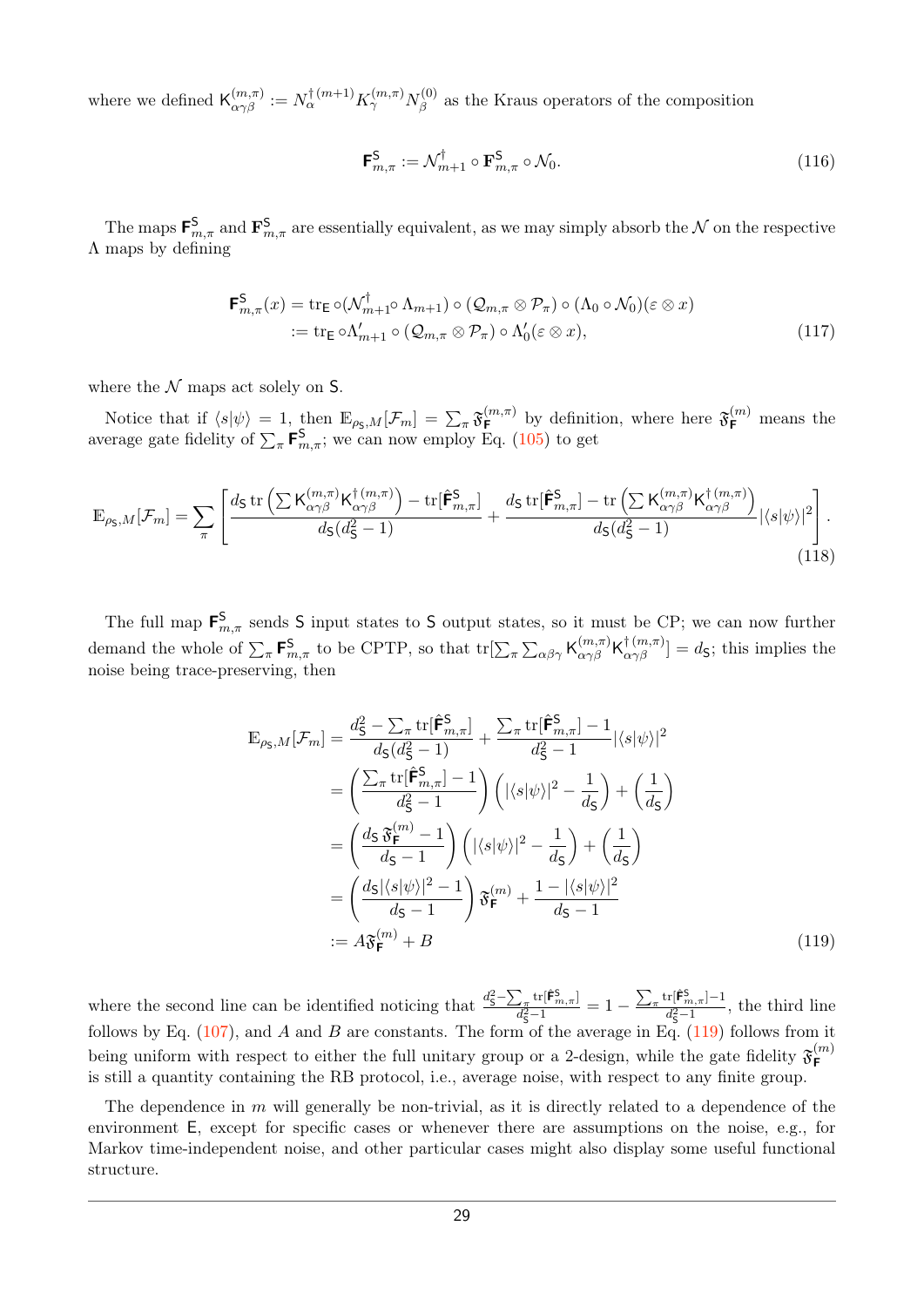where we defined $\mathsf{K}^{(m,\pi)}_{\alpha\gamma\beta} := N^{\dagger\,(m+1)}_{\alpha} K^{(m,\pi)}_{\gamma} N^{(0)}_{\beta}$ as the Kraus operators of the composition

$$\hat{\mathbf{F}}^{\mathsf{S}}_{m,\pi} := \mathcal{N}^{\dagger}_{m+1} \circ \mathbf{F}^{\mathsf{S}}_{m,\pi} \circ \mathcal{N}_0. \tag{116}$$

The maps $\hat{\mathbf{F}}^{\mathsf{S}}_{m,\pi}$ and $\mathbf{F}^{\mathsf{S}}_{m,\pi}$ are essentially equivalent, as we may simply absorb the $\mathcal{N}$ on the respective $\Lambda$ maps by defining

$$\begin{aligned}\hat{\mathbf{F}}^{\mathsf{S}}_{m,\pi}(x) &= \operatorname{tr}_{\mathsf{E}} \circ (\mathcal{N}^{\dagger}_{m+1} \circ \Lambda_{m+1}) \circ (\mathcal{Q}_{m,\pi} \otimes \mathcal{P}_{\pi}) \circ (\Lambda_0 \circ \mathcal{N}_0)(\varepsilon \otimes x) \\ &:= \operatorname{tr}_{\mathsf{E}} \circ \Lambda'_{m+1} \circ (\mathcal{Q}_{m,\pi} \otimes \mathcal{P}_{\pi}) \circ \Lambda'_0(\varepsilon \otimes x),\end{aligned} \tag{117}$$

where the $\mathcal{N}$ maps act solely on $\mathsf{S}$.

Notice that if $\langle s|\psi\rangle = 1$, then $\mathbb{E}_{\rho_{\mathsf{S}},M}[\mathcal{F}_m] = \sum_{\pi} \mathfrak{F}^{(m,\pi)}_{\mathbf{F}}$ by definition, where here $\mathfrak{F}^{(m)}_{\mathbf{F}}$ means the average gate fidelity of $\sum_{\pi} \hat{\mathbf{F}}^{\mathsf{S}}_{m,\pi}$; we can now employ Eq. (105) to get

$$\mathbb{E}_{\rho_{\mathsf{S}},M}[\mathcal{F}_m] = \sum_{\pi} \left[ \frac{d_{\mathsf{S}} \operatorname{tr}\left(\sum \mathsf{K}^{(m,\pi)}_{\alpha\gamma\beta} \mathsf{K}^{\dagger\,(m,\pi)}_{\alpha\gamma\beta}\right) - \operatorname{tr}[\hat{\mathbf{F}}^{\mathsf{S}}_{m,\pi}]}{d_{\mathsf{S}}(d_{\mathsf{S}}^2 - 1)} + \frac{d_{\mathsf{S}} \operatorname{tr}[\hat{\mathbf{F}}^{\mathsf{S}}_{m,\pi}] - \operatorname{tr}\left(\sum \mathsf{K}^{(m,\pi)}_{\alpha\gamma\beta} \mathsf{K}^{\dagger\,(m,\pi)}_{\alpha\gamma\beta}\right)}{d_{\mathsf{S}}(d_{\mathsf{S}}^2 - 1)} |\langle s|\psi\rangle|^2 \right]. \tag{118}$$

The full map $\hat{\mathbf{F}}^{\mathsf{S}}_{m,\pi}$ sends $\mathsf{S}$ input states to $\mathsf{S}$ output states, so it must be CP; we can now further demand the whole of $\sum_{\pi} \hat{\mathbf{F}}^{\mathsf{S}}_{m,\pi}$ to be CPTP, so that $\operatorname{tr}[\sum_{\pi} \sum_{\alpha\beta\gamma} \mathsf{K}^{(m,\pi)}_{\alpha\gamma\beta} \mathsf{K}^{\dagger\,(m,\pi)}_{\alpha\gamma\beta}] = d_{\mathsf{S}}$; this implies the noise being trace-preserving, then

$$\begin{aligned}\mathbb{E}_{\rho_{\mathsf{S}},M}[\mathcal{F}_m] &= \frac{d_{\mathsf{S}}^2 - \sum_{\pi} \operatorname{tr}[\hat{\mathbf{F}}^{\mathsf{S}}_{m,\pi}]}{d_{\mathsf{S}}(d_{\mathsf{S}}^2 - 1)} + \frac{\sum_{\pi} \operatorname{tr}[\hat{\mathbf{F}}^{\mathsf{S}}_{m,\pi}] - 1}{d_{\mathsf{S}}^2 - 1} |\langle s|\psi\rangle|^2 \\ &= \left( \frac{\sum_{\pi} \operatorname{tr}[\hat{\mathbf{F}}^{\mathsf{S}}_{m,\pi}] - 1}{d_{\mathsf{S}}^2 - 1} \right) \left( |\langle s|\psi\rangle|^2 - \frac{1}{d_{\mathsf{S}}} \right) + \left( \frac{1}{d_{\mathsf{S}}} \right) \\ &= \left( \frac{d_{\mathsf{S}}\, \mathfrak{F}^{(m)}_{\mathbf{F}} - 1}{d_{\mathsf{S}} - 1} \right) \left( |\langle s|\psi\rangle|^2 - \frac{1}{d_{\mathsf{S}}} \right) + \left( \frac{1}{d_{\mathsf{S}}} \right) \\ &= \left( \frac{d_{\mathsf{S}} |\langle s|\psi\rangle|^2 - 1}{d_{\mathsf{S}} - 1} \right) \mathfrak{F}^{(m)}_{\mathbf{F}} + \frac{1 - |\langle s|\psi\rangle|^2}{d_{\mathsf{S}} - 1} \\ &:= A \mathfrak{F}^{(m)}_{\mathbf{F}} + B\end{aligned} \tag{119}$$

where the second line can be identified noticing that $\frac{d_{\mathsf{S}}^2 - \sum_{\pi} \operatorname{tr}[\hat{\mathbf{F}}^{\mathsf{S}}_{m,\pi}]}{d_{\mathsf{S}}^2 - 1} = 1 - \frac{\sum_{\pi} \operatorname{tr}[\hat{\mathbf{F}}^{\mathsf{S}}_{m,\pi}] - 1}{d_{\mathsf{S}}^2 - 1}$, the third line follows by Eq. (107), and $A$ and $B$ are constants. The form of the average in Eq. (119) follows from it being uniform with respect to either the full unitary group or a 2-design, while the gate fidelity $\mathfrak{F}^{(m)}_{\mathbf{F}}$ is still a quantity containing the RB protocol, i.e., average noise, with respect to any finite group.

The dependence in $m$ will generally be non-trivial, as it is directly related to a dependence of the environment $\mathsf{E}$, except for specific cases or whenever there are assumptions on the noise, e.g., for Markov time-independent noise, and other particular cases might also display some useful functional structure.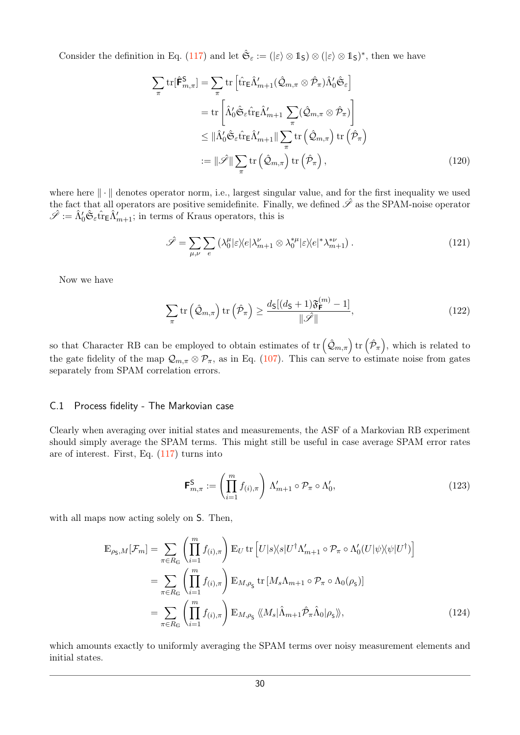Consider the definition in Eq. (117) and let $\hat{\mathfrak{S}}_\varepsilon := (|\varepsilon\rangle \otimes \mathbb{1}_\mathsf{S}) \otimes (|\varepsilon\rangle \otimes \mathbb{1}_\mathsf{S})^*$, then we have

$$
\begin{aligned}
\sum_\pi \mathrm{tr}[\hat{\mathsf{F}}^\mathsf{S}_{m,\pi}] &= \sum_\pi \mathrm{tr}\left[\hat{\mathrm{tr}}_\mathsf{E}\hat{\Lambda}'_{m+1}(\hat{\mathcal{Q}}_{m,\pi}\otimes\hat{\mathcal{P}}_\pi)\hat{\Lambda}'_0\hat{\mathfrak{S}}_\varepsilon\right] \\
&= \mathrm{tr}\left[\hat{\Lambda}'_0\hat{\mathfrak{S}}_\varepsilon\hat{\mathrm{tr}}_\mathsf{E}\hat{\Lambda}'_{m+1}\sum_\pi(\hat{\mathcal{Q}}_{m,\pi}\otimes\hat{\mathcal{P}}_\pi)\right] \\
&\leq \|\hat{\Lambda}'_0\hat{\mathfrak{S}}_\varepsilon\hat{\mathrm{tr}}_\mathsf{E}\hat{\Lambda}'_{m+1}\|\sum_\pi \mathrm{tr}\left(\hat{\mathcal{Q}}_{m,\pi}\right)\mathrm{tr}\left(\hat{\mathcal{P}}_\pi\right) \\
&:= \|\hat{\mathscr{S}}\|\sum_\pi \mathrm{tr}\left(\hat{\mathcal{Q}}_{m,\pi}\right)\mathrm{tr}\left(\hat{\mathcal{P}}_\pi\right),
\end{aligned}
\tag{120}
$$

where here $\|\cdot\|$ denotes operator norm, i.e., largest singular value, and for the first inequality we used the fact that all operators are positive semidefinite. Finally, we defined $\hat{\mathscr{S}}$ as the SPAM-noise operator $\mathscr{S} := \hat{\Lambda}'_0\hat{\mathfrak{S}}_\varepsilon\hat{\mathrm{tr}}_\mathsf{E}\hat{\Lambda}'_{m+1}$; in terms of Kraus operators, this is

$$
\hat{\mathscr{S}} = \sum_{\mu,\nu}\sum_e \left(\lambda_0^\mu|\varepsilon\rangle\langle e|\lambda_{m+1}^\nu \otimes \lambda_0^{*\mu}|\varepsilon\rangle\langle e|^*\lambda_{m+1}^{*\nu}\right). \tag{121}
$$

Now we have

$$
\sum_\pi \mathrm{tr}\left(\hat{\mathcal{Q}}_{m,\pi}\right)\mathrm{tr}\left(\hat{\mathcal{P}}_\pi\right) \geq \frac{d_\mathsf{S}[(d_\mathsf{S}+1)\mathfrak{F}_\mathsf{F}^{(m)}-1]}{\|\hat{\mathscr{S}}\|}, \tag{122}
$$

so that Character RB can be employed to obtain estimates of $\mathrm{tr}\left(\hat{\mathcal{Q}}_{m,\pi}\right)\mathrm{tr}\left(\hat{\mathcal{P}}_\pi\right)$, which is related to the gate fidelity of the map $\mathcal{Q}_{m,\pi}\otimes\mathcal{P}_\pi$, as in Eq. (107). This can serve to estimate noise from gates separately from SPAM correlation errors.

### C.1 Process fidelity - The Markovian case

Clearly when averaging over initial states and measurements, the ASF of a Markovian RB experiment should simply average the SPAM terms. This might still be useful in case average SPAM error rates are of interest. First, Eq. (117) turns into

$$
\mathsf{F}^\mathsf{S}_{m,\pi} := \left(\prod_{i=1}^m f_{(i),\pi}\right)\Lambda'_{m+1}\circ\mathcal{P}_\pi\circ\Lambda'_0, \tag{123}
$$

with all maps now acting solely on $\mathsf{S}$. Then,

$$
\begin{aligned}
\mathbb{E}_{\rho_\mathsf{S},M}[\mathcal{F}_m] &= \sum_{\pi\in R_\mathbb{G}}\left(\prod_{i=1}^m f_{(i),\pi}\right)\mathbb{E}_U\,\mathrm{tr}\left[U|s\rangle\langle s|U^\dagger\Lambda'_{m+1}\circ\mathcal{P}_\pi\circ\Lambda'_0(U|\psi\rangle\langle\psi|U^\dagger)\right] \\
&= \sum_{\pi\in R_\mathbb{G}}\left(\prod_{i=1}^m f_{(i),\pi}\right)\mathbb{E}_{M,\rho_\mathsf{S}}\,\mathrm{tr}\left[M_s\Lambda_{m+1}\circ\mathcal{P}_\pi\circ\Lambda_0(\rho_\mathsf{S})\right] \\
&= \sum_{\pi\in R_\mathbb{G}}\left(\prod_{i=1}^m f_{(i),\pi}\right)\mathbb{E}_{M,\rho_\mathsf{S}}\,\langle\!\langle M_s|\hat{\Lambda}_{m+1}\hat{\mathcal{P}}_\pi\hat{\Lambda}_0|\rho_\mathsf{S}\rangle\!\rangle,
\end{aligned}
\tag{124}
$$

which amounts exactly to uniformly averaging the SPAM terms over noisy measurement elements and initial states.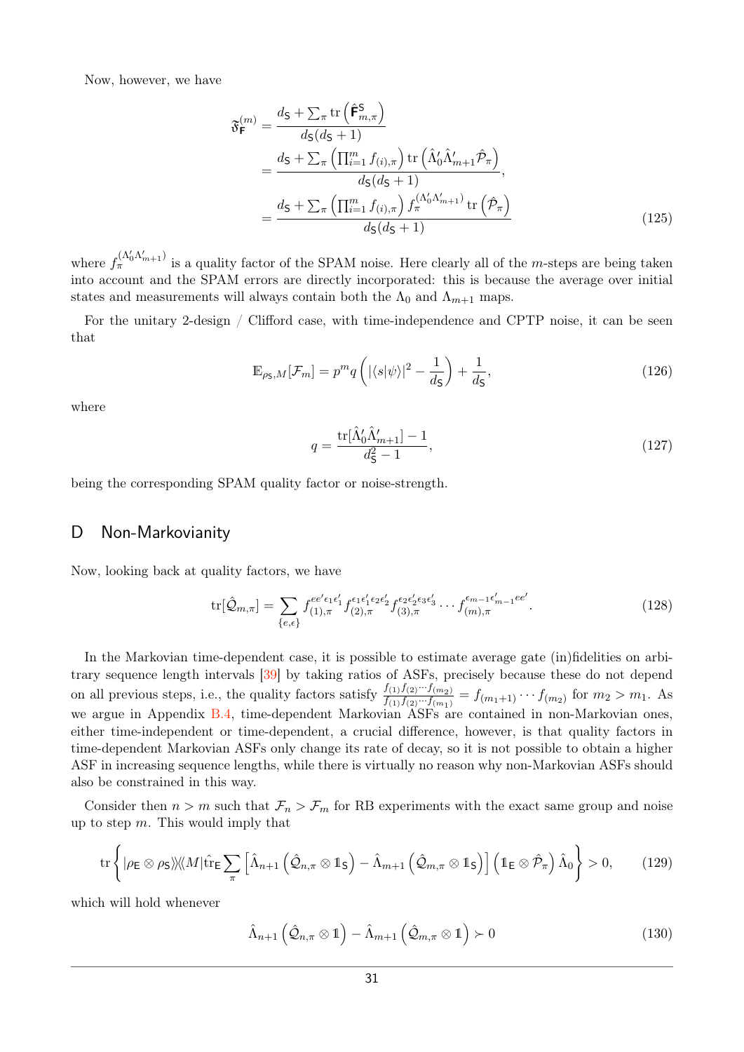Now, however, we have

$$
\begin{aligned}
\mathfrak{F}_{\mathsf{F}}^{(m)} &= \frac{d_{\mathsf{S}} + \sum_\pi \operatorname{tr}\left(\hat{\mathsf{F}}^{\mathsf{S}}_{m,\pi}\right)}{d_{\mathsf{S}}(d_{\mathsf{S}}+1)} \\
&= \frac{d_{\mathsf{S}} + \sum_\pi \left(\prod_{i=1}^m f_{(i),\pi}\right) \operatorname{tr}\left(\hat{\Lambda}_0^\prime \hat{\Lambda}_{m+1}^\prime \hat{\mathcal{P}}_\pi\right)}{d_{\mathsf{S}}(d_{\mathsf{S}}+1)}, \\
&= \frac{d_{\mathsf{S}} + \sum_\pi \left(\prod_{i=1}^m f_{(i),\pi}\right) f_\pi^{(\Lambda_0^\prime \Lambda_{m+1}^\prime)} \operatorname{tr}\left(\hat{\mathcal{P}}_\pi\right)}{d_{\mathsf{S}}(d_{\mathsf{S}}+1)}
\end{aligned}
\tag{125}
$$

where $f_\pi^{(\Lambda_0^\prime \Lambda_{m+1}^\prime)}$ is a quality factor of the SPAM noise. Here clearly all of the $m$-steps are being taken into account and the SPAM errors are directly incorporated: this is because the average over initial states and measurements will always contain both the $\Lambda_0$ and $\Lambda_{m+1}$ maps.

For the unitary 2-design / Clifford case, with time-independence and CPTP noise, it can be seen that

$$
\mathbb{E}_{\rho_{\mathsf{S}},M}[\mathcal{F}_m] = p^m q \left(|\langle s|\psi\rangle|^2 - \frac{1}{d_{\mathsf{S}}}\right) + \frac{1}{d_{\mathsf{S}}},
\tag{126}
$$

where

$$
q = \frac{\operatorname{tr}[\hat{\Lambda}_0^\prime \hat{\Lambda}_{m+1}^\prime] - 1}{d_{\mathsf{S}}^2 - 1},
\tag{127}
$$

being the corresponding SPAM quality factor or noise-strength.

## D Non-Markovianity

Now, looking back at quality factors, we have

$$
\operatorname{tr}[\hat{\mathcal{Q}}_{m,\pi}] = \sum_{\{e,\epsilon\}} f_{(1),\pi}^{ee^\prime \epsilon_1 \epsilon_1^\prime} f_{(2),\pi}^{\epsilon_1 \epsilon_1^\prime \epsilon_2 \epsilon_2^\prime} f_{(3),\pi}^{\epsilon_2 \epsilon_2^\prime \epsilon_3 \epsilon_3^\prime} \cdots f_{(m),\pi}^{\epsilon_{m-1} \epsilon_{m-1}^\prime ee^\prime}.
\tag{128}
$$

In the Markovian time-dependent case, it is possible to estimate average gate (in)fidelities on arbitrary sequence length intervals [39] by taking ratios of ASFs, precisely because these do not depend on all previous steps, i.e., the quality factors satisfy $\frac{f_{(1)}f_{(2)}\cdots f_{(m_2)}}{f_{(1)}f_{(2)}\cdots f_{(m_1)}} = f_{(m_1+1)} \cdots f_{(m_2)}$ for $m_2 > m_1$. As we argue in Appendix B.4, time-dependent Markovian ASFs are contained in non-Markovian ones, either time-independent or time-dependent, a crucial difference, however, is that quality factors in time-dependent Markovian ASFs only change its rate of decay, so it is not possible to obtain a higher ASF in increasing sequence lengths, while there is virtually no reason why non-Markovian ASFs should also be constrained in this way.

Consider then $n > m$ such that $\mathcal{F}_n > \mathcal{F}_m$ for RB experiments with the exact same group and noise up to step $m$. This would imply that

$$
\operatorname{tr}\left\{ |\rho_{\mathsf{E}} \otimes \rho_{\mathsf{S}}\rangle\!\rangle\langle\!\langle M| \hat{\operatorname{tr}}_{\mathsf{E}} \sum_\pi \left[\hat{\Lambda}_{n+1}\left(\hat{\mathcal{Q}}_{n,\pi} \otimes \mathbb{1}_{\mathsf{S}}\right) - \hat{\Lambda}_{m+1}\left(\hat{\mathcal{Q}}_{m,\pi} \otimes \mathbb{1}_{\mathsf{S}}\right)\right] \left(\mathbb{1}_{\mathsf{E}} \otimes \hat{\mathcal{P}}_\pi\right) \hat{\Lambda}_0 \right\} > 0,
\tag{129}
$$

which will hold whenever

$$
\hat{\Lambda}_{n+1}\left(\hat{\mathcal{Q}}_{n,\pi} \otimes \mathbb{1}\right) - \hat{\Lambda}_{m+1}\left(\hat{\mathcal{Q}}_{m,\pi} \otimes \mathbb{1}\right) \succ 0
\tag{130}
$$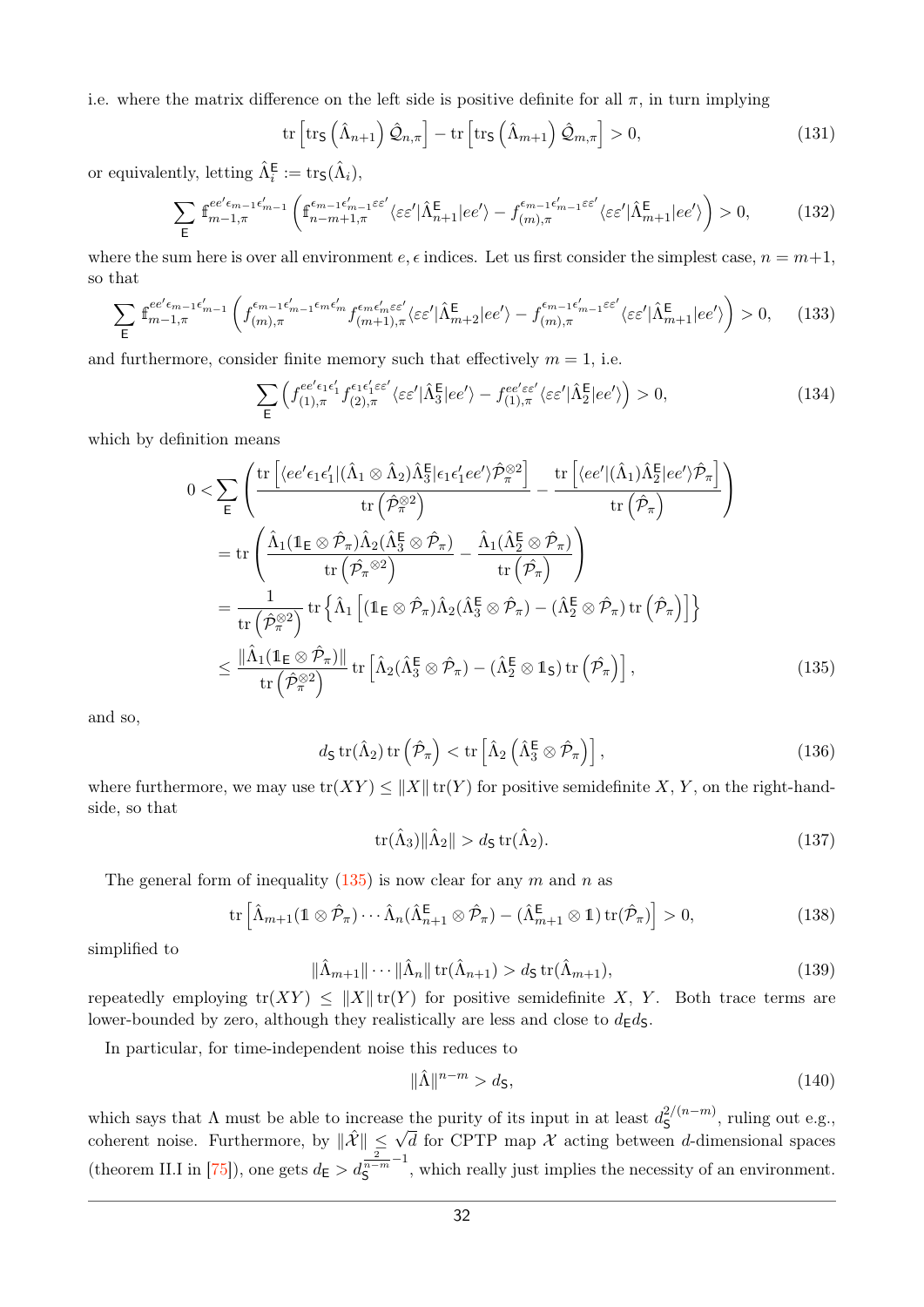i.e. where the matrix difference on the left side is positive definite for all $\pi$, in turn implying

$$\mathrm{tr}\left[\mathrm{tr}_{\mathsf{S}}\left(\hat{\Lambda}_{n+1}\right)\hat{\mathcal{Q}}_{n,\pi}\right]-\mathrm{tr}\left[\mathrm{tr}_{\mathsf{S}}\left(\hat{\Lambda}_{m+1}\right)\hat{\mathcal{Q}}_{m,\pi}\right]>0, \tag{131}$$

or equivalently, letting $\hat{\Lambda}_i^{\mathsf{E}}:=\mathrm{tr}_{\mathsf{S}}(\hat{\Lambda}_i)$,

$$\sum_{\mathsf{E}}\mathbb{f}_{m-1,\pi}^{ee'\epsilon_{m-1}\epsilon'_{m-1}}\left(\mathbb{f}_{n-m+1,\pi}^{\epsilon_{m-1}\epsilon'_{m-1}\varepsilon\varepsilon'}\langle\varepsilon\varepsilon'|\hat{\Lambda}_{n+1}^{\mathsf{E}}|ee'\rangle-f_{(m),\pi}^{\epsilon_{m-1}\epsilon'_{m-1}\varepsilon\varepsilon'}\langle\varepsilon\varepsilon'|\hat{\Lambda}_{m+1}^{\mathsf{E}}|ee'\rangle\right)>0, \tag{132}$$

where the sum here is over all environment $e,\epsilon$ indices. Let us first consider the simplest case, $n=m+1$, so that

$$\sum_{\mathsf{E}}\mathbb{f}_{m-1,\pi}^{ee'\epsilon_{m-1}\epsilon'_{m-1}}\left(f_{(m),\pi}^{\epsilon_{m-1}\epsilon'_{m-1}\epsilon_m\epsilon'_m}f_{(m+1),\pi}^{\epsilon_m\epsilon'_m\varepsilon\varepsilon'}\langle\varepsilon\varepsilon'|\hat{\Lambda}_{m+2}^{\mathsf{E}}|ee'\rangle-f_{(m),\pi}^{\epsilon_{m-1}\epsilon'_{m-1}\varepsilon\varepsilon'}\langle\varepsilon\varepsilon'|\hat{\Lambda}_{m+1}^{\mathsf{E}}|ee'\rangle\right)>0, \tag{133}$$

and furthermore, consider finite memory such that effectively $m=1$, i.e.

$$\sum_{\mathsf{E}}\left(f_{(1),\pi}^{ee'\epsilon_1\epsilon'_1}f_{(2),\pi}^{\epsilon_1\epsilon'_1\varepsilon\varepsilon'}\langle\varepsilon\varepsilon'|\hat{\Lambda}_3^{\mathsf{E}}|ee'\rangle-f_{(1),\pi}^{ee'\varepsilon\varepsilon'}\langle\varepsilon\varepsilon'|\hat{\Lambda}_2^{\mathsf{E}}|ee'\rangle\right)>0, \tag{134}$$

which by definition means

$$\begin{aligned}
0&<\sum_{\mathsf{E}}\left(\frac{\mathrm{tr}\left[\langle ee'\epsilon_1\epsilon'_1|(\hat{\Lambda}_1\otimes\hat{\Lambda}_2)\hat{\Lambda}_3^{\mathsf{E}}|\epsilon_1\epsilon'_1ee'\rangle\hat{\mathcal{P}}_\pi^{\otimes2}\right]}{\mathrm{tr}\left(\hat{\mathcal{P}}_\pi^{\otimes2}\right)}-\frac{\mathrm{tr}\left[\langle ee'|(\hat{\Lambda}_1)\hat{\Lambda}_2^{\mathsf{E}}|ee'\rangle\hat{\mathcal{P}}_\pi\right]}{\mathrm{tr}\left(\hat{\mathcal{P}}_\pi\right)}\right)\\
&=\mathrm{tr}\left(\frac{\hat{\Lambda}_1(\mathbb{1}_{\mathsf{E}}\otimes\hat{\mathcal{P}}_\pi)\hat{\Lambda}_2(\hat{\Lambda}_3^{\mathsf{E}}\otimes\hat{\mathcal{P}}_\pi)}{\mathrm{tr}\left(\hat{\mathcal{P}}_\pi{}^{\otimes2}\right)}-\frac{\hat{\Lambda}_1(\hat{\Lambda}_2^{\mathsf{E}}\otimes\hat{\mathcal{P}}_\pi)}{\mathrm{tr}\left(\hat{\mathcal{P}}_\pi\right)}\right)\\
&=\frac{1}{\mathrm{tr}\left(\hat{\mathcal{P}}_\pi^{\otimes2}\right)}\mathrm{tr}\left\{\hat{\Lambda}_1\left[(\mathbb{1}_{\mathsf{E}}\otimes\hat{\mathcal{P}}_\pi)\hat{\Lambda}_2(\hat{\Lambda}_3^{\mathsf{E}}\otimes\hat{\mathcal{P}}_\pi)-(\hat{\Lambda}_2^{\mathsf{E}}\otimes\hat{\mathcal{P}}_\pi)\,\mathrm{tr}\left(\hat{\mathcal{P}}_\pi\right)\right]\right\}\\
&\le\frac{\|\hat{\Lambda}_1(\mathbb{1}_{\mathsf{E}}\otimes\hat{\mathcal{P}}_\pi)\|}{\mathrm{tr}\left(\hat{\mathcal{P}}_\pi^{\otimes2}\right)}\mathrm{tr}\left[\hat{\Lambda}_2(\hat{\Lambda}_3^{\mathsf{E}}\otimes\hat{\mathcal{P}}_\pi)-(\hat{\Lambda}_2^{\mathsf{E}}\otimes\mathbb{1}_{\mathsf{S}})\,\mathrm{tr}\left(\hat{\mathcal{P}}_\pi\right)\right],
\end{aligned} \tag{135}$$

and so,

$$d_{\mathsf{S}}\,\mathrm{tr}(\hat{\Lambda}_2)\,\mathrm{tr}\left(\hat{\mathcal{P}}_\pi\right)<\mathrm{tr}\left[\hat{\Lambda}_2\left(\hat{\Lambda}_3^{\mathsf{E}}\otimes\hat{\mathcal{P}}_\pi\right)\right], \tag{136}$$

where furthermore, we may use $\mathrm{tr}(XY)\le\|X\|\,\mathrm{tr}(Y)$ for positive semidefinite $X$, $Y$, on the right-hand-side, so that

$$\mathrm{tr}(\hat{\Lambda}_3)\|\hat{\Lambda}_2\|>d_{\mathsf{S}}\,\mathrm{tr}(\hat{\Lambda}_2). \tag{137}$$

The general form of inequality (135) is now clear for any $m$ and $n$ as

$$\mathrm{tr}\left[\hat{\Lambda}_{m+1}(\mathbb{1}\otimes\hat{\mathcal{P}}_\pi)\cdots\hat{\Lambda}_n(\hat{\Lambda}_{n+1}^{\mathsf{E}}\otimes\hat{\mathcal{P}}_\pi)-(\hat{\Lambda}_{m+1}^{\mathsf{E}}\otimes\mathbb{1})\,\mathrm{tr}(\hat{\mathcal{P}}_\pi)\right]>0, \tag{138}$$

simplified to

$$\|\hat{\Lambda}_{m+1}\|\cdots\|\hat{\Lambda}_n\|\,\mathrm{tr}(\hat{\Lambda}_{n+1})>d_{\mathsf{S}}\,\mathrm{tr}(\hat{\Lambda}_{m+1}), \tag{139}$$

repeatedly employing $\mathrm{tr}(XY)\le\|X\|\,\mathrm{tr}(Y)$ for positive semidefinite $X$, $Y$. Both trace terms are lower-bounded by zero, although they realistically are less and close to $d_{\mathsf{E}}d_{\mathsf{S}}$.

In particular, for time-independent noise this reduces to

$$\|\hat{\Lambda}\|^{n-m}>d_{\mathsf{S}}, \tag{140}$$

which says that $\Lambda$ must be able to increase the purity of its input in at least $d_{\mathsf{S}}^{2/(n-m)}$, ruling out e.g., coherent noise. Furthermore, by $\|\hat{\mathcal{X}}\|\le\sqrt{d}$ for CPTP map $\mathcal{X}$ acting between $d$-dimensional spaces (theorem II.I in [75]), one gets $d_{\mathsf{E}}>d_{\mathsf{S}}^{\frac{2}{n-m}-1}$, which really just implies the necessity of an environment.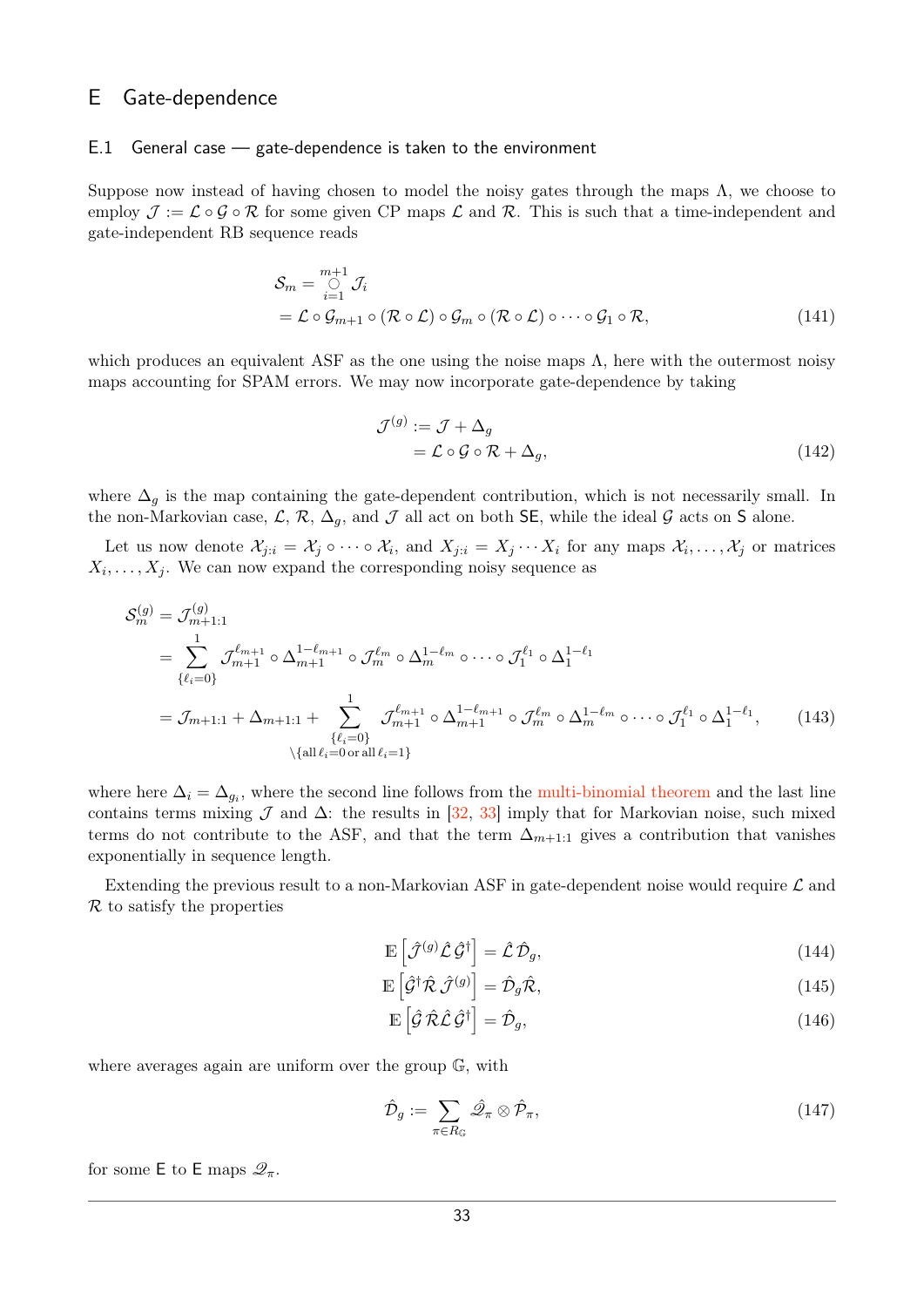## E Gate-dependence

### E.1 General case — gate-dependence is taken to the environment

Suppose now instead of having chosen to model the noisy gates through the maps $\Lambda$, we choose to employ $\mathcal{J} := \mathcal{L} \circ \mathcal{G} \circ \mathcal{R}$ for some given CP maps $\mathcal{L}$ and $\mathcal{R}$. This is such that a time-independent and gate-independent RB sequence reads

$$
\begin{aligned}
\mathcal{S}_m &= \mathop{\bigcirc}_{i=1}^{m+1} \mathcal{J}_i \\
&= \mathcal{L} \circ \mathcal{G}_{m+1} \circ (\mathcal{R} \circ \mathcal{L}) \circ \mathcal{G}_m \circ (\mathcal{R} \circ \mathcal{L}) \circ \cdots \circ \mathcal{G}_1 \circ \mathcal{R},
\end{aligned} \tag{141}
$$

which produces an equivalent ASF as the one using the noise maps $\Lambda$, here with the outermost noisy maps accounting for SPAM errors. We may now incorporate gate-dependence by taking

$$
\begin{aligned}
\mathcal{J}^{(g)} &:= \mathcal{J} + \Delta_g \\
&= \mathcal{L} \circ \mathcal{G} \circ \mathcal{R} + \Delta_g,
\end{aligned} \tag{142}
$$

where $\Delta_g$ is the map containing the gate-dependent contribution, which is not necessarily small. In the non-Markovian case, $\mathcal{L}$, $\mathcal{R}$, $\Delta_g$, and $\mathcal{J}$ all act on both $\mathsf{SE}$, while the ideal $\mathcal{G}$ acts on $\mathsf{S}$ alone.

Let us now denote $\mathcal{X}_{j:i} = \mathcal{X}_j \circ \cdots \circ \mathcal{X}_i$, and $X_{j:i} = X_j \cdots X_i$ for any maps $\mathcal{X}_i, \ldots, \mathcal{X}_j$ or matrices $X_i, \ldots, X_j$. We can now expand the corresponding noisy sequence as

$$
\begin{aligned}
\mathcal{S}_m^{(g)} &= \mathcal{J}_{m+1:1}^{(g)} \\
&= \sum_{\{\ell_i=0\}}^{1} \mathcal{J}_{m+1}^{\ell_{m+1}} \circ \Delta_{m+1}^{1-\ell_{m+1}} \circ \mathcal{J}_m^{\ell_m} \circ \Delta_m^{1-\ell_m} \circ \cdots \circ \mathcal{J}_1^{\ell_1} \circ \Delta_1^{1-\ell_1} \\
&= \mathcal{J}_{m+1:1} + \Delta_{m+1:1} + \sum_{\substack{\{\ell_i=0\} \\ \setminus\{\text{all } \ell_i=0 \text{ or all } \ell_i=1\}}}^{1} \mathcal{J}_{m+1}^{\ell_{m+1}} \circ \Delta_{m+1}^{1-\ell_{m+1}} \circ \mathcal{J}_m^{\ell_m} \circ \Delta_m^{1-\ell_m} \circ \cdots \circ \mathcal{J}_1^{\ell_1} \circ \Delta_1^{1-\ell_1},
\end{aligned} \tag{143}
$$

where here $\Delta_i = \Delta_{g_i}$, where the second line follows from the multi-binomial theorem and the last line contains terms mixing $\mathcal{J}$ and $\Delta$: the results in [32, 33] imply that for Markovian noise, such mixed terms do not contribute to the ASF, and that the term $\Delta_{m+1:1}$ gives a contribution that vanishes exponentially in sequence length.

Extending the previous result to a non-Markovian ASF in gate-dependent noise would require $\mathcal{L}$ and $\mathcal{R}$ to satisfy the properties

$$
\mathbb{E}\left[\hat{\mathcal{J}}^{(g)} \hat{\mathcal{L}} \hat{\mathcal{G}}^\dagger\right] = \hat{\mathcal{L}} \hat{\mathcal{D}}_g, \tag{144}
$$

$$
\mathbb{E}\left[\hat{\mathcal{G}}^\dagger \hat{\mathcal{R}} \hat{\mathcal{J}}^{(g)}\right] = \hat{\mathcal{D}}_g \hat{\mathcal{R}}, \tag{145}
$$

$$
\mathbb{E}\left[\hat{\mathcal{G}} \hat{\mathcal{R}} \hat{\mathcal{L}} \hat{\mathcal{G}}^\dagger\right] = \hat{\mathcal{D}}_g, \tag{146}
$$

where averages again are uniform over the group $\mathbb{G}$, with

$$
\hat{\mathcal{D}}_g := \sum_{\pi \in R_{\mathbb{G}}} \hat{\mathscr{Q}}_\pi \otimes \hat{\mathcal{P}}_\pi, \tag{147}
$$

for some $\mathsf{E}$ to $\mathsf{E}$ maps $\mathscr{Q}_\pi$.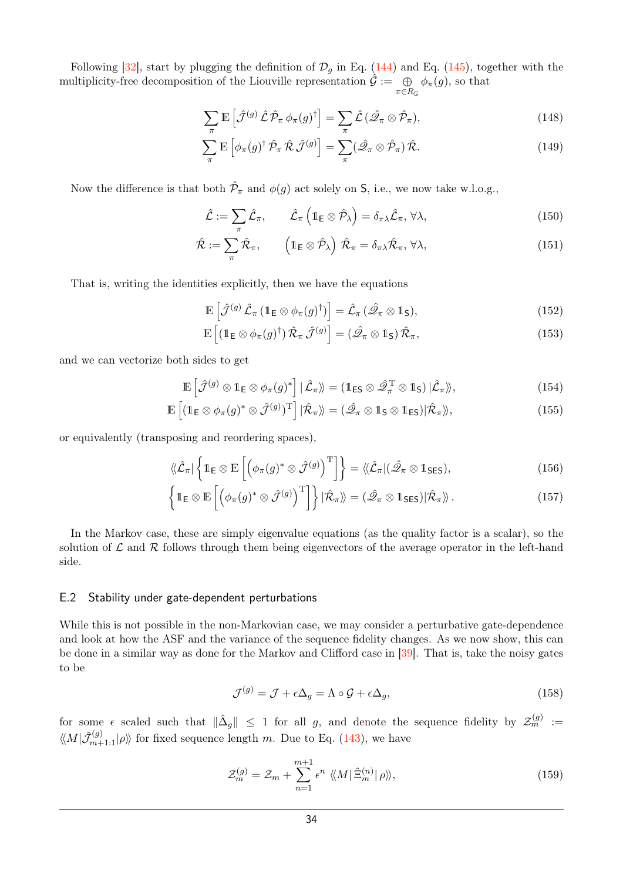Following [32], start by plugging the definition of $\mathcal{D}_g$ in Eq. (144) and Eq. (145), together with the multiplicity-free decomposition of the Liouville representation $\hat{\mathcal{G}} := \bigoplus_{\pi\in R_{\mathbb{G}}} \phi_\pi(g)$, so that

$$\sum_\pi \mathbb{E}\left[\hat{\mathcal{J}}^{(g)}\,\hat{\mathcal{L}}\,\hat{\mathcal{P}}_\pi\,\phi_\pi(g)^\dagger\right] = \sum_\pi \hat{\mathcal{L}}\,(\hat{\mathscr{Q}}_\pi\otimes\hat{\mathcal{P}}_\pi), \tag{148}$$

$$\sum_\pi \mathbb{E}\left[\phi_\pi(g)^\dagger\,\hat{\mathcal{P}}_\pi\,\hat{\mathcal{R}}\,\hat{\mathcal{J}}^{(g)}\right] = \sum_\pi (\hat{\mathscr{Q}}_\pi\otimes\hat{\mathcal{P}}_\pi)\,\hat{\mathcal{R}}. \tag{149}$$

Now the difference is that both $\hat{\mathcal{P}}_\pi$ and $\phi(g)$ act solely on $\mathsf{S}$, i.e., we now take w.l.o.g.,

$$\hat{\mathcal{L}} := \sum_\pi \hat{\mathcal{L}}_\pi, \qquad \hat{\mathcal{L}}_\pi\left(\mathbb{1}_{\mathsf{E}}\otimes\hat{\mathcal{P}}_\lambda\right) = \delta_{\pi\lambda}\hat{\mathcal{L}}_\pi,\ \forall\lambda, \tag{150}$$

$$\hat{\mathcal{R}} := \sum_\pi \hat{\mathcal{R}}_\pi, \qquad \left(\mathbb{1}_{\mathsf{E}}\otimes\hat{\mathcal{P}}_\lambda\right)\hat{\mathcal{R}}_\pi = \delta_{\pi\lambda}\hat{\mathcal{R}}_\pi,\ \forall\lambda, \tag{151}$$

That is, writing the identities explicitly, then we have the equations

$$\mathbb{E}\left[\hat{\mathcal{J}}^{(g)}\,\hat{\mathcal{L}}_\pi\,(\mathbb{1}_{\mathsf{E}}\otimes\phi_\pi(g)^\dagger)\right] = \hat{\mathcal{L}}_\pi\,(\hat{\mathscr{Q}}_\pi\otimes\mathbb{1}_{\mathsf{S}}), \tag{152}$$

$$\mathbb{E}\left[(\mathbb{1}_{\mathsf{E}}\otimes\phi_\pi(g)^\dagger)\,\hat{\mathcal{R}}_\pi\,\hat{\mathcal{J}}^{(g)}\right] = (\hat{\mathscr{Q}}_\pi\otimes\mathbb{1}_{\mathsf{S}})\,\hat{\mathcal{R}}_\pi, \tag{153}$$

and we can vectorize both sides to get

$$\mathbb{E}\left[\hat{\mathcal{J}}^{(g)}\otimes\mathbb{1}_{\mathsf{E}}\otimes\phi_\pi(g)^*\right]|\hat{\mathcal{L}}_\pi\rangle\!\rangle = (\mathbb{1}_{\mathsf{ES}}\otimes\hat{\mathscr{Q}}_\pi^{\mathrm{T}}\otimes\mathbb{1}_{\mathsf{S}})\,|\hat{\mathcal{L}}_\pi\rangle\!\rangle, \tag{154}$$

$$\mathbb{E}\left[(\mathbb{1}_{\mathsf{E}}\otimes\phi_\pi(g)^*\otimes\hat{\mathcal{J}}^{(g)})^{\mathrm{T}}\right]|\hat{\mathcal{R}}_\pi\rangle\!\rangle = (\hat{\mathscr{Q}}_\pi\otimes\mathbb{1}_{\mathsf{S}}\otimes\mathbb{1}_{\mathsf{ES}})|\hat{\mathcal{R}}_\pi\rangle\!\rangle, \tag{155}$$

or equivalently (transposing and reordering spaces),

$$\langle\!\langle\hat{\mathcal{L}}_\pi|\left\{\mathbb{1}_{\mathsf{E}}\otimes\mathbb{E}\left[\left(\phi_\pi(g)^*\otimes\hat{\mathcal{J}}^{(g)}\right)^{\mathrm{T}}\right]\right\} = \langle\!\langle\hat{\mathcal{L}}_\pi|(\hat{\mathscr{Q}}_\pi\otimes\mathbb{1}_{\mathsf{SES}}), \tag{156}$$

$$\left\{\mathbb{1}_{\mathsf{E}}\otimes\mathbb{E}\left[\left(\phi_\pi(g)^*\otimes\hat{\mathcal{J}}^{(g)}\right)^{\mathrm{T}}\right]\right\}|\hat{\mathcal{R}}_\pi\rangle\!\rangle = (\hat{\mathscr{Q}}_\pi\otimes\mathbb{1}_{\mathsf{SES}})|\hat{\mathcal{R}}_\pi\rangle\!\rangle\,. \tag{157}$$

In the Markov case, these are simply eigenvalue equations (as the quality factor is a scalar), so the solution of $\mathcal{L}$ and $\mathcal{R}$ follows through them being eigenvectors of the average operator in the left-hand side.

### E.2 Stability under gate-dependent perturbations

While this is not possible in the non-Markovian case, we may consider a perturbative gate-dependence and look at how the ASF and the variance of the sequence fidelity changes. As we now show, this can be done in a similar way as done for the Markov and Clifford case in [39]. That is, take the noisy gates to be

$$\mathcal{J}^{(g)} = \mathcal{J} + \epsilon\Delta_g = \Lambda\circ\mathcal{G} + \epsilon\Delta_g, \tag{158}$$

for some $\epsilon$ scaled such that $\|\hat{\Delta}_g\|\leq 1$ for all $g$, and denote the sequence fidelity by $\mathscr{Z}_m^{(g)} := \langle\!\langle M|\hat{\mathcal{J}}_{m+1:1}^{(g)}|\rho\rangle\!\rangle$ for fixed sequence length $m$. Due to Eq. (143), we have

$$\mathscr{Z}_m^{(g)} = \mathscr{Z}_m + \sum_{n=1}^{m+1}\epsilon^n\,\langle\!\langle M|\,\hat{\Xi}_m^{(n)}|\,\rho\rangle\!\rangle, \tag{159}$$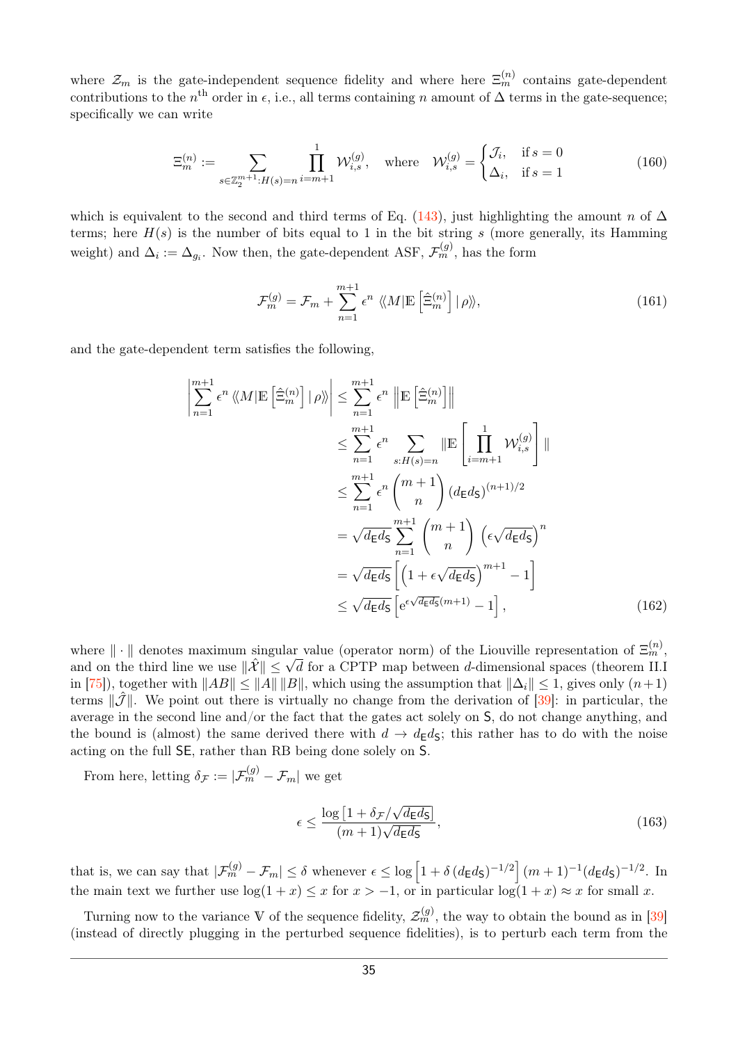where $\mathcal{Z}_m$ is the gate-independent sequence fidelity and where here $\Xi_m^{(n)}$ contains gate-dependent contributions to the $n^{\text{th}}$ order in $\epsilon$, i.e., all terms containing $n$ amount of $\Delta$ terms in the gate-sequence; specifically we can write

$$\Xi_m^{(n)} := \sum_{s\in\mathbb{Z}_2^{m+1}:H(s)=n} \prod_{i=m+1}^{1} \mathcal{W}_{i,s}^{(g)}, \quad \text{where} \quad \mathcal{W}_{i,s}^{(g)} = \begin{cases} \mathcal{J}_i, & \text{if } s=0 \\ \Delta_i, & \text{if } s=1 \end{cases} \tag{160}$$

which is equivalent to the second and third terms of Eq. (143), just highlighting the amount $n$ of $\Delta$ terms; here $H(s)$ is the number of bits equal to 1 in the bit string $s$ (more generally, its Hamming weight) and $\Delta_i := \Delta_{g_i}$. Now then, the gate-dependent ASF, $\mathcal{F}_m^{(g)}$, has the form

$$\mathcal{F}_m^{(g)} = \mathcal{F}_m + \sum_{n=1}^{m+1} \epsilon^n \, \langle\!\langle M|\mathbb{E}\left[\hat{\Xi}_m^{(n)}\right]|\,\rho\rangle\!\rangle, \tag{161}$$

and the gate-dependent term satisfies the following,

$$\begin{aligned}
\left|\sum_{n=1}^{m+1} \epsilon^n \, \langle\!\langle M|\mathbb{E}\left[\hat{\Xi}_m^{(n)}\right]|\,\rho\rangle\!\rangle\right| &\leq \sum_{n=1}^{m+1} \epsilon^n \, \left\|\mathbb{E}\left[\hat{\Xi}_m^{(n)}\right]\right\| \\
&\leq \sum_{n=1}^{m+1} \epsilon^n \sum_{s:H(s)=n} \left\|\mathbb{E}\left[\prod_{i=m+1}^{1} \mathcal{W}_{i,s}^{(g)}\right]\right\| \\
&\leq \sum_{n=1}^{m+1} \epsilon^n \binom{m+1}{n} (d_{\mathsf{E}} d_{\mathsf{S}})^{(n+1)/2} \\
&= \sqrt{d_{\mathsf{E}} d_{\mathsf{S}}} \sum_{n=1}^{m+1} \binom{m+1}{n} \left(\epsilon\sqrt{d_{\mathsf{E}} d_{\mathsf{S}}}\right)^n \\
&= \sqrt{d_{\mathsf{E}} d_{\mathsf{S}}} \left[\left(1+\epsilon\sqrt{d_{\mathsf{E}} d_{\mathsf{S}}}\right)^{m+1} - 1\right] \\
&\leq \sqrt{d_{\mathsf{E}} d_{\mathsf{S}}} \left[\mathrm{e}^{\epsilon\sqrt{d_{\mathsf{E}} d_{\mathsf{S}}}(m+1)} - 1\right],
\end{aligned} \tag{162}$$

where $\|\cdot\|$ denotes maximum singular value (operator norm) of the Liouville representation of $\Xi_m^{(n)}$, and on the third line we use $\|\hat{\mathcal{X}}\| \leq \sqrt{d}$ for a CPTP map between $d$-dimensional spaces (theorem II.I in [75]), together with $\|AB\| \leq \|A\|\,\|B\|$, which using the assumption that $\|\Delta_i\| \leq 1$, gives only $(n+1)$ terms $\|\hat{\mathcal{J}}\|$. We point out there is virtually no change from the derivation of [39]: in particular, the average in the second line and/or the fact that the gates act solely on $\mathsf{S}$, do not change anything, and the bound is (almost) the same derived there with $d \to d_{\mathsf{E}} d_{\mathsf{S}}$; this rather has to do with the noise acting on the full $\mathsf{SE}$, rather than RB being done solely on $\mathsf{S}$.

From here, letting $\delta_{\mathcal{F}} := |\mathcal{F}_m^{(g)} - \mathcal{F}_m|$ we get

$$\epsilon \leq \frac{\log\left[1+\delta_{\mathcal{F}}/\sqrt{d_{\mathsf{E}} d_{\mathsf{S}}}\right]}{(m+1)\sqrt{d_{\mathsf{E}} d_{\mathsf{S}}}}, \tag{163}$$

that is, we can say that $|\mathcal{F}_m^{(g)} - \mathcal{F}_m| \leq \delta$ whenever $\epsilon \leq \log\left[1+\delta\,(d_{\mathsf{E}} d_{\mathsf{S}})^{-1/2}\right](m+1)^{-1}(d_{\mathsf{E}} d_{\mathsf{S}})^{-1/2}$. In the main text we further use $\log(1+x) \leq x$ for $x > -1$, or in particular $\log(1+x) \approx x$ for small $x$.

Turning now to the variance $\mathbb{V}$ of the sequence fidelity, $\mathcal{Z}_m^{(g)}$, the way to obtain the bound as in [39] (instead of directly plugging in the perturbed sequence fidelities), is to perturb each term from the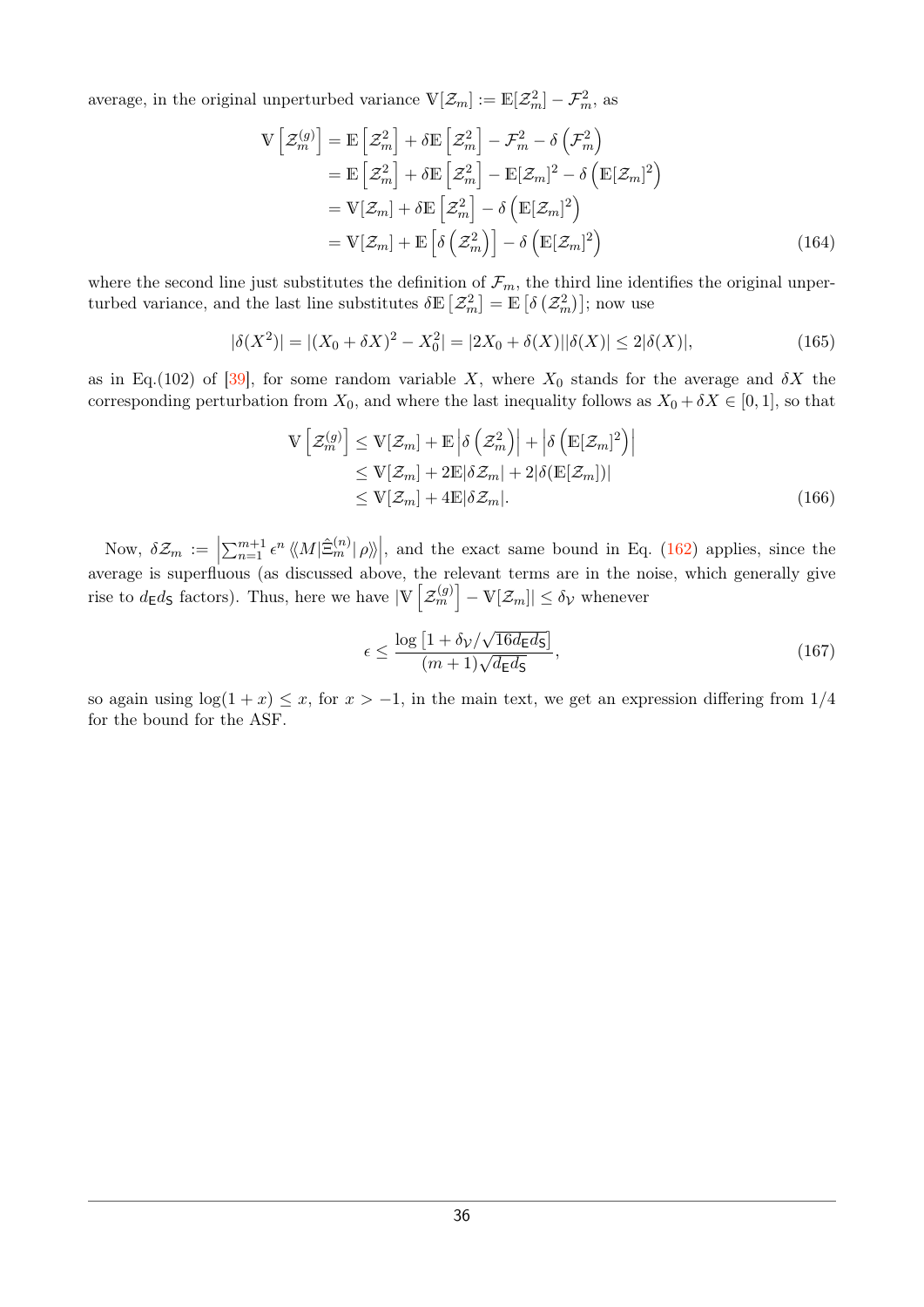average, in the original unperturbed variance $\mathbb{V}[\mathcal{Z}_m] := \mathbb{E}[\mathcal{Z}_m^2] - \mathcal{F}_m^2$, as

$$
\begin{aligned}
\mathbb{V}\left[\mathcal{Z}_m^{(g)}\right] &= \mathbb{E}\left[\mathcal{Z}_m^2\right] + \delta\mathbb{E}\left[\mathcal{Z}_m^2\right] - \mathcal{F}_m^2 - \delta\left(\mathcal{F}_m^2\right) \\
&= \mathbb{E}\left[\mathcal{Z}_m^2\right] + \delta\mathbb{E}\left[\mathcal{Z}_m^2\right] - \mathbb{E}[\mathcal{Z}_m]^2 - \delta\left(\mathbb{E}[\mathcal{Z}_m]^2\right) \\
&= \mathbb{V}[\mathcal{Z}_m] + \delta\mathbb{E}\left[\mathcal{Z}_m^2\right] - \delta\left(\mathbb{E}[\mathcal{Z}_m]^2\right) \\
&= \mathbb{V}[\mathcal{Z}_m] + \mathbb{E}\left[\delta\left(\mathcal{Z}_m^2\right)\right] - \delta\left(\mathbb{E}[\mathcal{Z}_m]^2\right)
\end{aligned} \tag{164}
$$

where the second line just substitutes the definition of $\mathcal{F}_m$, the third line identifies the original unperturbed variance, and the last line substitutes $\delta\mathbb{E}\left[\mathcal{Z}_m^2\right] = \mathbb{E}\left[\delta\left(\mathcal{Z}_m^2\right)\right]$; now use

$$
|\delta(X^2)| = |(X_0 + \delta X)^2 - X_0^2| = |2X_0 + \delta(X)||\delta(X)| \leq 2|\delta(X)|, \tag{165}
$$

as in Eq.(102) of [39], for some random variable $X$, where $X_0$ stands for the average and $\delta X$ the corresponding perturbation from $X_0$, and where the last inequality follows as $X_0 + \delta X \in [0, 1]$, so that

$$
\begin{aligned}
\mathbb{V}\left[\mathcal{Z}_m^{(g)}\right] &\leq \mathbb{V}[\mathcal{Z}_m] + \mathbb{E}\left|\delta\left(\mathcal{Z}_m^2\right)\right| + \left|\delta\left(\mathbb{E}[\mathcal{Z}_m]^2\right)\right| \\
&\leq \mathbb{V}[\mathcal{Z}_m] + 2\mathbb{E}|\delta\mathcal{Z}_m| + 2|\delta(\mathbb{E}[\mathcal{Z}_m])| \\
&\leq \mathbb{V}[\mathcal{Z}_m] + 4\mathbb{E}|\delta\mathcal{Z}_m|.
\end{aligned} \tag{166}
$$

Now, $\delta\mathcal{Z}_m := \left|\sum_{n=1}^{m+1} \epsilon^n \langle\!\langle M|\hat{\Xi}_m^{(n)}|\rho\rangle\!\rangle\right|$, and the exact same bound in Eq. (162) applies, since the average is superfluous (as discussed above, the relevant terms are in the noise, which generally give rise to $d_{\mathsf{E}}d_{\mathsf{S}}$ factors). Thus, here we have $|\mathbb{V}\left[\mathcal{Z}_m^{(g)}\right] - \mathbb{V}[\mathcal{Z}_m]| \leq \delta_{\mathcal{V}}$ whenever

$$
\epsilon \leq \frac{\log\left[1 + \delta_{\mathcal{V}}/\sqrt{16 d_{\mathsf{E}} d_{\mathsf{S}}}\right]}{(m+1)\sqrt{d_{\mathsf{E}} d_{\mathsf{S}}}}, \tag{167}
$$

so again using $\log(1 + x) \leq x$, for $x > -1$, in the main text, we get an expression differing from $1/4$ for the bound for the ASF.